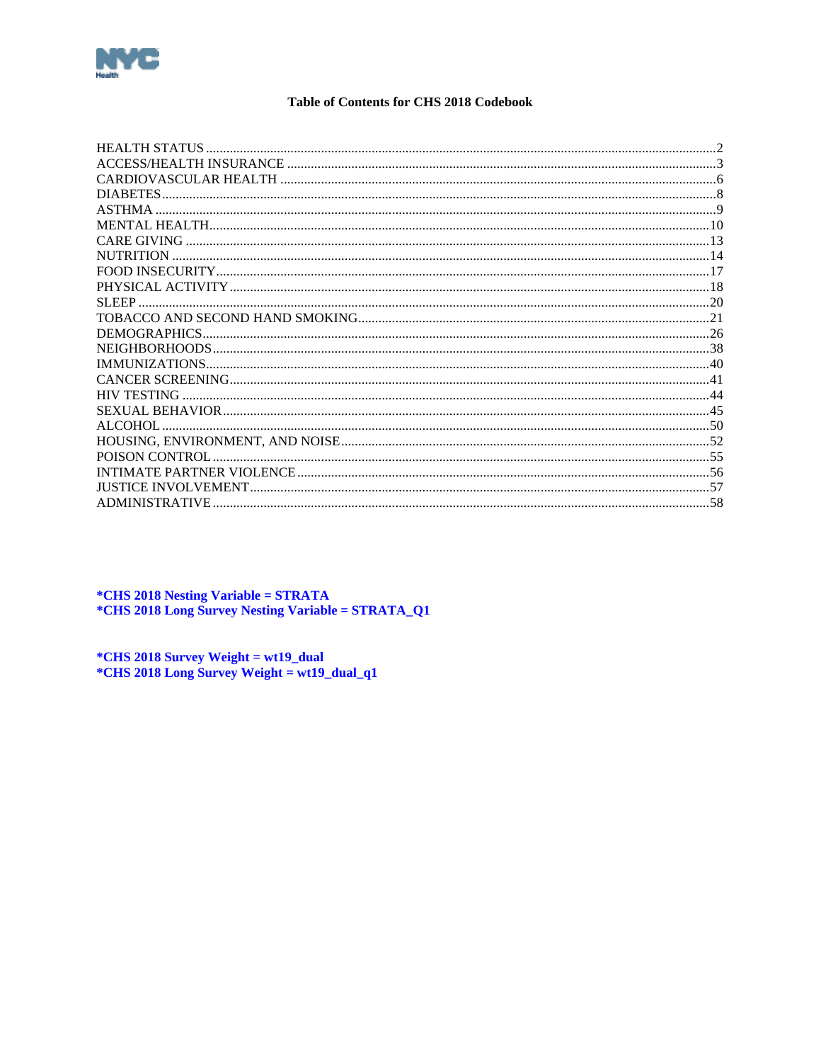# Table of Contents for CHS 2018 Codebook

| Section | Page |
|---|---|
| HEALTH STATUS | 2 |
| ACCESS/HEALTH INSURANCE | 3 |
| CARDIOVASCULAR HEALTH | 6 |
| DIABETES | 8 |
| ASTHMA | 9 |
| MENTAL HEALTH | 10 |
| CARE GIVING | 13 |
| NUTRITION | 14 |
| FOOD INSECURITY | 17 |
| PHYSICAL ACTIVITY | 18 |
| SLEEP | 20 |
| TOBACCO AND SECOND HAND SMOKING | 21 |
| DEMOGRAPHICS | 26 |
| NEIGHBORHOODS | 38 |
| IMMUNIZATIONS | 40 |
| CANCER SCREENING | 41 |
| HIV TESTING | 44 |
| SEXUAL BEHAVIOR | 45 |
| ALCOHOL | 50 |
| HOUSING, ENVIRONMENT, AND NOISE | 52 |
| POISON CONTROL | 55 |
| INTIMATE PARTNER VIOLENCE | 56 |
| JUSTICE INVOLVEMENT | 57 |
| ADMINISTRATIVE | 58 |

**\*CHS 2018 Nesting Variable = STRATA**
**\*CHS 2018 Long Survey Nesting Variable = STRATA_Q1**

**\*CHS 2018 Survey Weight = wt19_dual**
**\*CHS 2018 Long Survey Weight = wt19_dual_q1**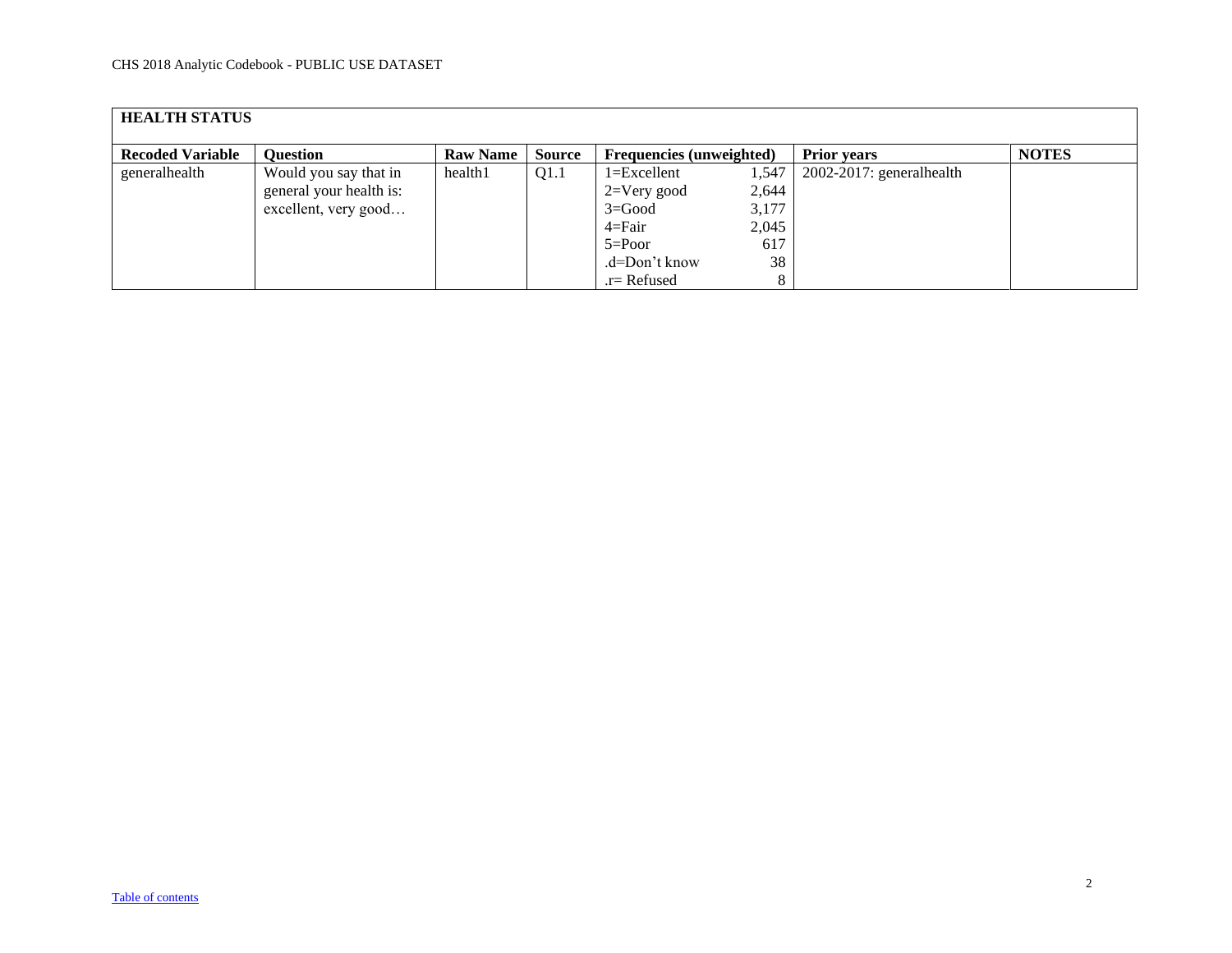| HEALTH STATUS | | | | | | | |
|---|---|---|---|---|---|---|---|
| **Recoded Variable** | **Question** | **Raw Name** | **Source** | **Frequencies (unweighted)** | | **Prior years** | **NOTES** |
| generalhealth | Would you say that in general your health is: excellent, very good… | health1 | Q1.1 | 1=Excellent<br>2=Very good<br>3=Good<br>4=Fair<br>5=Poor<br>.d=Don't know<br>.r= Refused | 1,547<br>2,644<br>3,177<br>2,045<br>617<br>38<br>8 | 2002-2017: generalhealth | |

[Table of contents]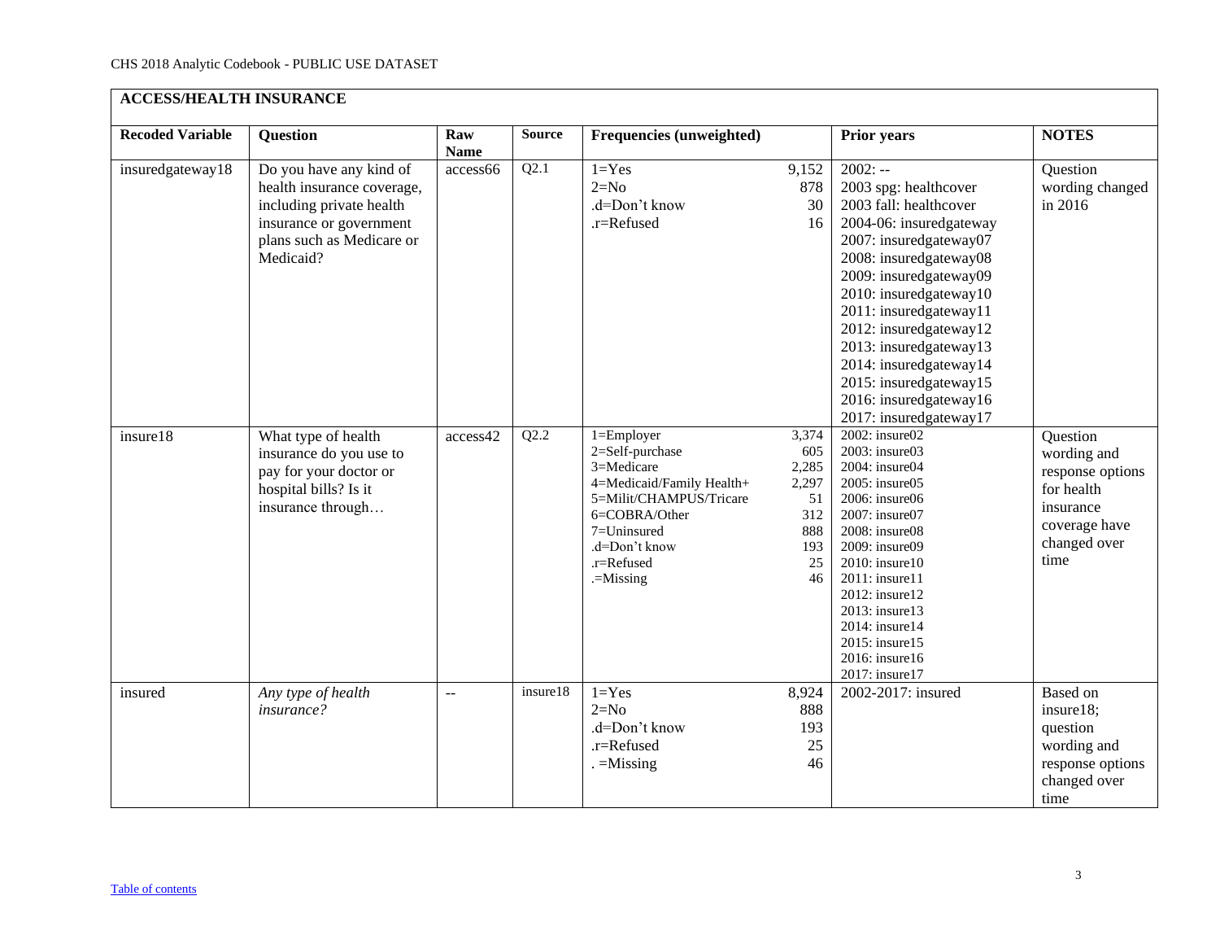| ACCESS/HEALTH INSURANCE | | | | | | | |
|---|---|---|---|---|---|---|---|
| **Recoded Variable** | **Question** | **Raw Name** | **Source** | **Frequencies (unweighted)** | | **Prior years** | **NOTES** |
| insuredgateway18 | Do you have any kind of health insurance coverage, including private health insurance or government plans such as Medicare or Medicaid? | access66 | Q2.1 | 1=Yes<br>2=No<br>.d=Don't know<br>.r=Refused | 9,152<br>878<br>30<br>16 | 2002: --<br>2003 spg: healthcover<br>2003 fall: healthcover<br>2004-06: insuredgateway<br>2007: insuredgateway07<br>2008: insuredgateway08<br>2009: insuredgateway09<br>2010: insuredgateway10<br>2011: insuredgateway11<br>2012: insuredgateway12<br>2013: insuredgateway13<br>2014: insuredgateway14<br>2015: insuredgateway15<br>2016: insuredgateway16<br>2017: insuredgateway17 | Question wording changed in 2016 |
| insure18 | What type of health insurance do you use to pay for your doctor or hospital bills? Is it insurance through… | access42 | Q2.2 | 1=Employer<br>2=Self-purchase<br>3=Medicare<br>4=Medicaid/Family Health+<br>5=Milit/CHAMPUS/Tricare<br>6=COBRA/Other<br>7=Uninsured<br>.d=Don't know<br>.r=Refused<br>.=Missing | 3,374<br>605<br>2,285<br>2,297<br>51<br>312<br>888<br>193<br>25<br>46 | 2002: insure02<br>2003: insure03<br>2004: insure04<br>2005: insure05<br>2006: insure06<br>2007: insure07<br>2008: insure08<br>2009: insure09<br>2010: insure10<br>2011: insure11<br>2012: insure12<br>2013: insure13<br>2014: insure14<br>2015: insure15<br>2016: insure16<br>2017: insure17 | Question wording and response options for health insurance coverage have changed over time |
| insured | *Any type of health insurance?* | -- | insure18 | 1=Yes<br>2=No<br>.d=Don't know<br>.r=Refused<br>. =Missing | 8,924<br>888<br>193<br>25<br>46 | 2002-2017: insured | Based on insure18; question wording and response options changed over time |

Table of contents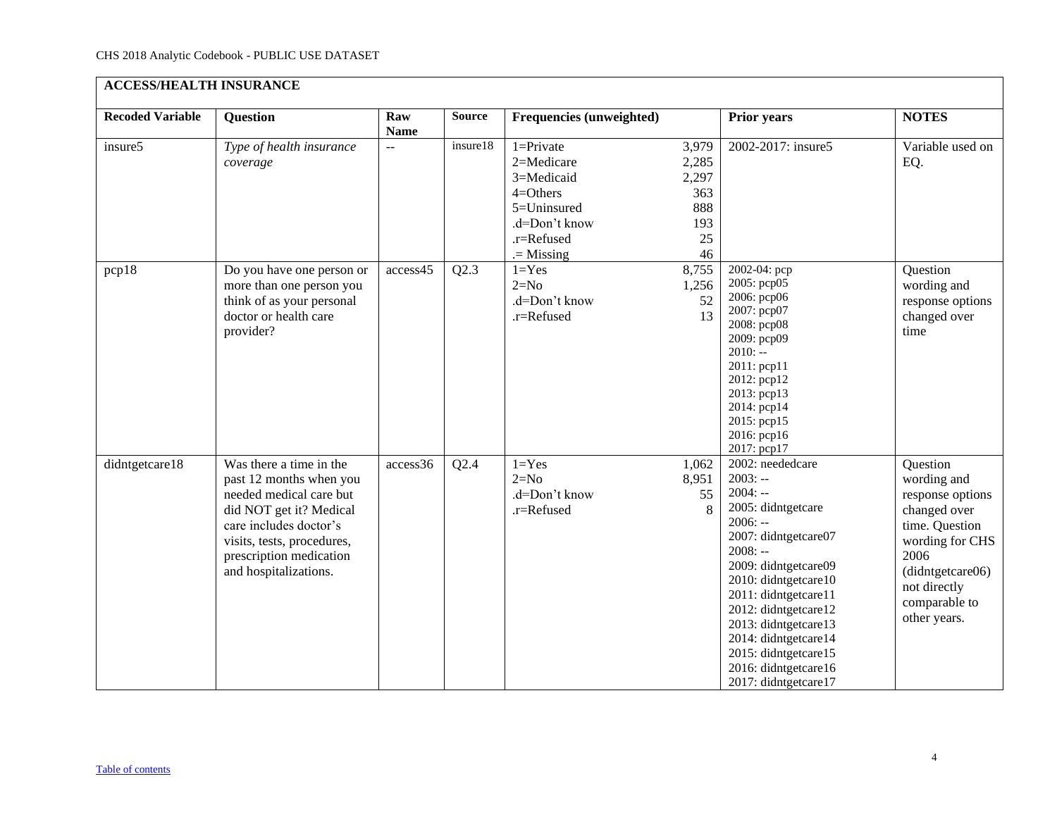## ACCESS/HEALTH INSURANCE

| Recoded Variable | Question | Raw Name | Source | Frequencies (unweighted) | | Prior years | NOTES |
|---|---|---|---|---|---|---|---|
| insure5 | *Type of health insurance coverage* | -- | insure18 | 1=Private<br>2=Medicare<br>3=Medicaid<br>4=Others<br>5=Uninsured<br>.d=Don't know<br>.r=Refused<br>.= Missing | 3,979<br>2,285<br>2,297<br>363<br>888<br>193<br>25<br>46 | 2002-2017: insure5 | Variable used on EQ. |
| pcp18 | Do you have one person or more than one person you think of as your personal doctor or health care provider? | access45 | Q2.3 | 1=Yes<br>2=No<br>.d=Don't know<br>.r=Refused | 8,755<br>1,256<br>52<br>13 | 2002-04: pcp<br>2005: pcp05<br>2006: pcp06<br>2007: pcp07<br>2008: pcp08<br>2009: pcp09<br>2010: --<br>2011: pcp11<br>2012: pcp12<br>2013: pcp13<br>2014: pcp14<br>2015: pcp15<br>2016: pcp16<br>2017: pcp17 | Question wording and response options changed over time |
| didntgetcare18 | Was there a time in the past 12 months when you needed medical care but did NOT get it? Medical care includes doctor's visits, tests, procedures, prescription medication and hospitalizations. | access36 | Q2.4 | 1=Yes<br>2=No<br>.d=Don't know<br>.r=Refused | 1,062<br>8,951<br>55<br>8 | 2002: neededcare<br>2003: --<br>2004: --<br>2005: didntgetcare<br>2006: --<br>2007: didntgetcare07<br>2008: --<br>2009: didntgetcare09<br>2010: didntgetcare10<br>2011: didntgetcare11<br>2012: didntgetcare12<br>2013: didntgetcare13<br>2014: didntgetcare14<br>2015: didntgetcare15<br>2016: didntgetcare16<br>2017: didntgetcare17 | Question wording and response options changed over time. Question wording for CHS 2006 (didntgetcare06) not directly comparable to other years. |

Table of contents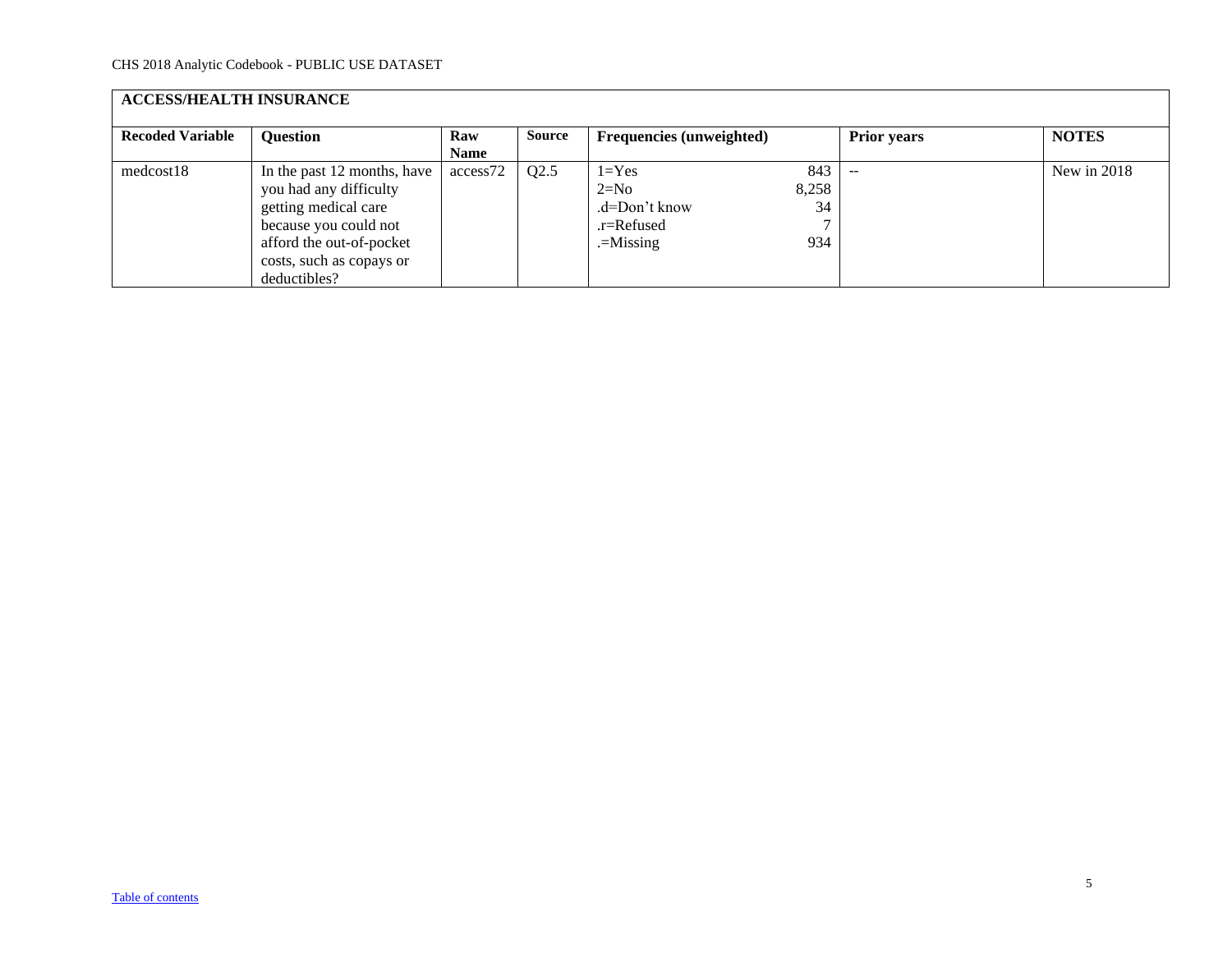**ACCESS/HEALTH INSURANCE**

| Recoded Variable | Question | Raw Name | Source | Frequencies (unweighted) | | Prior years | NOTES |
|---|---|---|---|---|---|---|---|
| medcost18 | In the past 12 months, have you had any difficulty getting medical care because you could not afford the out-of-pocket costs, such as copays or deductibles? | access72 | Q2.5 | 1=Yes<br>2=No<br>.d=Don't know<br>.r=Refused<br>.=Missing | 843<br>8,258<br>34<br>7<br>934 | -- | New in 2018 |

[Table of contents]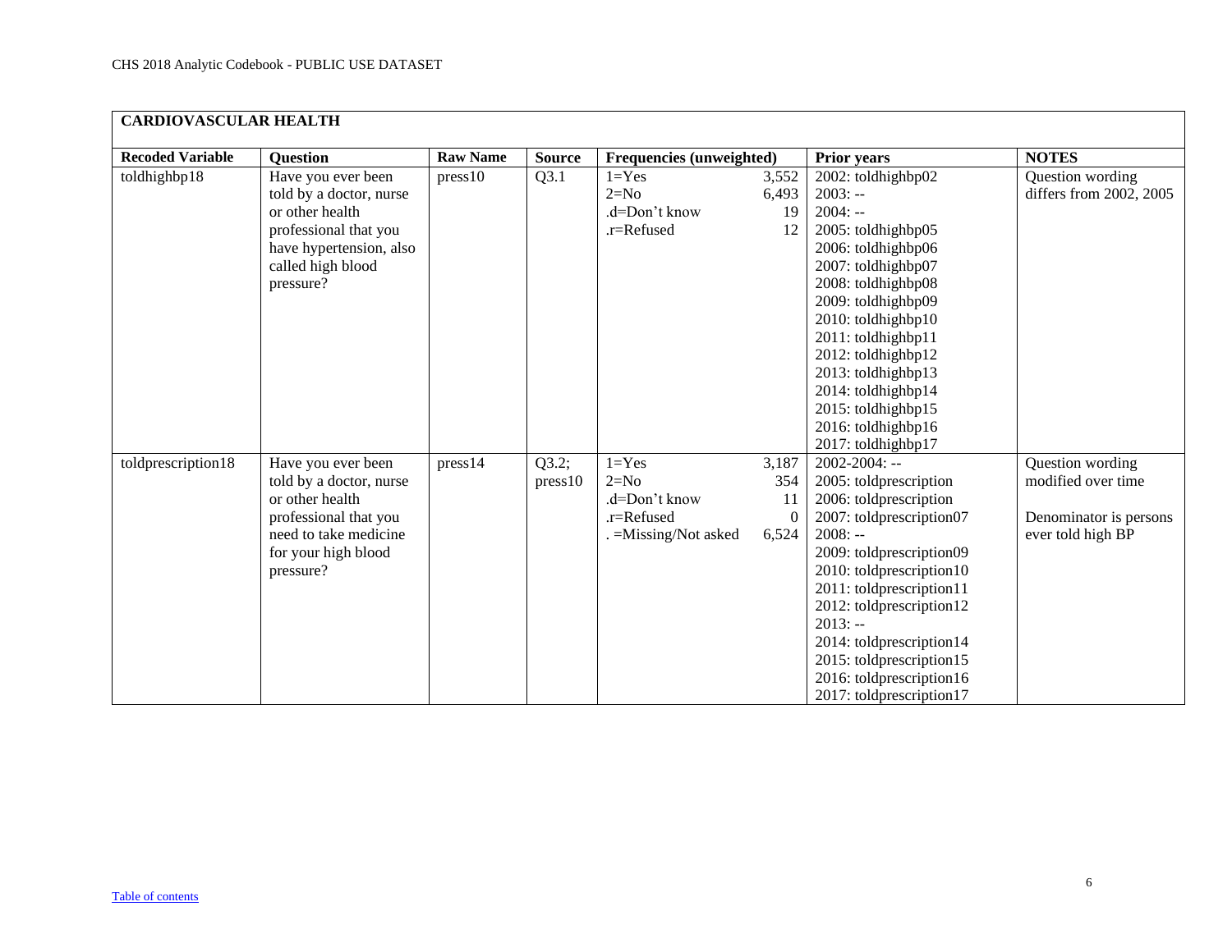**CARDIOVASCULAR HEALTH**

| Recoded Variable | Question | Raw Name | Source | Frequencies (unweighted) | | Prior years | NOTES |
|---|---|---|---|---|---|---|---|
| toldhighbp18 | Have you ever been told by a doctor, nurse or other health professional that you have hypertension, also called high blood pressure? | press10 | Q3.1 | 1=Yes<br>2=No<br>.d=Don't know<br>.r=Refused | 3,552<br>6,493<br>19<br>12 | 2002: toldhighbp02<br>2003: --<br>2004: --<br>2005: toldhighbp05<br>2006: toldhighbp06<br>2007: toldhighbp07<br>2008: toldhighbp08<br>2009: toldhighbp09<br>2010: toldhighbp10<br>2011: toldhighbp11<br>2012: toldhighbp12<br>2013: toldhighbp13<br>2014: toldhighbp14<br>2015: toldhighbp15<br>2016: toldhighbp16<br>2017: toldhighbp17 | Question wording differs from 2002, 2005 |
| toldprescription18 | Have you ever been told by a doctor, nurse or other health professional that you need to take medicine for your high blood pressure? | press14 | Q3.2; press10 | 1=Yes<br>2=No<br>.d=Don't know<br>.r=Refused<br>. =Missing/Not asked | 3,187<br>354<br>11<br>0<br>6,524 | 2002-2004: --<br>2005: toldprescription<br>2006: toldprescription<br>2007: toldprescription07<br>2008: --<br>2009: toldprescription09<br>2010: toldprescription10<br>2011: toldprescription11<br>2012: toldprescription12<br>2013: --<br>2014: toldprescription14<br>2015: toldprescription15<br>2016: toldprescription16<br>2017: toldprescription17 | Question wording modified over time<br><br>Denominator is persons ever told high BP |

[Table of contents]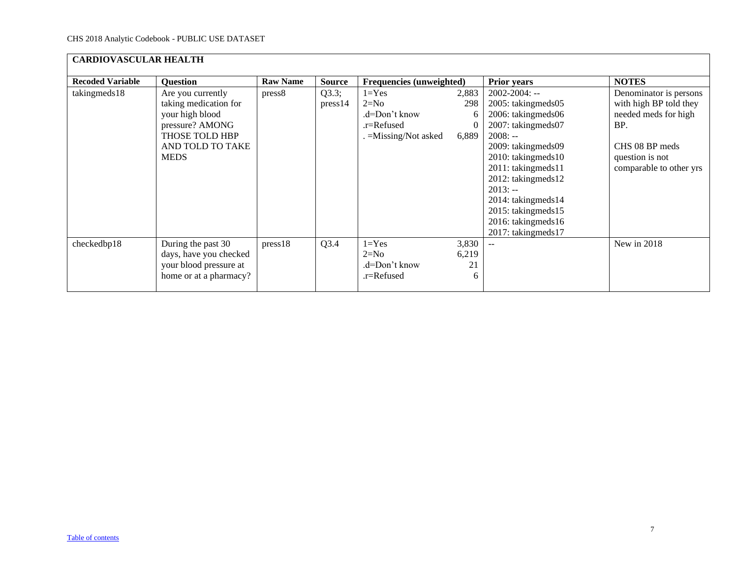## CARDIOVASCULAR HEALTH

| Recoded Variable | Question | Raw Name | Source | Frequencies (unweighted) | Prior years | NOTES |
|---|---|---|---|---|---|---|
| takingmeds18 | Are you currently taking medication for your high blood pressure? AMONG THOSE TOLD HBP AND TOLD TO TAKE MEDS | press8 | Q3.3; press14 | 1=Yes 2,883<br>2=No 298<br>.d=Don't know 6<br>.r=Refused 0<br>. =Missing/Not asked 6,889 | 2002-2004: --<br>2005: takingmeds05<br>2006: takingmeds06<br>2007: takingmeds07<br>2008: --<br>2009: takingmeds09<br>2010: takingmeds10<br>2011: takingmeds11<br>2012: takingmeds12<br>2013: --<br>2014: takingmeds14<br>2015: takingmeds15<br>2016: takingmeds16<br>2017: takingmeds17 | Denominator is persons with high BP told they needed meds for high BP.<br><br>CHS 08 BP meds question is not comparable to other yrs |
| checkedbp18 | During the past 30 days, have you checked your blood pressure at home or at a pharmacy? | press18 | Q3.4 | 1=Yes 3,830<br>2=No 6,219<br>.d=Don't know 21<br>.r=Refused 6 | -- | New in 2018 |

Table of contents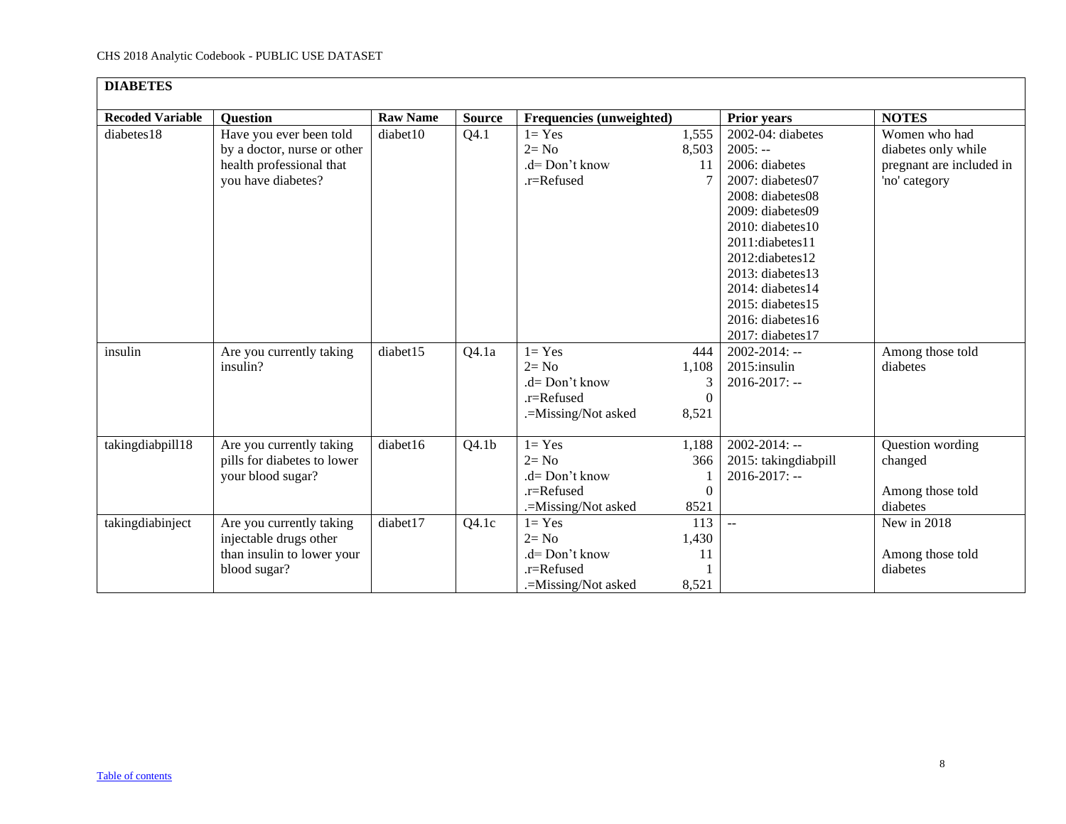## DIABETES

| Recoded Variable | Question | Raw Name | Source | Frequencies (unweighted) | | Prior years | NOTES |
|---|---|---|---|---|---|---|---|
| diabetes18 | Have you ever been told by a doctor, nurse or other health professional that you have diabetes? | diabet10 | Q4.1 | 1= Yes<br>2= No<br>.d= Don't know<br>.r=Refused | 1,555<br>8,503<br>11<br>7 | 2002-04: diabetes<br>2005: --<br>2006: diabetes<br>2007: diabetes07<br>2008: diabetes08<br>2009: diabetes09<br>2010: diabetes10<br>2011:diabetes11<br>2012:diabetes12<br>2013: diabetes13<br>2014: diabetes14<br>2015: diabetes15<br>2016: diabetes16<br>2017: diabetes17 | Women who had diabetes only while pregnant are included in 'no' category |
| insulin | Are you currently taking insulin? | diabet15 | Q4.1a | 1= Yes<br>2= No<br>.d= Don't know<br>.r=Refused<br>.=Missing/Not asked | 444<br>1,108<br>3<br>0<br>8,521 | 2002-2014: --<br>2015:insulin<br>2016-2017: -- | Among those told diabetes |
| takingdiabpill18 | Are you currently taking pills for diabetes to lower your blood sugar? | diabet16 | Q4.1b | 1= Yes<br>2= No<br>.d= Don't know<br>.r=Refused<br>.=Missing/Not asked | 1,188<br>366<br>1<br>0<br>8521 | 2002-2014: --<br>2015: takingdiabpill<br>2016-2017: -- | Question wording changed<br><br>Among those told diabetes |
| takingdiabinject | Are you currently taking injectable drugs other than insulin to lower your blood sugar? | diabet17 | Q4.1c | 1= Yes<br>2= No<br>.d= Don't know<br>.r=Refused<br>.=Missing/Not asked | 113<br>1,430<br>11<br>1<br>8,521 | -- | New in 2018<br><br>Among those told diabetes |

Table of contents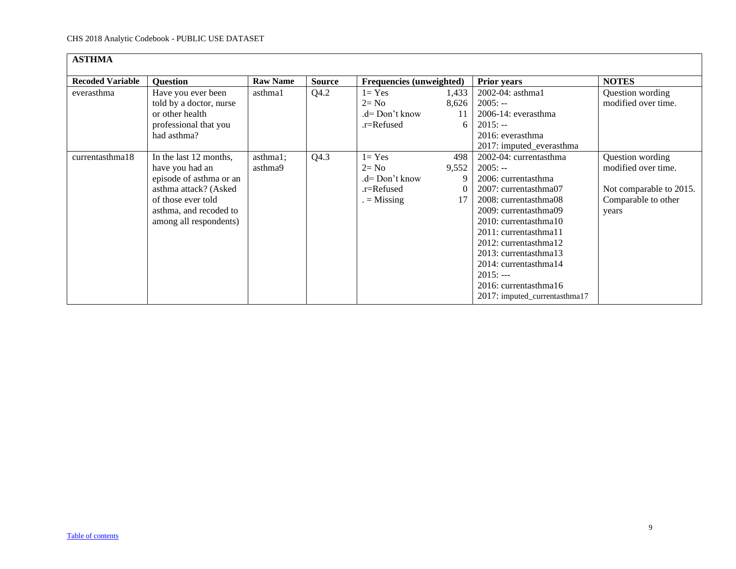## ASTHMA

| Recoded Variable | Question | Raw Name | Source | Frequencies (unweighted) | Prior years | NOTES |
|---|---|---|---|---|---|---|
| everasthma | Have you ever been told by a doctor, nurse or other health professional that you had asthma? | asthma1 | Q4.2 | 1= Yes 1,433<br>2= No 8,626<br>.d= Don't know 11<br>.r=Refused 6 | 2002-04: asthma1<br>2005: --<br>2006-14: everasthma<br>2015: --<br>2016: everasthma<br>2017: imputed_everasthma | Question wording modified over time. |
| currentasthma18 | In the last 12 months, have you had an episode of asthma or an asthma attack? (Asked of those ever told asthma, and recoded to among all respondents) | asthma1; asthma9 | Q4.3 | 1= Yes 498<br>2= No 9,552<br>.d= Don't know 9<br>.r=Refused 0<br>. = Missing 17 | 2002-04: currentasthma<br>2005: --<br>2006: currentasthma<br>2007: currentasthma07<br>2008: currentasthma08<br>2009: currentasthma09<br>2010: currentasthma10<br>2011: currentasthma11<br>2012: currentasthma12<br>2013: currentasthma13<br>2014: currentasthma14<br>2015: ---<br>2016: currentasthma16<br>2017: imputed_currentasthma17 | Question wording modified over time.<br><br>Not comparable to 2015. Comparable to other years |

Table of contents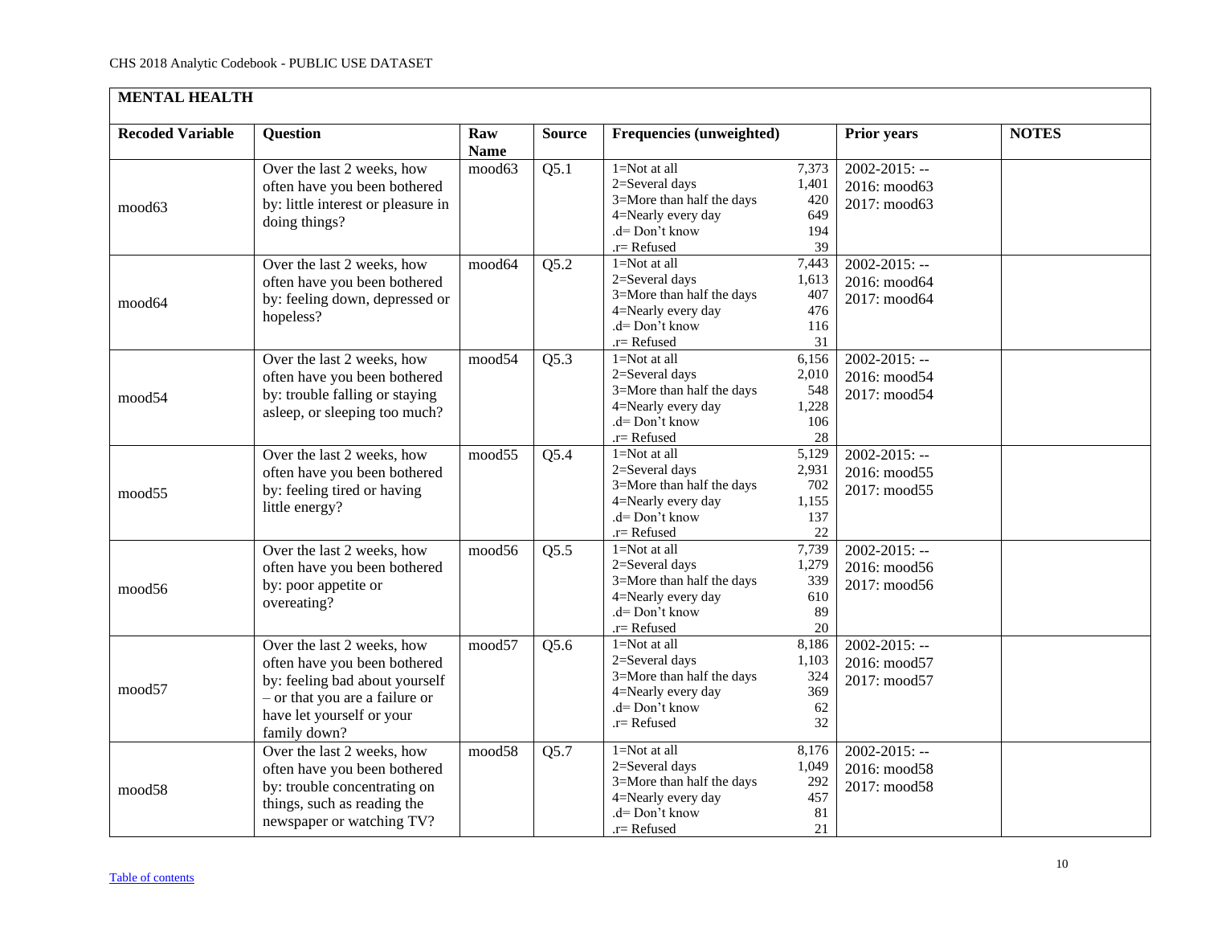| MENTAL HEALTH | | | | | | |
|---|---|---|---|---|---|---|
| **Recoded Variable** | **Question** | **Raw Name** | **Source** | **Frequencies (unweighted)** | **Prior years** | **NOTES** |
| mood63 | Over the last 2 weeks, how often have you been bothered by: little interest or pleasure in doing things? | mood63 | Q5.1 | 1=Not at all 7,373<br>2=Several days 1,401<br>3=More than half the days 420<br>4=Nearly every day 649<br>.d= Don't know 194<br>.r= Refused 39 | 2002-2015: --<br>2016: mood63<br>2017: mood63 | |
| mood64 | Over the last 2 weeks, how often have you been bothered by: feeling down, depressed or hopeless? | mood64 | Q5.2 | 1=Not at all 7,443<br>2=Several days 1,613<br>3=More than half the days 407<br>4=Nearly every day 476<br>.d= Don't know 116<br>.r= Refused 31 | 2002-2015: --<br>2016: mood64<br>2017: mood64 | |
| mood54 | Over the last 2 weeks, how often have you been bothered by: trouble falling or staying asleep, or sleeping too much? | mood54 | Q5.3 | 1=Not at all 6,156<br>2=Several days 2,010<br>3=More than half the days 548<br>4=Nearly every day 1,228<br>.d= Don't know 106<br>.r= Refused 28 | 2002-2015: --<br>2016: mood54<br>2017: mood54 | |
| mood55 | Over the last 2 weeks, how often have you been bothered by: feeling tired or having little energy? | mood55 | Q5.4 | 1=Not at all 5,129<br>2=Several days 2,931<br>3=More than half the days 702<br>4=Nearly every day 1,155<br>.d= Don't know 137<br>.r= Refused 22 | 2002-2015: --<br>2016: mood55<br>2017: mood55 | |
| mood56 | Over the last 2 weeks, how often have you been bothered by: poor appetite or overeating? | mood56 | Q5.5 | 1=Not at all 7,739<br>2=Several days 1,279<br>3=More than half the days 339<br>4=Nearly every day 610<br>.d= Don't know 89<br>.r= Refused 20 | 2002-2015: --<br>2016: mood56<br>2017: mood56 | |
| mood57 | Over the last 2 weeks, how often have you been bothered by: feeling bad about yourself – or that you are a failure or have let yourself or your family down? | mood57 | Q5.6 | 1=Not at all 8,186<br>2=Several days 1,103<br>3=More than half the days 324<br>4=Nearly every day 369<br>.d= Don't know 62<br>.r= Refused 32 | 2002-2015: --<br>2016: mood57<br>2017: mood57 | |
| mood58 | Over the last 2 weeks, how often have you been bothered by: trouble concentrating on things, such as reading the newspaper or watching TV? | mood58 | Q5.7 | 1=Not at all 8,176<br>2=Several days 1,049<br>3=More than half the days 292<br>4=Nearly every day 457<br>.d= Don't know 81<br>.r= Refused 21 | 2002-2015: --<br>2016: mood58<br>2017: mood58 | |

Table of contents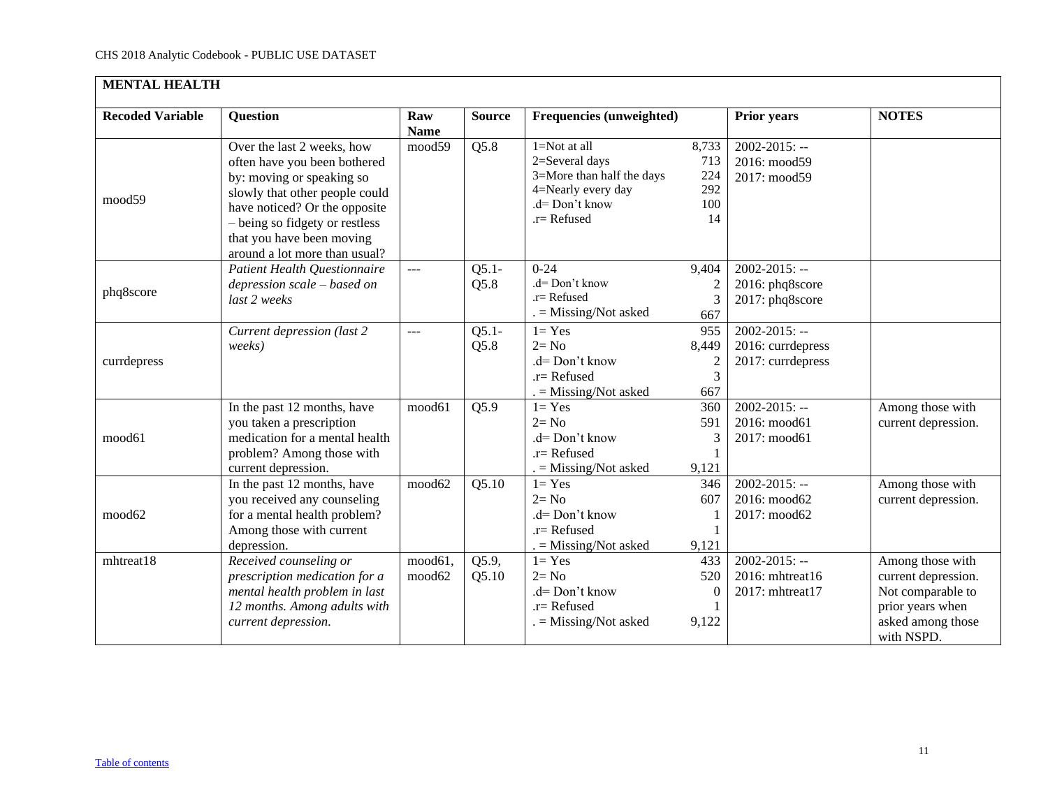CHS 2018 Analytic Codebook - PUBLIC USE DATASET

| MENTAL HEALTH | | | | | | |
|---|---|---|---|---|---|---|
| **Recoded Variable** | **Question** | **Raw Name** | **Source** | **Frequencies (unweighted)** | **Prior years** | **NOTES** |
| mood59 | Over the last 2 weeks, how often have you been bothered by: moving or speaking so slowly that other people could have noticed? Or the opposite – being so fidgety or restless that you have been moving around a lot more than usual? | mood59 | Q5.8 | 1=Not at all 8,733<br>2=Several days 713<br>3=More than half the days 224<br>4=Nearly every day 292<br>.d= Don't know 100<br>.r= Refused 14 | 2002-2015: --<br>2016: mood59<br>2017: mood59 | |
| phq8score | *Patient Health Questionnaire depression scale – based on last 2 weeks* | --- | Q5.1-Q5.8 | 0-24 9,404<br>.d= Don't know 2<br>.r= Refused 3<br>. = Missing/Not asked 667 | 2002-2015: --<br>2016: phq8score<br>2017: phq8score | |
| currdepress | *Current depression (last 2 weeks)* | --- | Q5.1-Q5.8 | 1= Yes 955<br>2= No 8,449<br>.d= Don't know 2<br>.r= Refused 3<br>. = Missing/Not asked 667 | 2002-2015: --<br>2016: currdepress<br>2017: currdepress | |
| mood61 | In the past 12 months, have you taken a prescription medication for a mental health problem? Among those with current depression. | mood61 | Q5.9 | 1= Yes 360<br>2= No 591<br>.d= Don't know 3<br>.r= Refused 1<br>. = Missing/Not asked 9,121 | 2002-2015: --<br>2016: mood61<br>2017: mood61 | Among those with current depression. |
| mood62 | In the past 12 months, have you received any counseling for a mental health problem? Among those with current depression. | mood62 | Q5.10 | 1= Yes 346<br>2= No 607<br>.d= Don't know 1<br>.r= Refused 1<br>. = Missing/Not asked 9,121 | 2002-2015: --<br>2016: mood62<br>2017: mood62 | Among those with current depression. |
| mhtreat18 | *Received counseling or prescription medication for a mental health problem in last 12 months. Among adults with current depression.* | mood61, mood62 | Q5.9, Q5.10 | 1= Yes 433<br>2= No 520<br>.d= Don't know 0<br>.r= Refused 1<br>. = Missing/Not asked 9,122 | 2002-2015: --<br>2016: mhtreat16<br>2017: mhtreat17 | Among those with current depression. Not comparable to prior years when asked among those with NSPD. |

[Table of contents](#)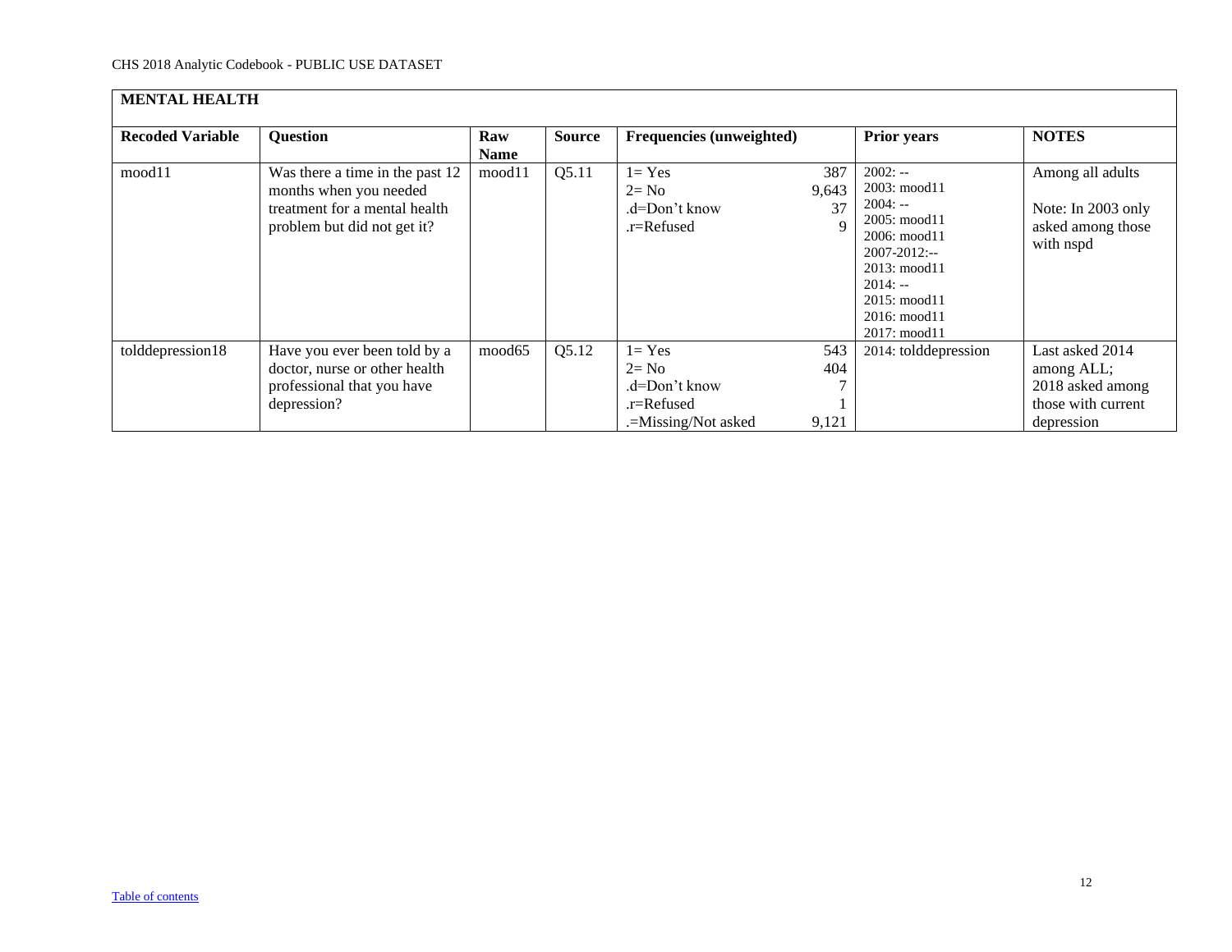**MENTAL HEALTH**

| Recoded Variable | Question | Raw Name | Source | Frequencies (unweighted) | | Prior years | NOTES |
|---|---|---|---|---|---|---|---|
| mood11 | Was there a time in the past 12 months when you needed treatment for a mental health problem but did not get it? | mood11 | Q5.11 | 1= Yes<br>2= No<br>.d=Don't know<br>.r=Refused | 387<br>9,643<br>37<br>9 | 2002: --<br>2003: mood11<br>2004: --<br>2005: mood11<br>2006: mood11<br>2007-2012:--<br>2013: mood11<br>2014: --<br>2015: mood11<br>2016: mood11<br>2017: mood11 | Among all adults<br><br>Note: In 2003 only asked among those with nspd |
| tolddepression18 | Have you ever been told by a doctor, nurse or other health professional that you have depression? | mood65 | Q5.12 | 1= Yes<br>2= No<br>.d=Don't know<br>.r=Refused<br>.=Missing/Not asked | 543<br>404<br>7<br>1<br>9,121 | 2014: tolddepression | Last asked 2014 among ALL;<br>2018 asked among those with current depression |

[Table of contents](#)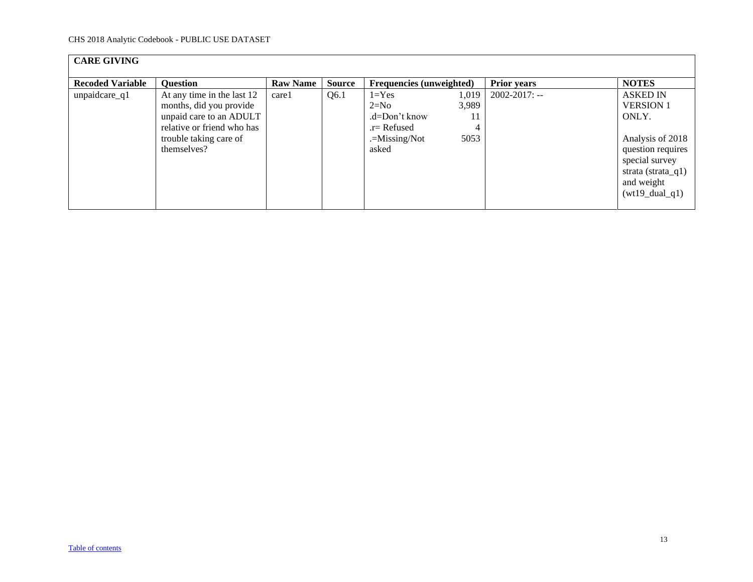## CARE GIVING

| Recoded Variable | Question | Raw Name | Source | Frequencies (unweighted) | | Prior years | NOTES |
|---|---|---|---|---|---|---|---|
| unpaidcare_q1 | At any time in the last 12 months, did you provide unpaid care to an ADULT relative or friend who has trouble taking care of themselves? | care1 | Q6.1 | 1=Yes<br>2=No<br>.d=Don't know<br>.r= Refused<br>.=Missing/Not asked | 1,019<br>3,989<br>11<br>4<br>5053 | 2002-2017: -- | ASKED IN VERSION 1 ONLY.<br><br>Analysis of 2018 question requires special survey strata (strata_q1) and weight (wt19_dual_q1) |

Table of contents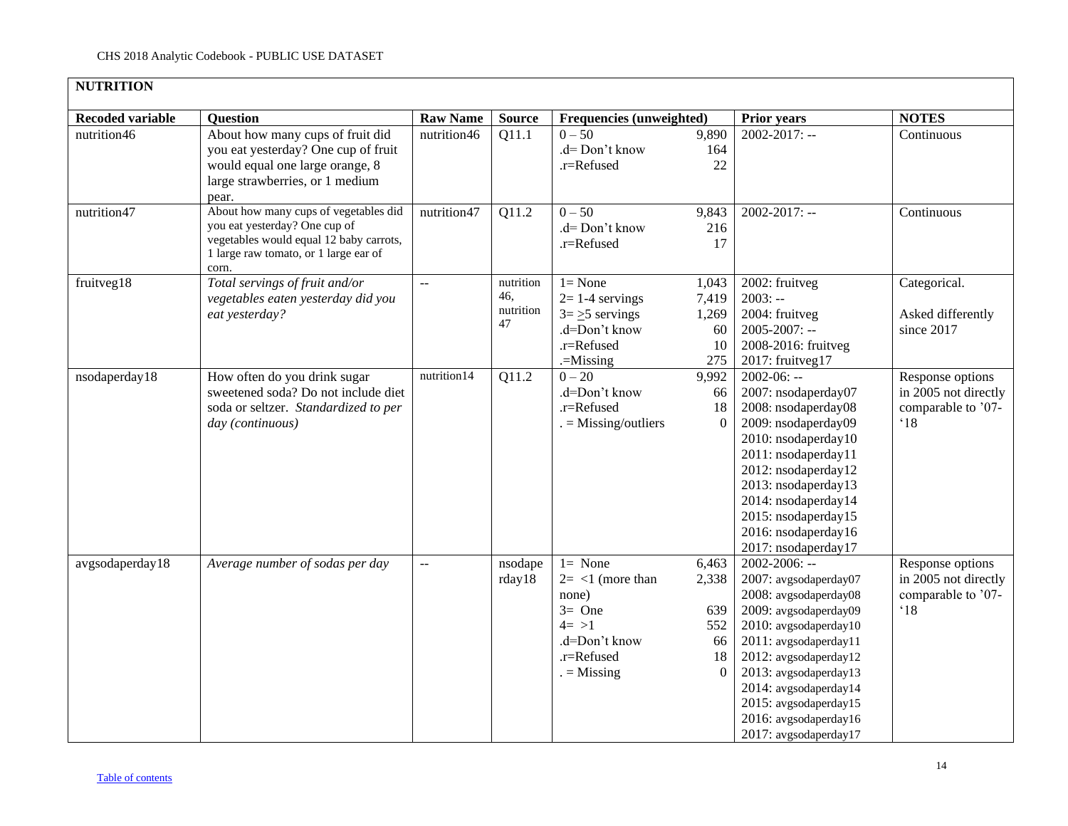**NUTRITION**

| Recoded variable | Question | Raw Name | Source | Frequencies (unweighted) | | Prior years | NOTES |
|---|---|---|---|---|---|---|---|
| nutrition46 | About how many cups of fruit did you eat yesterday? One cup of fruit would equal one large orange, 8 large strawberries, or 1 medium pear. | nutrition46 | Q11.1 | 0 – 50<br>.d= Don't know<br>.r=Refused | 9,890<br>164<br>22 | 2002-2017: -- | Continuous |
| nutrition47 | About how many cups of vegetables did you eat yesterday? One cup of vegetables would equal 12 baby carrots, 1 large raw tomato, or 1 large ear of corn. | nutrition47 | Q11.2 | 0 – 50<br>.d= Don't know<br>.r=Refused | 9,843<br>216<br>17 | 2002-2017: -- | Continuous |
| fruitveg18 | *Total servings of fruit and/or vegetables eaten yesterday did you eat yesterday?* | -- | nutrition 46, nutrition 47 | 1= None<br>2= 1-4 servings<br>3= ≥5 servings<br>.d=Don't know<br>.r=Refused<br>.=Missing | 1,043<br>7,419<br>1,269<br>60<br>10<br>275 | 2002: fruitveg<br>2003: --<br>2004: fruitveg<br>2005-2007: --<br>2008-2016: fruitveg<br>2017: fruitveg17 | Categorical.<br><br>Asked differently since 2017 |
| nsodaperday18 | How often do you drink sugar sweetened soda? Do not include diet soda or seltzer. *Standardized to per day (continuous)* | nutrition14 | Q11.2 | 0 – 20<br>.d=Don't know<br>.r=Refused<br>. = Missing/outliers | 9,992<br>66<br>18<br>0 | 2002-06: --<br>2007: nsodaperday07<br>2008: nsodaperday08<br>2009: nsodaperday09<br>2010: nsodaperday10<br>2011: nsodaperday11<br>2012: nsodaperday12<br>2013: nsodaperday13<br>2014: nsodaperday14<br>2015: nsodaperday15<br>2016: nsodaperday16<br>2017: nsodaperday17 | Response options in 2005 not directly comparable to '07-'18 |
| avgsodaperday18 | *Average number of sodas per day* | -- | nsodaperday18 | 1= None<br>2= <1 (more than none)<br>3= One<br>4= >1<br>.d=Don't know<br>.r=Refused<br>. = Missing | 6,463<br>2,338<br><br>639<br>552<br>66<br>18<br>0 | 2002-2006: --<br>2007: avgsodaperday07<br>2008: avgsodaperday08<br>2009: avgsodaperday09<br>2010: avgsodaperday10<br>2011: avgsodaperday11<br>2012: avgsodaperday12<br>2013: avgsodaperday13<br>2014: avgsodaperday14<br>2015: avgsodaperday15<br>2016: avgsodaperday16<br>2017: avgsodaperday17 | Response options in 2005 not directly comparable to '07-'18 |

Table of contents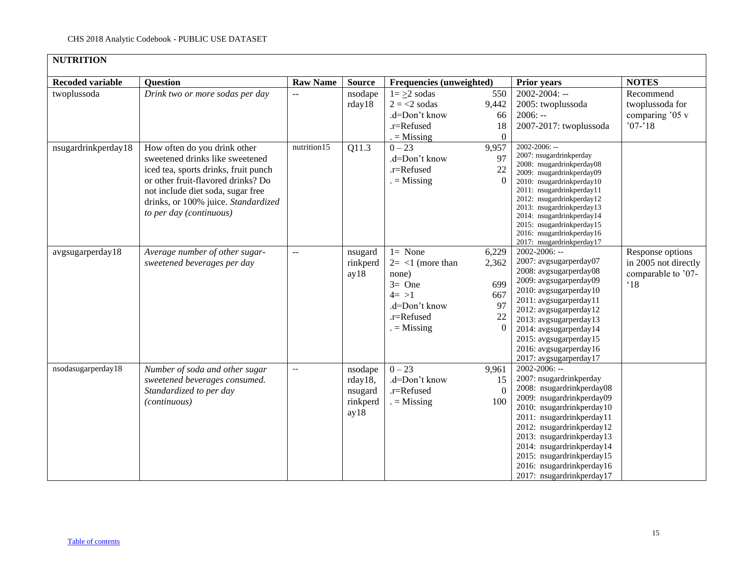## NUTRITION

| Recoded variable | Question | Raw Name | Source | Frequencies (unweighted) | | Prior years | NOTES |
|---|---|---|---|---|---|---|---|
| twoplussoda | *Drink two or more sodas per day* | -- | nsodaperday18 | 1= ≥2 sodas<br>2 = <2 sodas<br>.d=Don't know<br>.r=Refused<br>. = Missing | 550<br>9,442<br>66<br>18<br>0 | 2002-2004: --<br>2005: twoplussoda<br>2006: --<br>2007-2017: twoplussoda | Recommend twoplussoda for comparing '05 v '07-'18 |
| nsugardrinkperday18 | How often do you drink other sweetened drinks like sweetened iced tea, sports drinks, fruit punch or other fruit-flavored drinks? Do not include diet soda, sugar free drinks, or 100% juice. *Standardized to per day (continuous)* | nutrition15 | Q11.3 | 0 – 23<br>.d=Don't know<br>.r=Refused<br>. = Missing | 9,957<br>97<br>22<br>0 | 2002-2006: --<br>2007: nsugardrinkperday<br>2008: nsugardrinkperday08<br>2009: nsugardrinkperday09<br>2010: nsugardrinkperday10<br>2011: nsugardrinkperday11<br>2012: nsugardrinkperday12<br>2013: nsugardrinkperday13<br>2014: nsugardrinkperday14<br>2015: nsugardrinkperday15<br>2016: nsugardrinkperday16<br>2017: nsugardrinkperday17 | |
| avgsugarperday18 | *Average number of other sugar-sweetened beverages per day* | -- | nsugardrinkperday18 | 1= None<br>2= <1 (more than none)<br>3= One<br>4= >1<br>.d=Don't know<br>.r=Refused<br>. = Missing | 6,229<br>2,362<br><br>699<br>667<br>97<br>22<br>0 | 2002-2006: --<br>2007: avgsugarperday07<br>2008: avgsugarperday08<br>2009: avgsugarperday09<br>2010: avgsugarperday10<br>2011: avgsugarperday11<br>2012: avgsugarperday12<br>2013: avgsugarperday13<br>2014: avgsugarperday14<br>2015: avgsugarperday15<br>2016: avgsugarperday16<br>2017: avgsugarperday17 | Response options in 2005 not directly comparable to '07-'18 |
| nsodasugarperday18 | *Number of soda and other sugar sweetened beverages consumed. Standardized to per day (continuous)* | -- | nsodaperday18, nsugardrinkperday18 | 0 – 23<br>.d=Don't know<br>.r=Refused<br>. = Missing | 9,961<br>15<br>0<br>100 | 2002-2006: --<br>2007: nsugardrinkperday<br>2008: nsugardrinkperday08<br>2009: nsugardrinkperday09<br>2010: nsugardrinkperday10<br>2011: nsugardrinkperday11<br>2012: nsugardrinkperday12<br>2013: nsugardrinkperday13<br>2014: nsugardrinkperday14<br>2015: nsugardrinkperday15<br>2016: nsugardrinkperday16<br>2017: nsugardrinkperday17 | |

Table of contents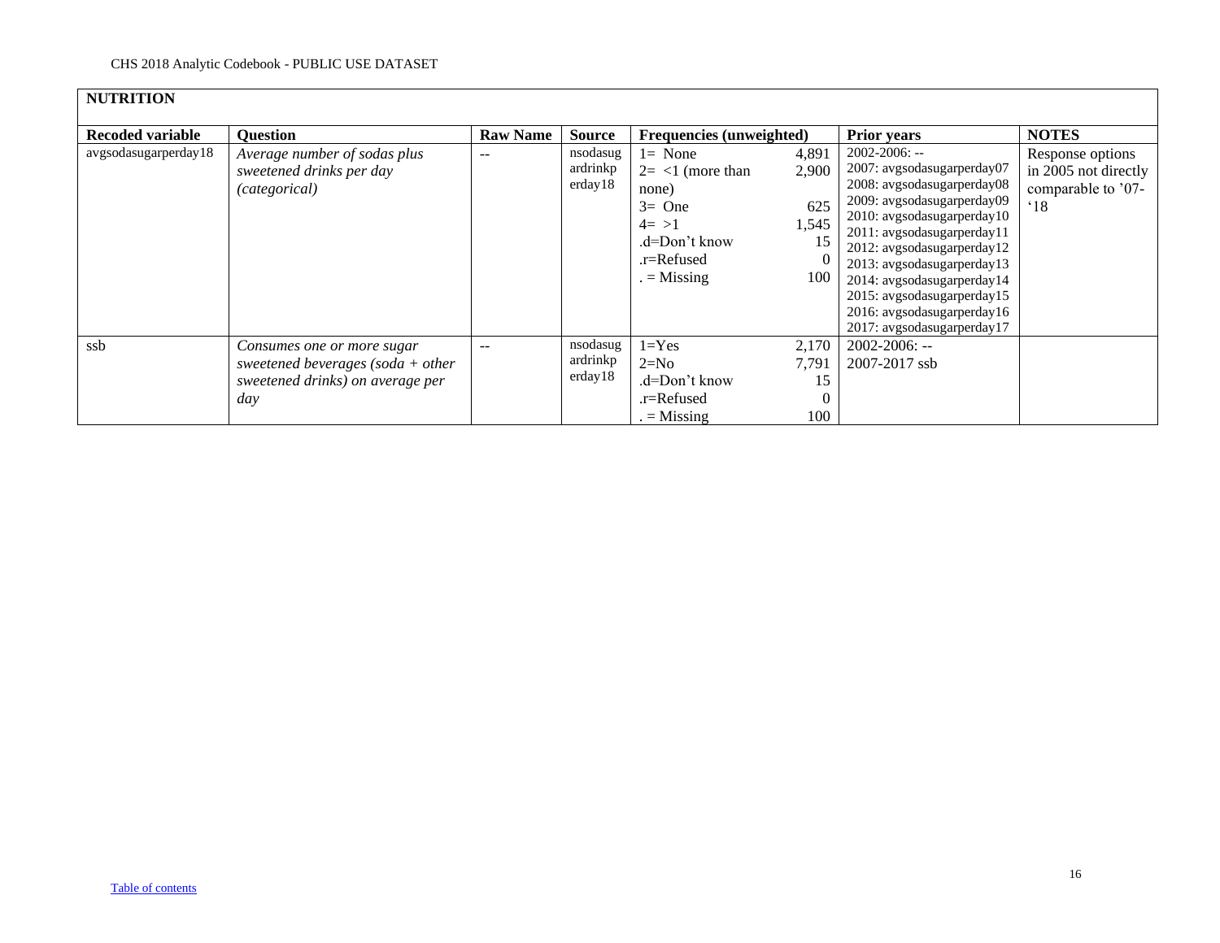## NUTRITION

| Recoded variable | Question | Raw Name | Source | Frequencies (unweighted) | | Prior years | NOTES |
|---|---|---|---|---|---|---|---|
| avgsodasugarperday18 | *Average number of sodas plus sweetened drinks per day (categorical)* | -- | nsodasugardrinkperday18 | 1= None<br>2= <1 (more than none)<br>3= One<br>4= >1<br>.d=Don't know<br>.r=Refused<br>. = Missing | 4,891<br>2,900<br><br>625<br>1,545<br>15<br>0<br>100 | 2002-2006: --<br>2007: avgsodasugarperday07<br>2008: avgsodasugarperday08<br>2009: avgsodasugarperday09<br>2010: avgsodasugarperday10<br>2011: avgsodasugarperday11<br>2012: avgsodasugarperday12<br>2013: avgsodasugarperday13<br>2014: avgsodasugarperday14<br>2015: avgsodasugarperday15<br>2016: avgsodasugarperday16<br>2017: avgsodasugarperday17 | Response options in 2005 not directly comparable to '07-'18 |
| ssb | *Consumes one or more sugar sweetened beverages (soda + other sweetened drinks) on average per day* | -- | nsodasugardrinkperday18 | 1=Yes<br>2=No<br>.d=Don't know<br>.r=Refused<br>. = Missing | 2,170<br>7,791<br>15<br>0<br>100 | 2002-2006: --<br>2007-2017 ssb | |

[Table of contents]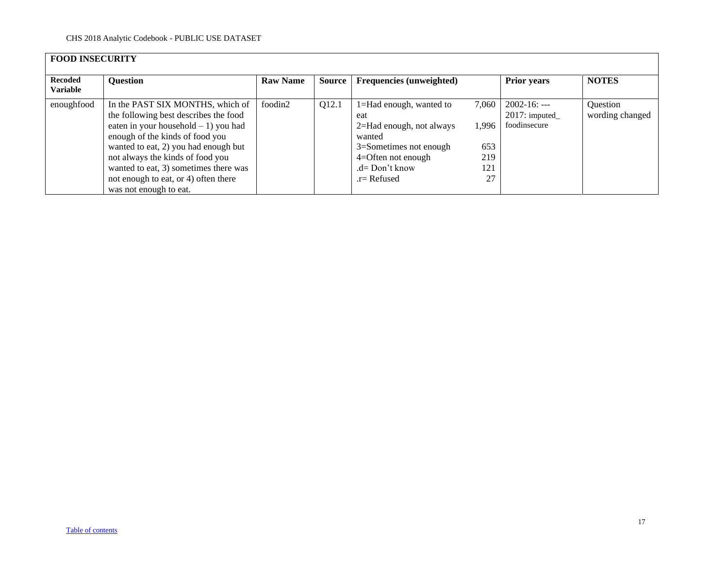## FOOD INSECURITY

| Recoded Variable | Question | Raw Name | Source | Frequencies (unweighted) | | Prior years | NOTES |
|---|---|---|---|---|---|---|---|
| enoughfood | In the PAST SIX MONTHS, which of the following best describes the food eaten in your household – 1) you had enough of the kinds of food you wanted to eat, 2) you had enough but not always the kinds of food you wanted to eat, 3) sometimes there was not enough to eat, or 4) often there was not enough to eat. | foodin2 | Q12.1 | 1=Had enough, wanted to eat<br>2=Had enough, not always wanted<br>3=Sometimes not enough<br>4=Often not enough<br>.d= Don't know<br>.r= Refused | 7,060<br>1,996<br>653<br>219<br>121<br>27 | 2002-16: ---<br>2017: imputed_foodinsecure | Question wording changed |

[Table of contents]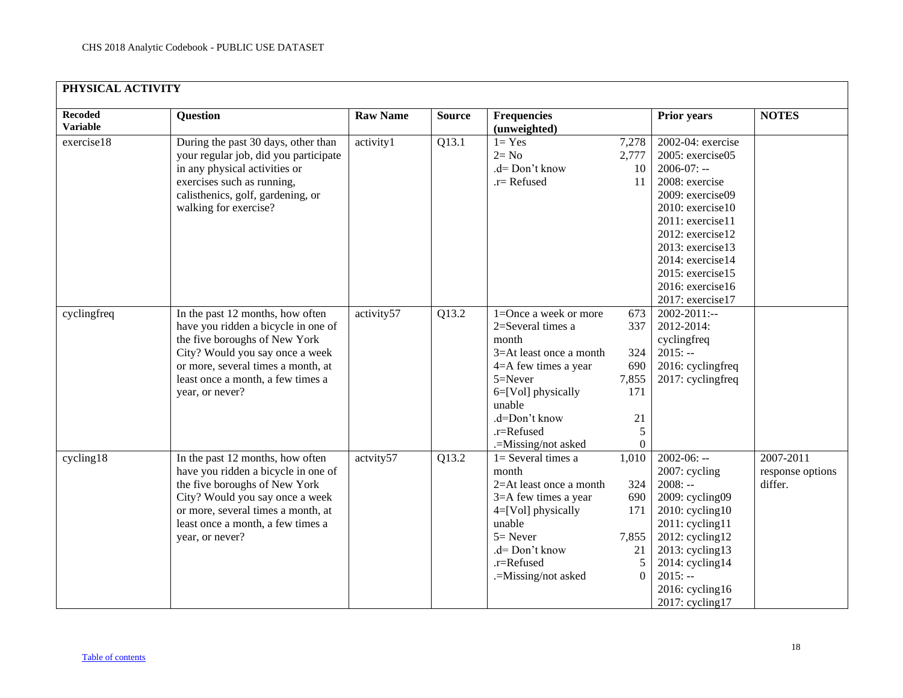## PHYSICAL ACTIVITY

| Recoded Variable | Question | Raw Name | Source | Frequencies (unweighted) | | Prior years | NOTES |
|---|---|---|---|---|---|---|---|
| exercise18 | During the past 30 days, other than your regular job, did you participate in any physical activities or exercises such as running, calisthenics, golf, gardening, or walking for exercise? | activity1 | Q13.1 | 1= Yes<br>2= No<br>.d= Don't know<br>.r= Refused | 7,278<br>2,777<br>10<br>11 | 2002-04: exercise<br>2005: exercise05<br>2006-07: --<br>2008: exercise<br>2009: exercise09<br>2010: exercise10<br>2011: exercise11<br>2012: exercise12<br>2013: exercise13<br>2014: exercise14<br>2015: exercise15<br>2016: exercise16<br>2017: exercise17 | |
| cyclingfreq | In the past 12 months, how often have you ridden a bicycle in one of the five boroughs of New York City? Would you say once a week or more, several times a month, at least once a month, a few times a year, or never? | activity57 | Q13.2 | 1=Once a week or more<br>2=Several times a month<br>3=At least once a month<br>4=A few times a year<br>5=Never<br>6=[Vol] physically unable<br>.d=Don't know<br>.r=Refused<br>.=Missing/not asked | 673<br>337<br>324<br>690<br>7,855<br>171<br>21<br>5<br>0 | 2002-2011:--<br>2012-2014: cyclingfreq<br>2015: --<br>2016: cyclingfreq<br>2017: cyclingfreq | |
| cycling18 | In the past 12 months, how often have you ridden a bicycle in one of the five boroughs of New York City? Would you say once a week or more, several times a month, at least once a month, a few times a year, or never? | actvity57 | Q13.2 | 1= Several times a month<br>2=At least once a month<br>3=A few times a year<br>4=[Vol] physically unable<br>5= Never<br>.d= Don't know<br>.r=Refused<br>.=Missing/not asked | 1,010<br>324<br>690<br>171<br>7,855<br>21<br>5<br>0 | 2002-06: --<br>2007: cycling<br>2008: --<br>2009: cycling09<br>2010: cycling10<br>2011: cycling11<br>2012: cycling12<br>2013: cycling13<br>2014: cycling14<br>2015: --<br>2016: cycling16<br>2017: cycling17 | 2007-2011 response options differ. |

Table of contents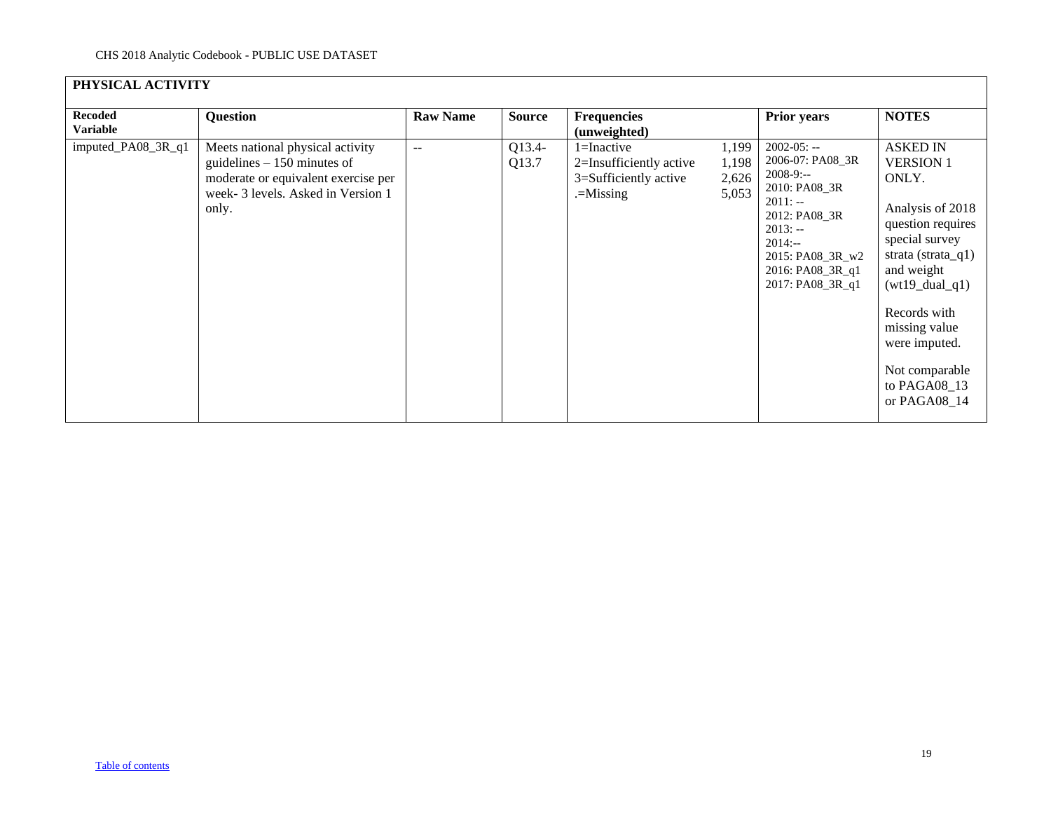| PHYSICAL ACTIVITY | | | | | | |
|---|---|---|---|---|---|---|
| **Recoded Variable** | **Question** | **Raw Name** | **Source** | **Frequencies (unweighted)** | **Prior years** | **NOTES** |
| imputed_PA08_3R_q1 | Meets national physical activity guidelines – 150 minutes of moderate or equivalent exercise per week- 3 levels. Asked in Version 1 only. | -- | Q13.4-Q13.7 | 1=Inactive 1,199<br>2=Insufficiently active 1,198<br>3=Sufficiently active 2,626<br>.=Missing 5,053 | 2002-05: --<br>2006-07: PA08_3R<br>2008-9:--<br>2010: PA08_3R<br>2011: --<br>2012: PA08_3R<br>2013: --<br>2014:--<br>2015: PA08_3R_w2<br>2016: PA08_3R_q1<br>2017: PA08_3R_q1 | ASKED IN VERSION 1 ONLY.<br><br>Analysis of 2018 question requires special survey strata (strata_q1) and weight (wt19_dual_q1)<br><br>Records with missing value were imputed.<br><br>Not comparable to PAGA08_13 or PAGA08_14 |

[Table of contents]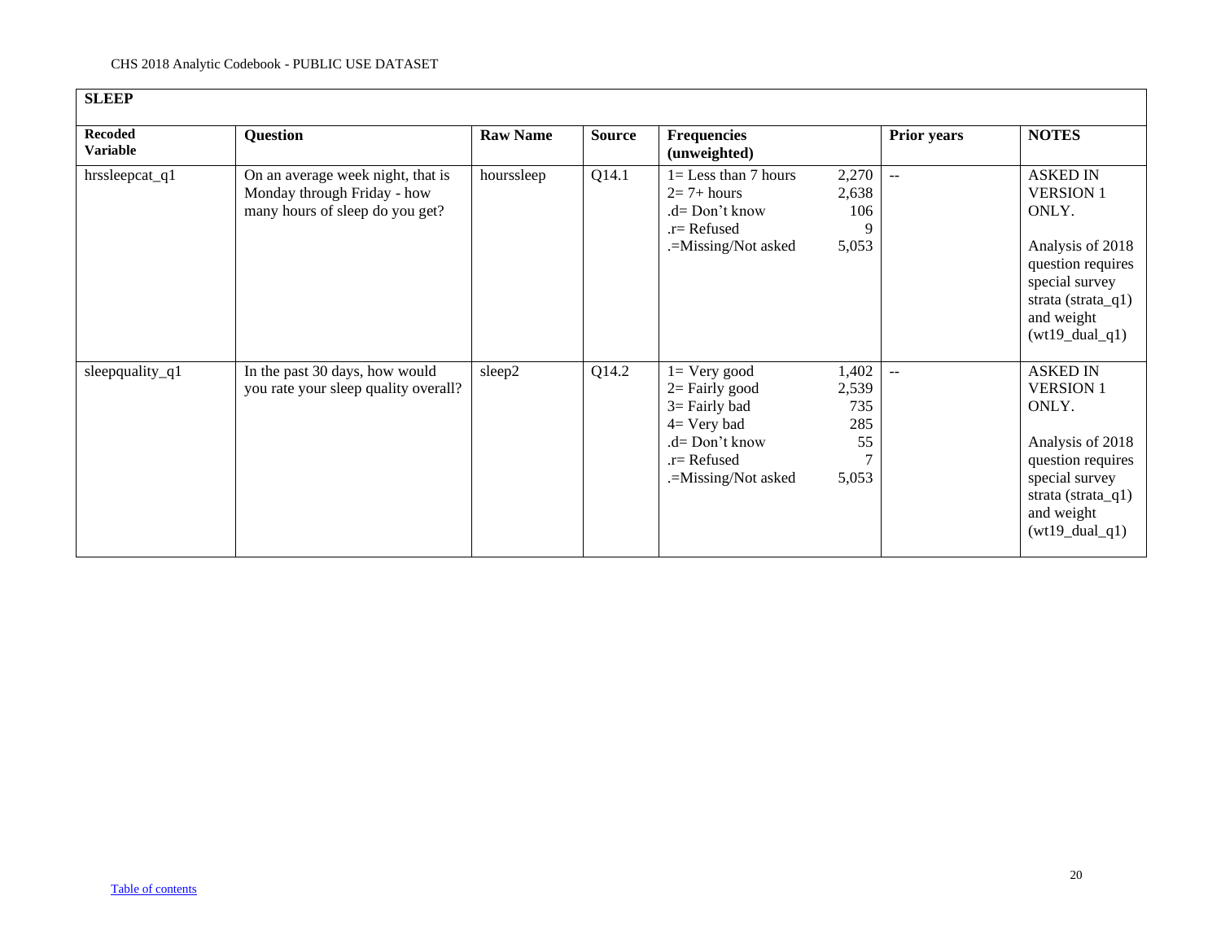| SLEEP | | | | | | |
|---|---|---|---|---|---|---|
| **Recoded Variable** | **Question** | **Raw Name** | **Source** | **Frequencies (unweighted)** | **Prior years** | **NOTES** |
| hrssleepcat_q1 | On an average week night, that is Monday through Friday - how many hours of sleep do you get? | hourssleep | Q14.1 | 1= Less than 7 hours 2,270<br>2= 7+ hours 2,638<br>.d= Don't know 106<br>.r= Refused 9<br>.=Missing/Not asked 5,053 | -- | ASKED IN VERSION 1 ONLY.<br><br>Analysis of 2018 question requires special survey strata (strata_q1) and weight (wt19_dual_q1) |
| sleepquality_q1 | In the past 30 days, how would you rate your sleep quality overall? | sleep2 | Q14.2 | 1= Very good 1,402<br>2= Fairly good 2,539<br>3= Fairly bad 735<br>4= Very bad 285<br>.d= Don't know 55<br>.r= Refused 7<br>.=Missing/Not asked 5,053 | -- | ASKED IN VERSION 1 ONLY.<br><br>Analysis of 2018 question requires special survey strata (strata_q1) and weight (wt19_dual_q1) |

Table of contents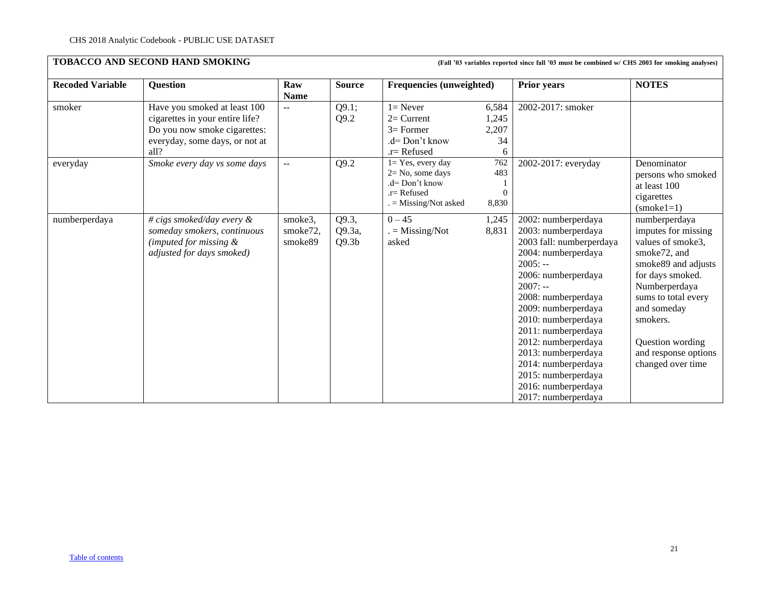## TOBACCO AND SECOND HAND SMOKING

**(Fall '03 variables reported since fall '03 must be combined w/ CHS 2003 for smoking analyses)**

| Recoded Variable | Question | Raw Name | Source | Frequencies (unweighted) | Prior years | NOTES |
|---|---|---|---|---|---|---|
| smoker | Have you smoked at least 100 cigarettes in your entire life? Do you now smoke cigarettes: everyday, some days, or not at all? | -- | Q9.1; Q9.2 | 1= Never 6,584<br>2= Current 1,245<br>3= Former 2,207<br>.d= Don't know 34<br>.r= Refused 6 | 2002-2017: smoker | |
| everyday | *Smoke every day vs some days* | -- | Q9.2 | 1= Yes, every day 762<br>2= No, some days 483<br>.d= Don't know 1<br>.r= Refused 0<br>. = Missing/Not asked 8,830 | 2002-2017: everyday | Denominator persons who smoked at least 100 cigarettes (smoke1=1) |
| numberperdaya | *# cigs smoked/day every & someday smokers, continuous (imputed for missing & adjusted for days smoked)* | smoke3, smoke72, smoke89 | Q9.3, Q9.3a, Q9.3b | 0 – 45 1,245<br>. = Missing/Not asked 8,831 | 2002: numberperdaya<br>2003: numberperdaya<br>2003 fall: numberperdaya<br>2004: numberperdaya<br>2005: --<br>2006: numberperdaya<br>2007: --<br>2008: numberperdaya<br>2009: numberperdaya<br>2010: numberperdaya<br>2011: numberperdaya<br>2012: numberperdaya<br>2013: numberperdaya<br>2014: numberperdaya<br>2015: numberperdaya<br>2016: numberperdaya<br>2017: numberperdaya | numberperdaya imputes for missing values of smoke3, smoke72, and smoke89 and adjusts for days smoked. Numberperdaya sums to total every and someday smokers.<br><br>Question wording and response options changed over time |

[Table of contents]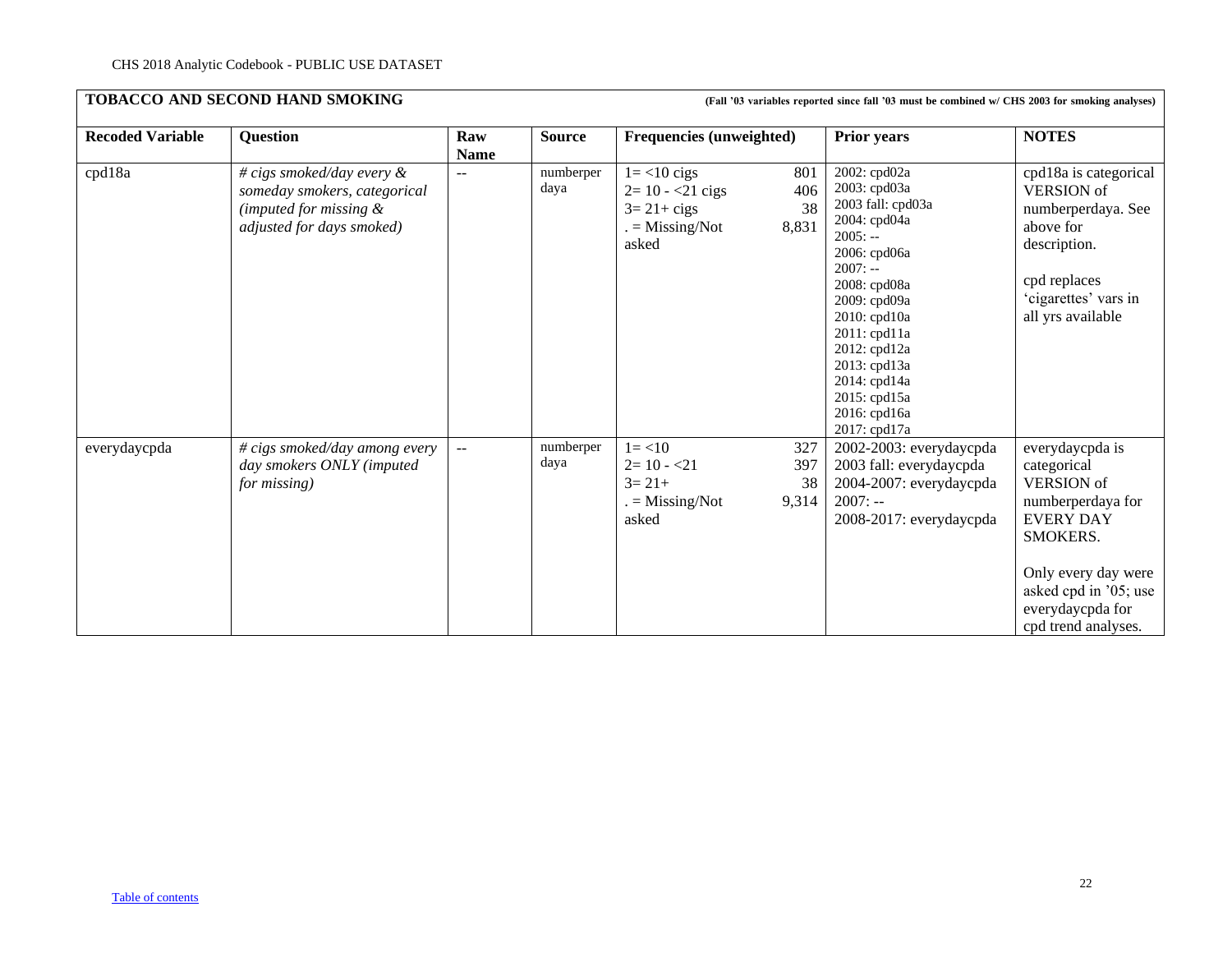## TOBACCO AND SECOND HAND SMOKING

**(Fall '03 variables reported since fall '03 must be combined w/ CHS 2003 for smoking analyses)**

| Recoded Variable | Question | Raw Name | Source | Frequencies (unweighted) | | Prior years | NOTES |
|---|---|---|---|---|---|---|---|
| cpd18a | *# cigs smoked/day every & someday smokers, categorical (imputed for missing & adjusted for days smoked)* | -- | numberperdaya | 1= <10 cigs<br>2= 10 - <21 cigs<br>3= 21+ cigs<br>. = Missing/Not asked | 801<br>406<br>38<br>8,831 | 2002: cpd02a<br>2003: cpd03a<br>2003 fall: cpd03a<br>2004: cpd04a<br>2005: --<br>2006: cpd06a<br>2007: --<br>2008: cpd08a<br>2009: cpd09a<br>2010: cpd10a<br>2011: cpd11a<br>2012: cpd12a<br>2013: cpd13a<br>2014: cpd14a<br>2015: cpd15a<br>2016: cpd16a<br>2017: cpd17a | cpd18a is categorical VERSION of numberperdaya. See above for description.<br><br>cpd replaces 'cigarettes' vars in all yrs available |
| everydaycpda | *# cigs smoked/day among every day smokers ONLY (imputed for missing)* | -- | numberperdaya | 1= <10<br>2= 10 - <21<br>3= 21+<br>. = Missing/Not asked | 327<br>397<br>38<br>9,314 | 2002-2003: everydaycpda<br>2003 fall: everydaycpda<br>2004-2007: everydaycpda<br>2007: --<br>2008-2017: everydaycpda | everydaycpda is categorical VERSION of numberperdaya for EVERY DAY SMOKERS.<br><br>Only every day were asked cpd in '05; use everydaycpda for cpd trend analyses. |

[Table of contents]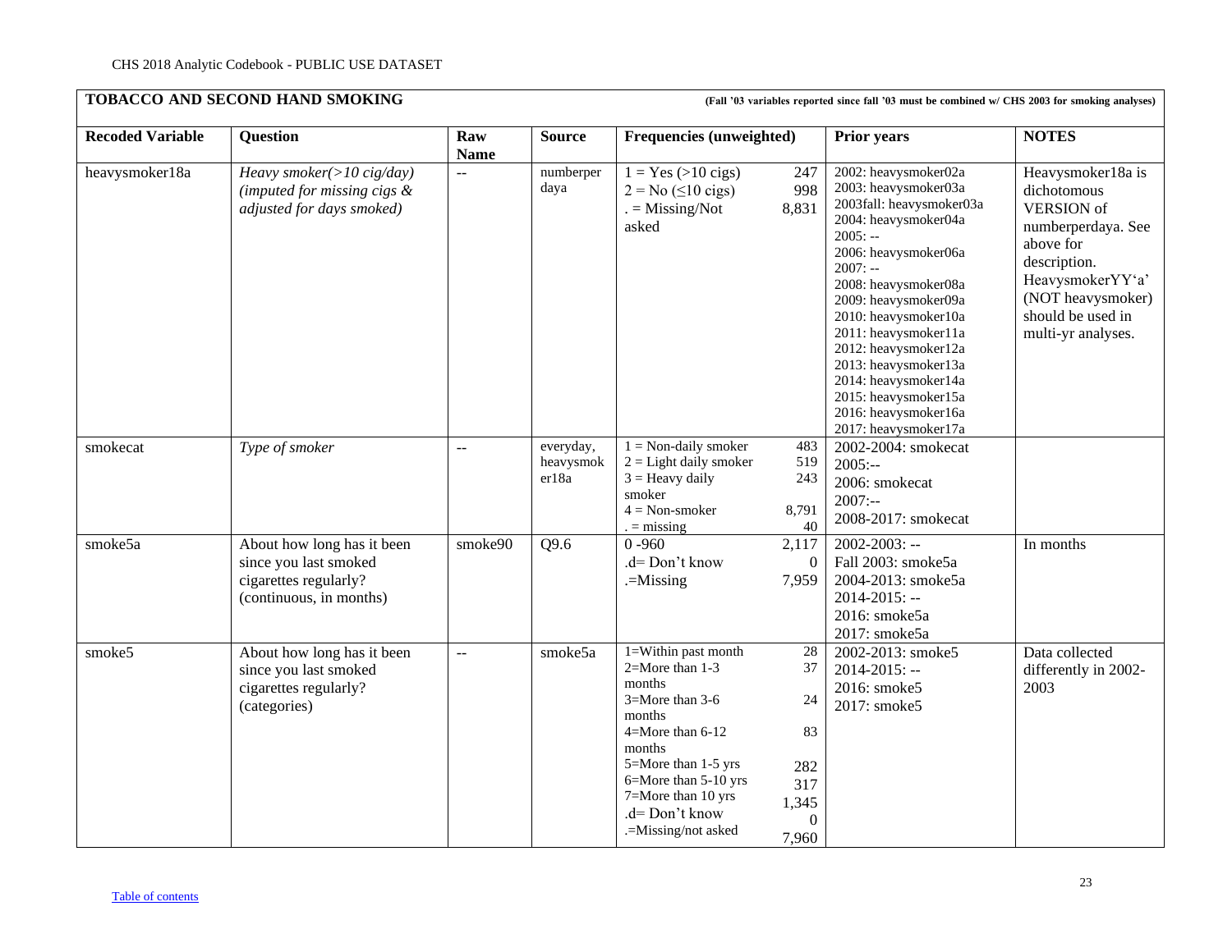## TOBACCO AND SECOND HAND SMOKING

(Fall '03 variables reported since fall '03 must be combined w/ CHS 2003 for smoking analyses)

| Recoded Variable | Question | Raw Name | Source | Frequencies (unweighted) | Prior years | NOTES |
|---|---|---|---|---|---|---|
| heavysmoker18a | *Heavy smoker(>10 cig/day) (imputed for missing cigs & adjusted for days smoked)* | -- | numberperdaya | 1 = Yes (>10 cigs) 247<br>2 = No (≤10 cigs) 998<br>. = Missing/Not asked 8,831 | 2002: heavysmoker02a<br>2003: heavysmoker03a<br>2003fall: heavysmoker03a<br>2004: heavysmoker04a<br>2005: --<br>2006: heavysmoker06a<br>2007: --<br>2008: heavysmoker08a<br>2009: heavysmoker09a<br>2010: heavysmoker10a<br>2011: heavysmoker11a<br>2012: heavysmoker12a<br>2013: heavysmoker13a<br>2014: heavysmoker14a<br>2015: heavysmoker15a<br>2016: heavysmoker16a<br>2017: heavysmoker17a | Heavysmoker18a is dichotomous VERSION of numberperdaya. See above for description. HeavysmokerYY'a' (NOT heavysmoker) should be used in multi-yr analyses. |
| smokecat | *Type of smoker* | -- | everyday, heavysmoker18a | 1 = Non-daily smoker 483<br>2 = Light daily smoker 519<br>3 = Heavy daily smoker 243<br>4 = Non-smoker 8,791<br>. = missing 40 | 2002-2004: smokecat<br>2005:--<br>2006: smokecat<br>2007:--<br>2008-2017: smokecat | |
| smoke5a | About how long has it been since you last smoked cigarettes regularly? (continuous, in months) | smoke90 | Q9.6 | 0 -960 2,117<br>.d= Don't know 0<br>.=Missing 7,959 | 2002-2003: --<br>Fall 2003: smoke5a<br>2004-2013: smoke5a<br>2014-2015: --<br>2016: smoke5a<br>2017: smoke5a | In months |
| smoke5 | About how long has it been since you last smoked cigarettes regularly? (categories) | -- | smoke5a | 1=Within past month 28<br>2=More than 1-3 months 37<br>3=More than 3-6 months 24<br>4=More than 6-12 months 83<br>5=More than 1-5 yrs 282<br>6=More than 5-10 yrs 317<br>7=More than 10 yrs 1,345<br>.d= Don't know 0<br>.=Missing/not asked 7,960 | 2002-2013: smoke5<br>2014-2015: --<br>2016: smoke5<br>2017: smoke5 | Data collected differently in 2002-2003 |

Table of contents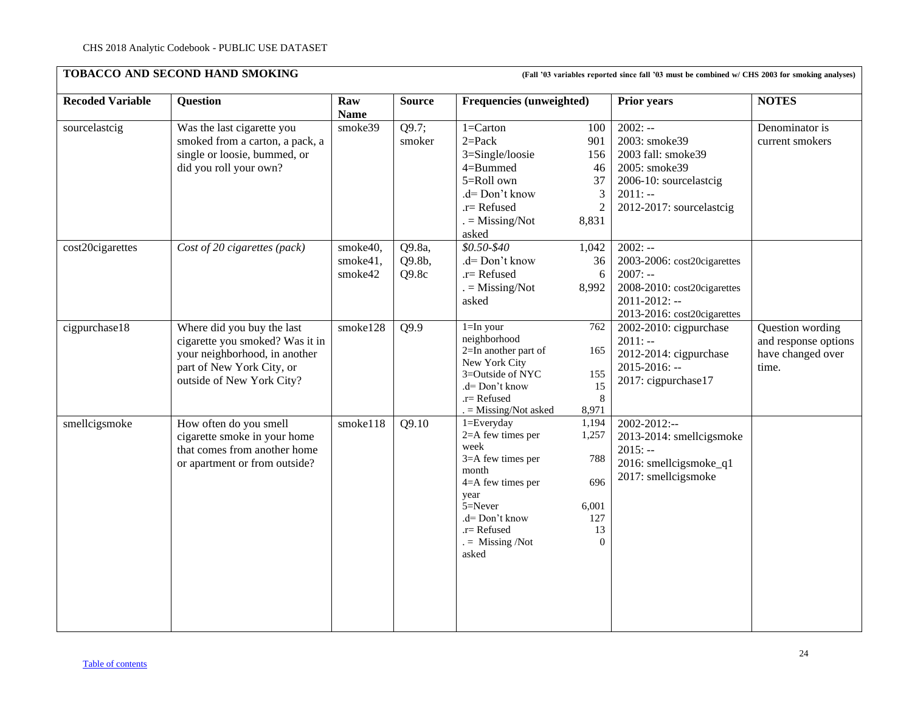## TOBACCO AND SECOND HAND SMOKING

**(Fall '03 variables reported since fall '03 must be combined w/ CHS 2003 for smoking analyses)**

| Recoded Variable | Question | Raw Name | Source | Frequencies (unweighted) | Prior years | NOTES |
|---|---|---|---|---|---|---|
| sourcelastcig | Was the last cigarette you smoked from a carton, a pack, a single or loosie, bummed, or did you roll your own? | smoke39 | Q9.7; smoker | 1=Carton 100<br>2=Pack 901<br>3=Single/loosie 156<br>4=Bummed 46<br>5=Roll own 37<br>.d= Don't know 3<br>.r= Refused 2<br>. = Missing/Not asked 8,831 | 2002: --<br>2003: smoke39<br>2003 fall: smoke39<br>2005: smoke39<br>2006-10: sourcelastcig<br>2011: --<br>2012-2017: sourcelastcig | Denominator is current smokers |
| cost20cigarettes | *Cost of 20 cigarettes (pack)* | smoke40, smoke41, smoke42 | Q9.8a, Q9.8b, Q9.8c | *$0.50-$40* 1,042<br>.d= Don't know 36<br>.r= Refused 6<br>. = Missing/Not asked 8,992 | 2002: --<br>2003-2006: cost20cigarettes<br>2007: --<br>2008-2010: cost20cigarettes<br>2011-2012: --<br>2013-2016: cost20cigarettes | |
| cigpurchase18 | Where did you buy the last cigarette you smoked? Was it in your neighborhood, in another part of New York City, or outside of New York City? | smoke128 | Q9.9 | 1=In your neighborhood 762<br>2=In another part of New York City 165<br>3=Outside of NYC 155<br>.d= Don't know 15<br>.r= Refused 8<br>. = Missing/Not asked 8,971 | 2002-2010: cigpurchase<br>2011: --<br>2012-2014: cigpurchase<br>2015-2016: --<br>2017: cigpurchase17 | Question wording and response options have changed over time. |
| smellcigsmoke | How often do you smell cigarette smoke in your home that comes from another home or apartment or from outside? | smoke118 | Q9.10 | 1=Everyday 1,194<br>2=A few times per week 1,257<br>3=A few times per month 788<br>4=A few times per year 696<br>5=Never 6,001<br>.d= Don't know 127<br>.r= Refused 13<br>. = Missing /Not asked 0 | 2002-2012:--<br>2013-2014: smellcigsmoke<br>2015: --<br>2016: smellcigsmoke_q1<br>2017: smellcigsmoke | |

Table of contents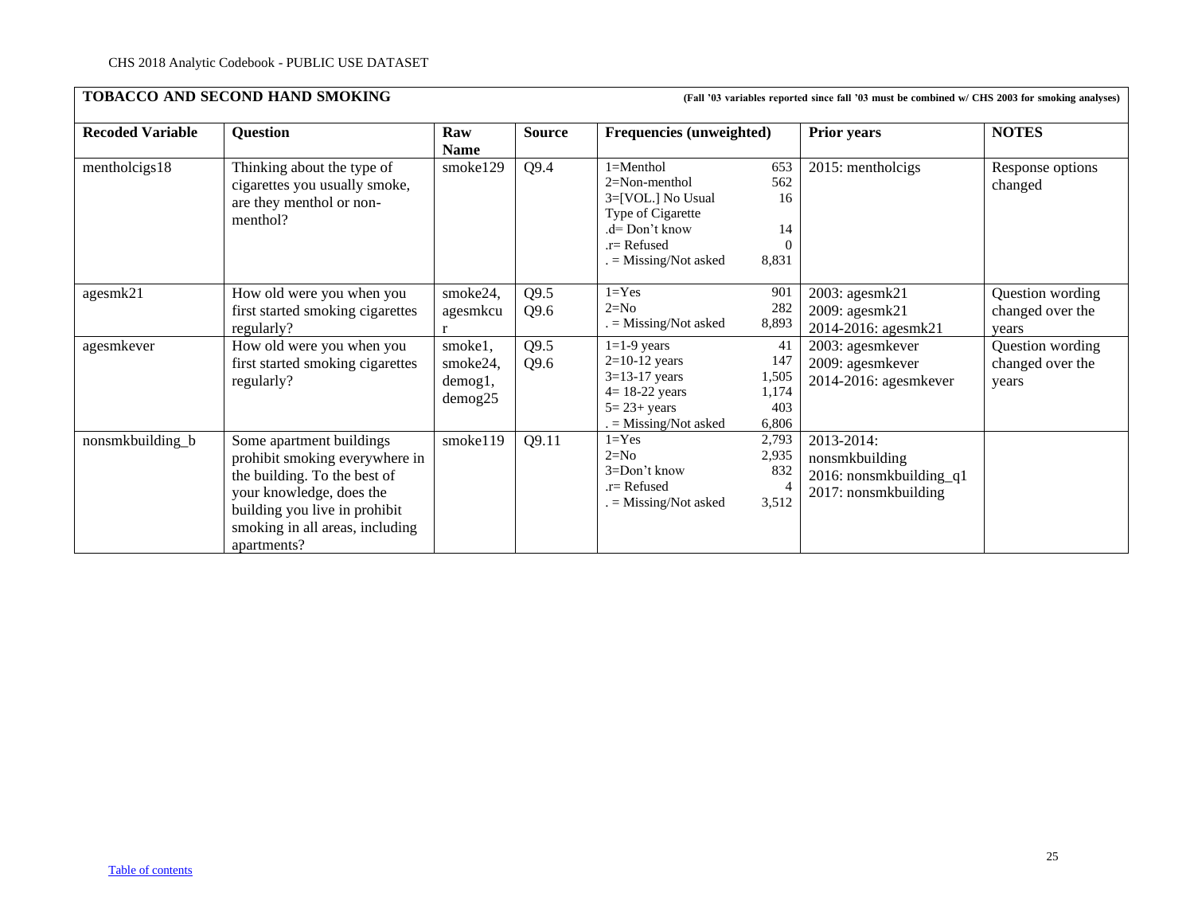## TOBACCO AND SECOND HAND SMOKING

**(Fall '03 variables reported since fall '03 must be combined w/ CHS 2003 for smoking analyses)**

| Recoded Variable | Question | Raw Name | Source | Frequencies (unweighted) | Prior years | NOTES |
|---|---|---|---|---|---|---|
| mentholcigs18 | Thinking about the type of cigarettes you usually smoke, are they menthol or non-menthol? | smoke129 | Q9.4 | 1=Menthol 653<br>2=Non-menthol 562<br>3=[VOL.] No Usual Type of Cigarette 16<br>.d= Don't know 14<br>.r= Refused 0<br>. = Missing/Not asked 8,831 | 2015: mentholcigs | Response options changed |
| agesmk21 | How old were you when you first started smoking cigarettes regularly? | smoke24, agesmkcur | Q9.5<br>Q9.6 | 1=Yes 901<br>2=No 282<br>. = Missing/Not asked 8,893 | 2003: agesmk21<br>2009: agesmk21<br>2014-2016: agesmk21 | Question wording changed over the years |
| agesmkever | How old were you when you first started smoking cigarettes regularly? | smoke1, smoke24, demog1, demog25 | Q9.5<br>Q9.6 | 1=1-9 years 41<br>2=10-12 years 147<br>3=13-17 years 1,505<br>4= 18-22 years 1,174<br>5= 23+ years 403<br>. = Missing/Not asked 6,806 | 2003: agesmkever<br>2009: agesmkever<br>2014-2016: agesmkever | Question wording changed over the years |
| nonsmkbuilding_b | Some apartment buildings prohibit smoking everywhere in the building. To the best of your knowledge, does the building you live in prohibit smoking in all areas, including apartments? | smoke119 | Q9.11 | 1=Yes 2,793<br>2=No 2,935<br>3=Don't know 832<br>.r= Refused 4<br>. = Missing/Not asked 3,512 | 2013-2014: nonsmkbuilding<br>2016: nonsmkbuilding_q1<br>2017: nonsmkbuilding | |

Table of contents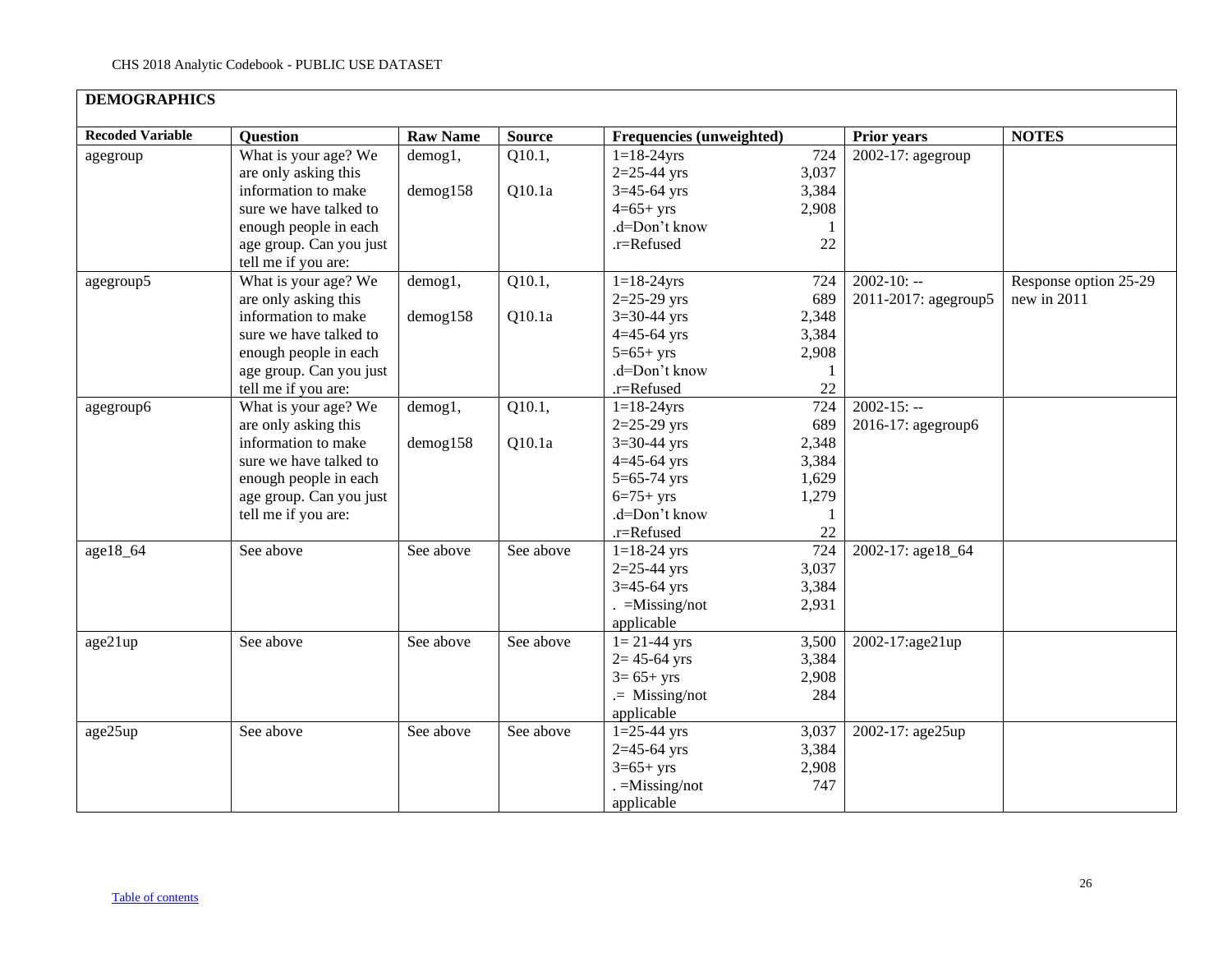## DEMOGRAPHICS

| Recoded Variable | Question | Raw Name | Source | Frequencies (unweighted) | | Prior years | NOTES |
|---|---|---|---|---|---|---|---|
| agegroup | What is your age? We are only asking this information to make sure we have talked to enough people in each age group. Can you just tell me if you are: | demog1, demog158 | Q10.1, Q10.1a | 1=18-24yrs<br>2=25-44 yrs<br>3=45-64 yrs<br>4=65+ yrs<br>.d=Don't know<br>.r=Refused | 724<br>3,037<br>3,384<br>2,908<br>1<br>22 | 2002-17: agegroup | |
| agegroup5 | What is your age? We are only asking this information to make sure we have talked to enough people in each age group. Can you just tell me if you are: | demog1, demog158 | Q10.1, Q10.1a | 1=18-24yrs<br>2=25-29 yrs<br>3=30-44 yrs<br>4=45-64 yrs<br>5=65+ yrs<br>.d=Don't know<br>.r=Refused | 724<br>689<br>2,348<br>3,384<br>2,908<br>1<br>22 | 2002-10: --<br>2011-2017: agegroup5 | Response option 25-29 new in 2011 |
| agegroup6 | What is your age? We are only asking this information to make sure we have talked to enough people in each age group. Can you just tell me if you are: | demog1, demog158 | Q10.1, Q10.1a | 1=18-24yrs<br>2=25-29 yrs<br>3=30-44 yrs<br>4=45-64 yrs<br>5=65-74 yrs<br>6=75+ yrs<br>.d=Don't know<br>.r=Refused | 724<br>689<br>2,348<br>3,384<br>1,629<br>1,279<br>1<br>22 | 2002-15: --<br>2016-17: agegroup6 | |
| age18_64 | See above | See above | See above | 1=18-24 yrs<br>2=25-44 yrs<br>3=45-64 yrs<br>. =Missing/not applicable | 724<br>3,037<br>3,384<br>2,931 | 2002-17: age18_64 | |
| age21up | See above | See above | See above | 1= 21-44 yrs<br>2= 45-64 yrs<br>3= 65+ yrs<br>.= Missing/not applicable | 3,500<br>3,384<br>2,908<br>284 | 2002-17:age21up | |
| age25up | See above | See above | See above | 1=25-44 yrs<br>2=45-64 yrs<br>3=65+ yrs<br>. =Missing/not applicable | 3,037<br>3,384<br>2,908<br>747 | 2002-17: age25up | |

Table of contents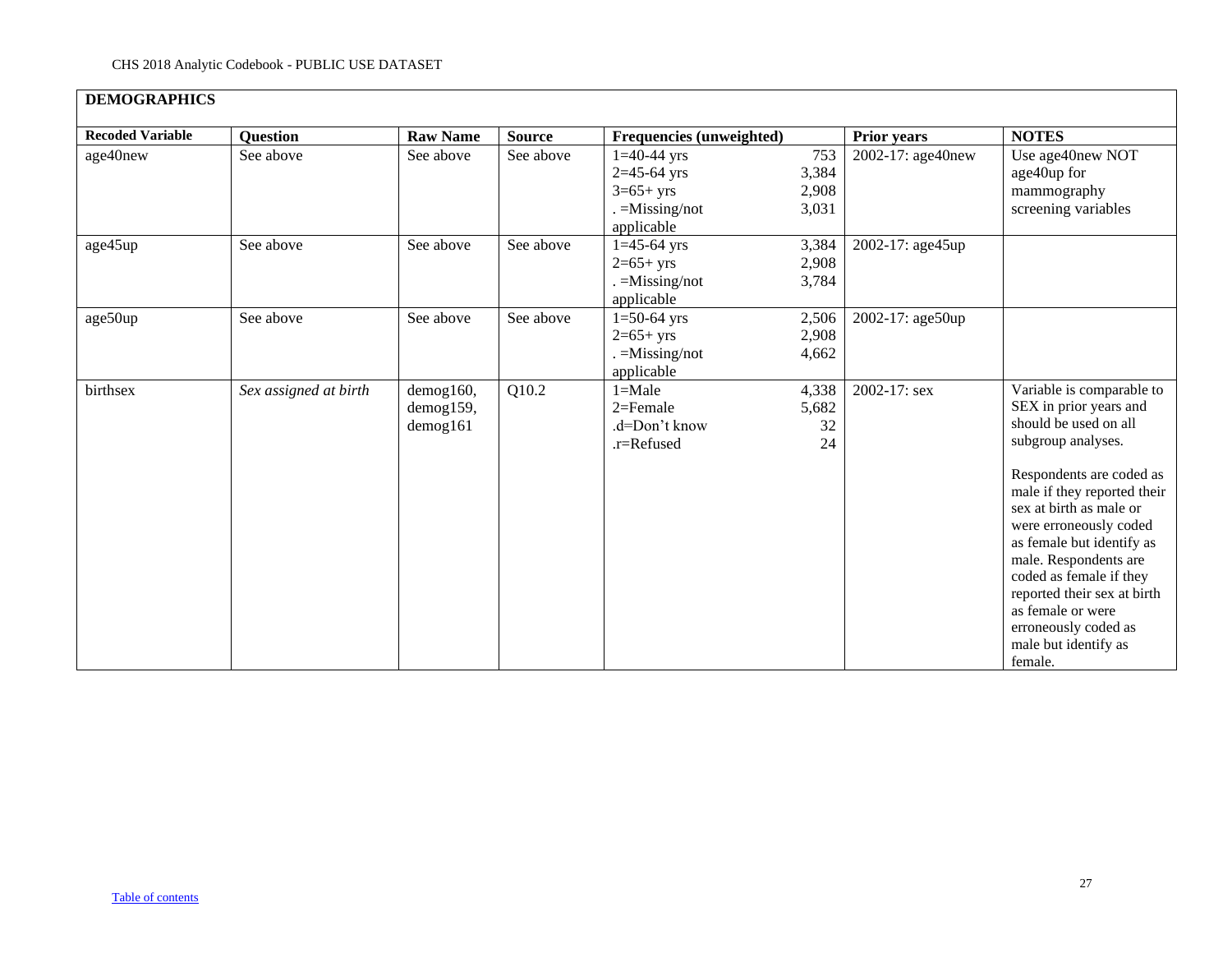## DEMOGRAPHICS

| Recoded Variable | Question | Raw Name | Source | Frequencies (unweighted) | | Prior years | NOTES |
|---|---|---|---|---|---|---|---|
| age40new | See above | See above | See above | 1=40-44 yrs<br>2=45-64 yrs<br>3=65+ yrs<br>. =Missing/not applicable | 753<br>3,384<br>2,908<br>3,031 | 2002-17: age40new | Use age40new NOT age40up for mammography screening variables |
| age45up | See above | See above | See above | 1=45-64 yrs<br>2=65+ yrs<br>. =Missing/not applicable | 3,384<br>2,908<br>3,784 | 2002-17: age45up | |
| age50up | See above | See above | See above | 1=50-64 yrs<br>2=65+ yrs<br>. =Missing/not applicable | 2,506<br>2,908<br>4,662 | 2002-17: age50up | |
| birthsex | *Sex assigned at birth* | demog160, demog159, demog161 | Q10.2 | 1=Male<br>2=Female<br>.d=Don't know<br>.r=Refused | 4,338<br>5,682<br>32<br>24 | 2002-17: sex | Variable is comparable to SEX in prior years and should be used on all subgroup analyses.<br><br>Respondents are coded as male if they reported their sex at birth as male or were erroneously coded as female but identify as male. Respondents are coded as female if they reported their sex at birth as female or were erroneously coded as male but identify as female. |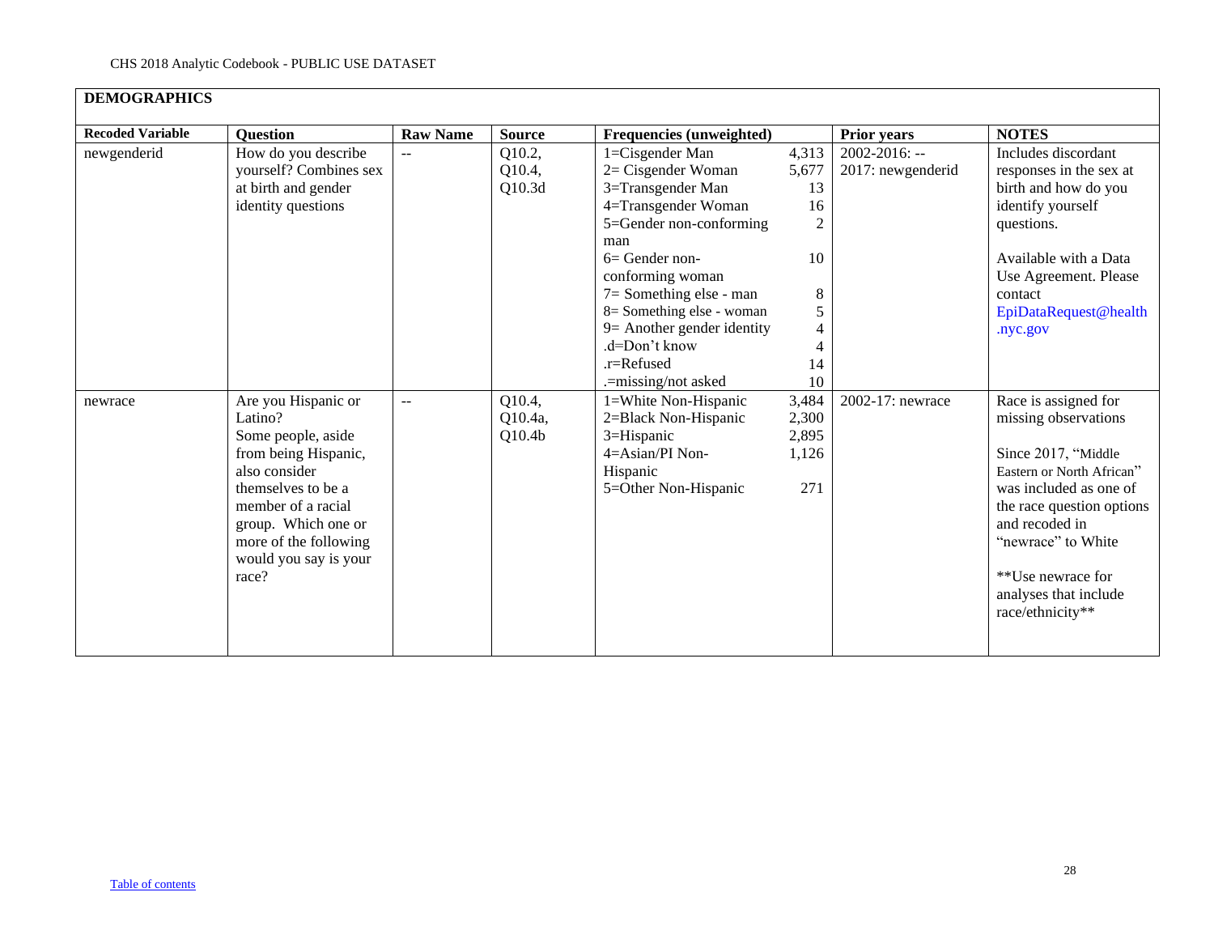## DEMOGRAPHICS

| Recoded Variable | Question | Raw Name | Source | Frequencies (unweighted) | | Prior years | NOTES |
|---|---|---|---|---|---|---|---|
| newgenderid | How do you describe yourself? Combines sex at birth and gender identity questions | -- | Q10.2, Q10.4, Q10.3d | 1=Cisgender Man<br>2= Cisgender Woman<br>3=Transgender Man<br>4=Transgender Woman<br>5=Gender non-conforming man<br>6= Gender non-conforming woman<br>7= Something else - man<br>8= Something else - woman<br>9= Another gender identity<br>.d=Don't know<br>.r=Refused<br>.=missing/not asked | 4,313<br>5,677<br>13<br>16<br>2<br>10<br>8<br>5<br>4<br>4<br>14<br>10 | 2002-2016: --<br>2017: newgenderid | Includes discordant responses in the sex at birth and how do you identify yourself questions.<br><br>Available with a Data Use Agreement. Please contact EpiDataRequest@health.nyc.gov |
| newrace | Are you Hispanic or Latino?<br>Some people, aside from being Hispanic, also consider themselves to be a member of a racial group. Which one or more of the following would you say is your race? | -- | Q10.4, Q10.4a, Q10.4b | 1=White Non-Hispanic<br>2=Black Non-Hispanic<br>3=Hispanic<br>4=Asian/PI Non-Hispanic<br>5=Other Non-Hispanic | 3,484<br>2,300<br>2,895<br>1,126<br>271 | 2002-17: newrace | Race is assigned for missing observations<br><br>Since 2017, "Middle Eastern or North African" was included as one of the race question options and recoded in "newrace" to White<br><br>**Use newrace for analyses that include race/ethnicity** |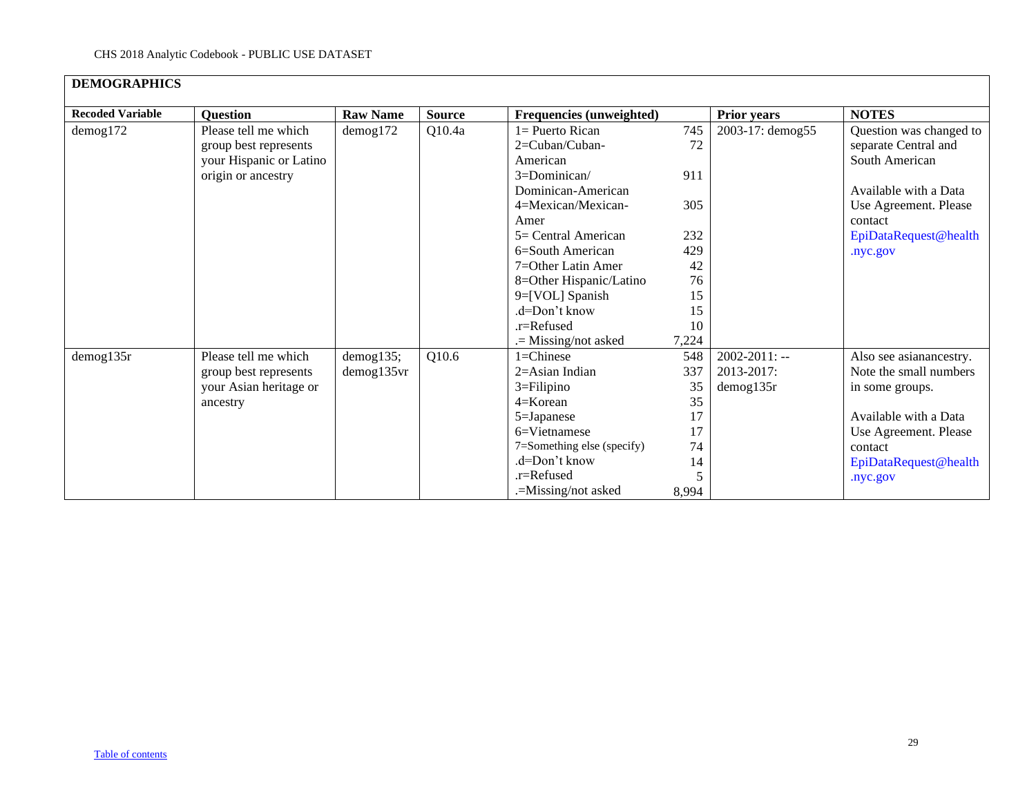## DEMOGRAPHICS

| Recoded Variable | Question | Raw Name | Source | Frequencies (unweighted) | | Prior years | NOTES |
|---|---|---|---|---|---|---|---|
| demog172 | Please tell me which group best represents your Hispanic or Latino origin or ancestry | demog172 | Q10.4a | 1= Puerto Rican<br>2=Cuban/Cuban-American<br>3=Dominican/ Dominican-American<br>4=Mexican/Mexican-Amer<br>5= Central American<br>6=South American<br>7=Other Latin Amer<br>8=Other Hispanic/Latino<br>9=[VOL] Spanish<br>.d=Don't know<br>.r=Refused<br>.= Missing/not asked | 745<br>72<br>911<br>305<br>232<br>429<br>42<br>76<br>15<br>15<br>10<br>7,224 | 2003-17: demog55 | Question was changed to separate Central and South American<br><br>Available with a Data Use Agreement. Please contact EpiDataRequest@health.nyc.gov |
| demog135r | Please tell me which group best represents your Asian heritage or ancestry | demog135; demog135vr | Q10.6 | 1=Chinese<br>2=Asian Indian<br>3=Filipino<br>4=Korean<br>5=Japanese<br>6=Vietnamese<br>7=Something else (specify)<br>.d=Don't know<br>.r=Refused<br>.=Missing/not asked | 548<br>337<br>35<br>35<br>17<br>17<br>74<br>14<br>5<br>8,994 | 2002-2011: --<br>2013-2017: demog135r | Also see asianancestry. Note the small numbers in some groups.<br><br>Available with a Data Use Agreement. Please contact EpiDataRequest@health.nyc.gov |

Table of contents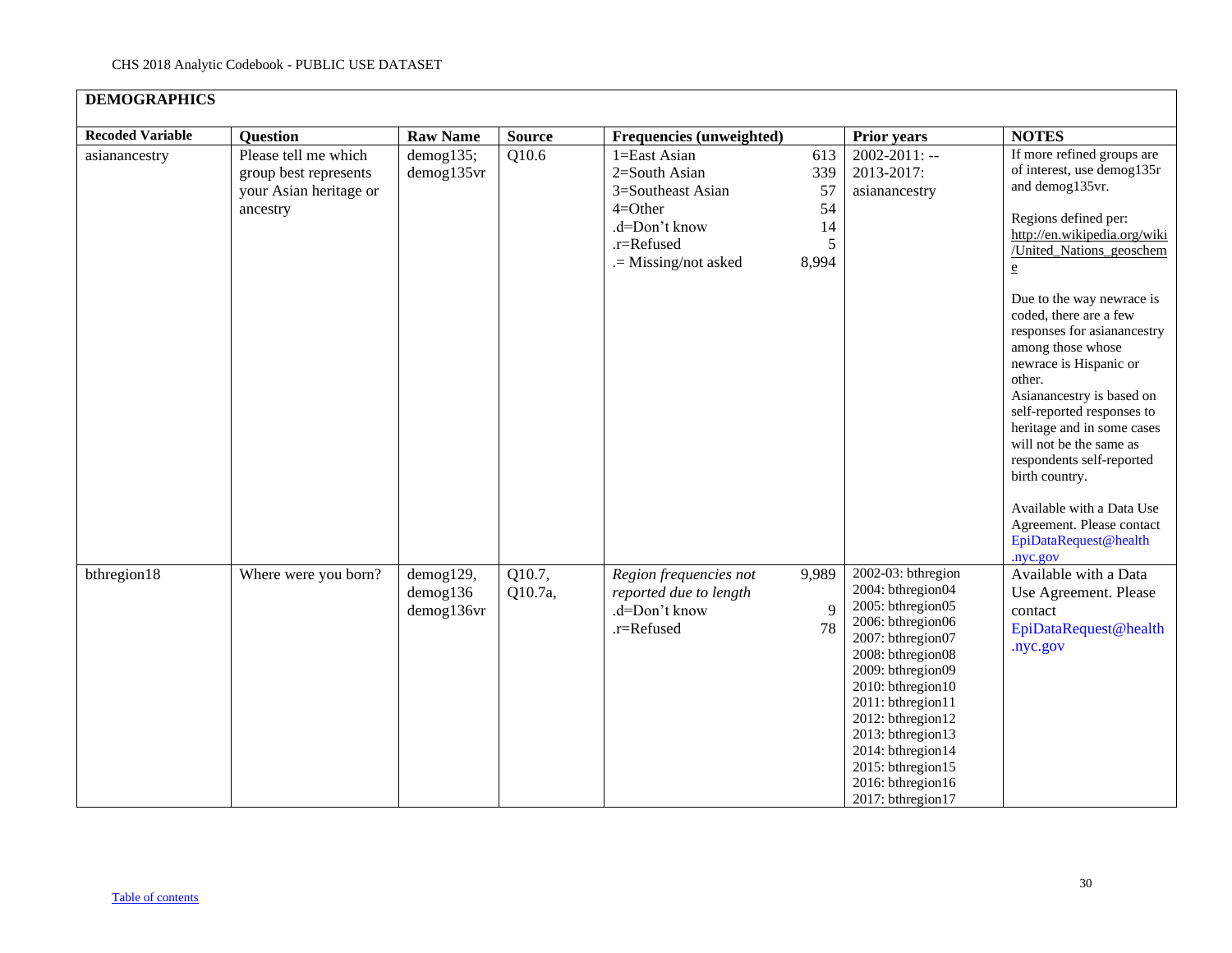## DEMOGRAPHICS

| Recoded Variable | Question | Raw Name | Source | Frequencies (unweighted) | | Prior years | NOTES |
|---|---|---|---|---|---|---|---|
| asianancestry | Please tell me which group best represents your Asian heritage or ancestry | demog135; demog135vr | Q10.6 | 1=East Asian<br>2=South Asian<br>3=Southeast Asian<br>4=Other<br>.d=Don't know<br>.r=Refused<br>.= Missing/not asked | 613<br>339<br>57<br>54<br>14<br>5<br>8,994 | 2002-2011: --<br>2013-2017: asianancestry | If more refined groups are of interest, use demog135r and demog135vr.<br><br>Regions defined per: http://en.wikipedia.org/wiki/United_Nations_geoscheme<br><br>Due to the way newrace is coded, there are a few responses for asianancestry among those whose newrace is Hispanic or other.<br>Asianancestry is based on self-reported responses to heritage and in some cases will not be the same as respondents self-reported birth country.<br><br>Available with a Data Use Agreement. Please contact EpiDataRequest@health.nyc.gov |
| bthregion18 | Where were you born? | demog129, demog136 demog136vr | Q10.7, Q10.7a, | *Region frequencies not reported due to length*<br>.d=Don't know<br>.r=Refused | 9,989<br><br>9<br>78 | 2002-03: bthregion<br>2004: bthregion04<br>2005: bthregion05<br>2006: bthregion06<br>2007: bthregion07<br>2008: bthregion08<br>2009: bthregion09<br>2010: bthregion10<br>2011: bthregion11<br>2012: bthregion12<br>2013: bthregion13<br>2014: bthregion14<br>2015: bthregion15<br>2016: bthregion16<br>2017: bthregion17 | Available with a Data Use Agreement. Please contact EpiDataRequest@health.nyc.gov |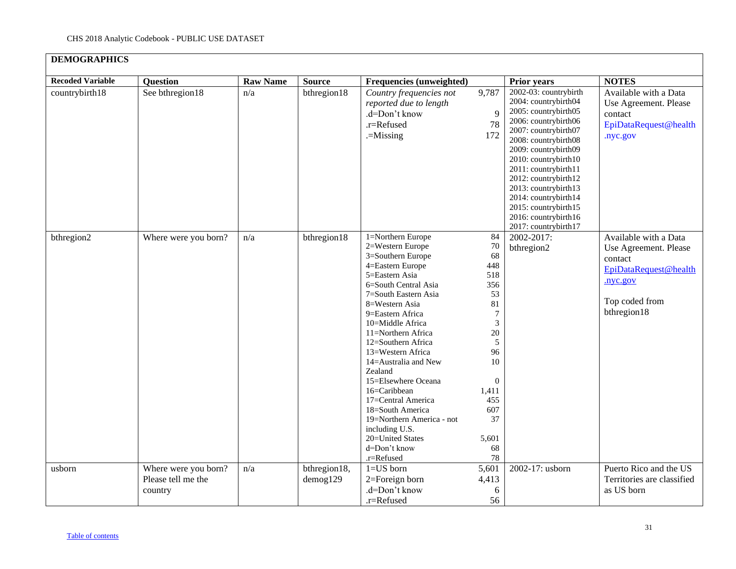## DEMOGRAPHICS

| Recoded Variable | Question | Raw Name | Source | Frequencies (unweighted) | | Prior years | NOTES |
|---|---|---|---|---|---|---|---|
| countrybirth18 | See bthregion18 | n/a | bthregion18 | *Country frequencies not reported due to length*<br>.d=Don't know<br>.r=Refused<br>.=Missing | 9,787<br>9<br>78<br>172 | 2002-03: countrybirth<br>2004: countrybirth04<br>2005: countrybirth05<br>2006: countrybirth06<br>2007: countrybirth07<br>2008: countrybirth08<br>2009: countrybirth09<br>2010: countrybirth10<br>2011: countrybirth11<br>2012: countrybirth12<br>2013: countrybirth13<br>2014: countrybirth14<br>2015: countrybirth15<br>2016: countrybirth16<br>2017: countrybirth17 | Available with a Data Use Agreement. Please contact EpiDataRequest@health.nyc.gov |
| bthregion2 | Where were you born? | n/a | bthregion18 | 1=Northern Europe<br>2=Western Europe<br>3=Southern Europe<br>4=Eastern Europe<br>5=Eastern Asia<br>6=South Central Asia<br>7=South Eastern Asia<br>8=Western Asia<br>9=Eastern Africa<br>10=Middle Africa<br>11=Northern Africa<br>12=Southern Africa<br>13=Western Africa<br>14=Australia and New Zealand<br>15=Elsewhere Oceana<br>16=Caribbean<br>17=Central America<br>18=South America<br>19=Northern America - not including U.S.<br>20=United States<br>d=Don't know<br>.r=Refused | 84<br>70<br>68<br>448<br>518<br>356<br>53<br>81<br>7<br>3<br>20<br>5<br>96<br>10<br>0<br>1,411<br>455<br>607<br>37<br>5,601<br>68<br>78 | 2002-2017: bthregion2 | Available with a Data Use Agreement. Please contact EpiDataRequest@health.nyc.gov<br><br>Top coded from bthregion18 |
| usborn | Where were you born? Please tell me the country | n/a | bthregion18, demog129 | 1=US born<br>2=Foreign born<br>.d=Don't know<br>.r=Refused | 5,601<br>4,413<br>6<br>56 | 2002-17: usborn | Puerto Rico and the US Territories are classified as US born |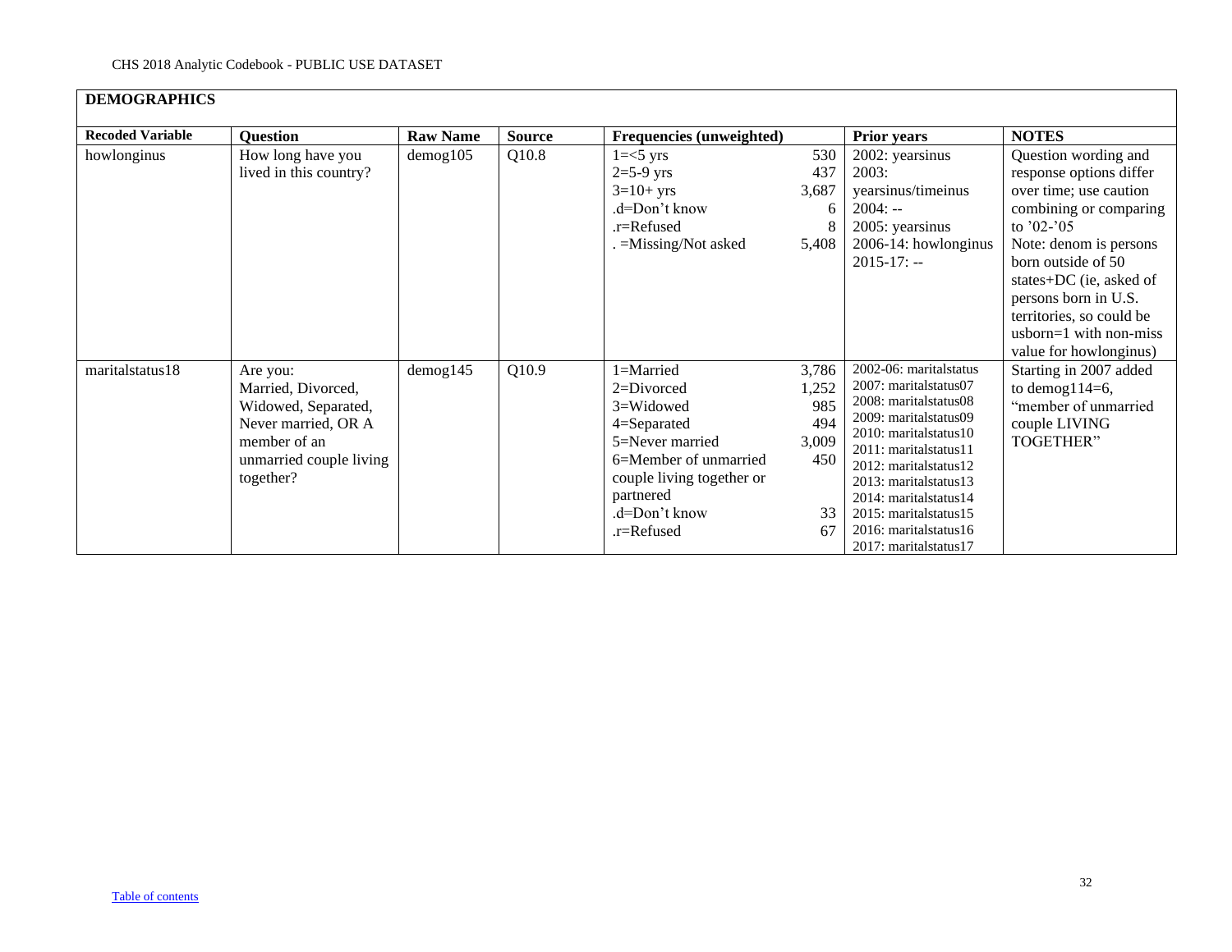| DEMOGRAPHICS | | | | | | |
|---|---|---|---|---|---|---|
| **Recoded Variable** | **Question** | **Raw Name** | **Source** | **Frequencies (unweighted)** | **Prior years** | **NOTES** |
| howlonginus | How long have you lived in this country? | demog105 | Q10.8 | 1=<5 yrs 530<br>2=5-9 yrs 437<br>3=10+ yrs 3,687<br>.d=Don't know 6<br>.r=Refused 8<br>. =Missing/Not asked 5,408 | 2002: yearsinus<br>2003: yearsinus/timeinus<br>2004: --<br>2005: yearsinus<br>2006-14: howlonginus<br>2015-17: -- | Question wording and response options differ over time; use caution combining or comparing to '02-'05<br>Note: denom is persons born outside of 50 states+DC (ie, asked of persons born in U.S. territories, so could be usborn=1 with non-miss value for howlonginus) |
| maritalstatus18 | Are you: Married, Divorced, Widowed, Separated, Never married, OR A member of an unmarried couple living together? | demog145 | Q10.9 | 1=Married 3,786<br>2=Divorced 1,252<br>3=Widowed 985<br>4=Separated 494<br>5=Never married 3,009<br>6=Member of unmarried couple living together or partnered 450<br>.d=Don't know 33<br>.r=Refused 67 | 2002-06: maritalstatus<br>2007: maritalstatus07<br>2008: maritalstatus08<br>2009: maritalstatus09<br>2010: maritalstatus10<br>2011: maritalstatus11<br>2012: maritalstatus12<br>2013: maritalstatus13<br>2014: maritalstatus14<br>2015: maritalstatus15<br>2016: maritalstatus16<br>2017: maritalstatus17 | Starting in 2007 added to demog114=6, "member of unmarried couple LIVING TOGETHER" |

Table of contents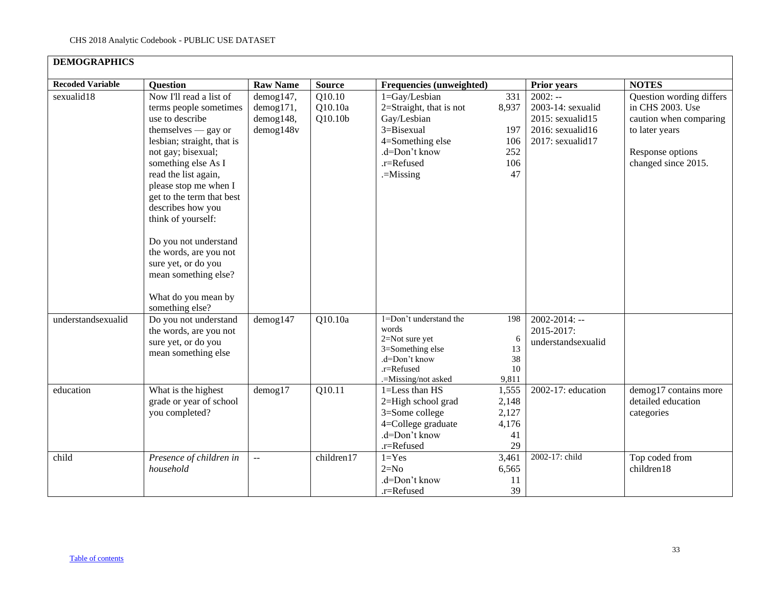## DEMOGRAPHICS

| Recoded Variable | Question | Raw Name | Source | Frequencies (unweighted) | | Prior years | NOTES |
|---|---|---|---|---|---|---|---|
| sexualid18 | Now I'll read a list of terms people sometimes use to describe themselves — gay or lesbian; straight, that is not gay; bisexual; something else As I read the list again, please stop me when I get to the term that best describes how you think of yourself:<br><br>Do you not understand the words, are you not sure yet, or do you mean something else?<br><br>What do you mean by something else? | demog147, demog171, demog148, demog148v | Q10.10 Q10.10a Q10.10b | 1=Gay/Lesbian<br>2=Straight, that is not Gay/Lesbian<br>3=Bisexual<br>4=Something else<br>.d=Don't know<br>.r=Refused<br>.=Missing | 331<br>8,937<br><br>197<br>106<br>252<br>106<br>47 | 2002: --<br>2003-14: sexualid<br>2015: sexualid15<br>2016: sexualid16<br>2017: sexualid17 | Question wording differs in CHS 2003. Use caution when comparing to later years<br><br>Response options changed since 2015. |
| understandsexualid | Do you not understand the words, are you not sure yet, or do you mean something else | demog147 | Q10.10a | 1=Don't understand the words<br>2=Not sure yet<br>3=Something else<br>.d=Don't know<br>.r=Refused<br>.=Missing/not asked | 198<br><br>6<br>13<br>38<br>10<br>9,811 | 2002-2014: --<br>2015-2017: understandsexualid | |
| education | What is the highest grade or year of school you completed? | demog17 | Q10.11 | 1=Less than HS<br>2=High school grad<br>3=Some college<br>4=College graduate<br>.d=Don't know<br>.r=Refused | 1,555<br>2,148<br>2,127<br>4,176<br>41<br>29 | 2002-17: education | demog17 contains more detailed education categories |
| child | *Presence of children in household* | -- | children17 | 1=Yes<br>2=No<br>.d=Don't know<br>.r=Refused | 3,461<br>6,565<br>11<br>39 | 2002-17: child | Top coded from children18 |

Table of contents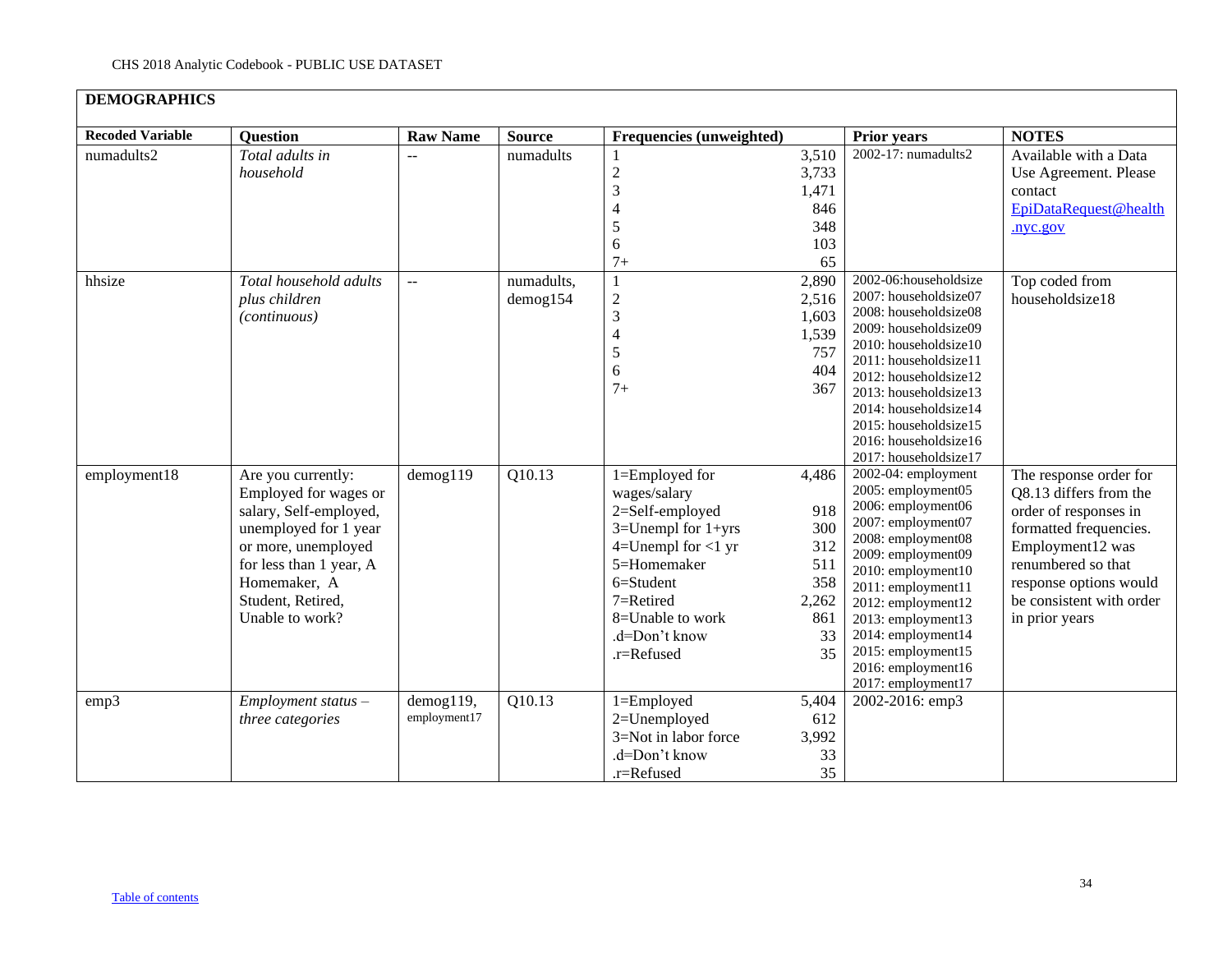## DEMOGRAPHICS

| Recoded Variable | Question | Raw Name | Source | Frequencies (unweighted) | | Prior years | NOTES |
|---|---|---|---|---|---|---|---|
| numadults2 | *Total adults in household* | -- | numadults | 1<br>2<br>3<br>4<br>5<br>6<br>7+ | 3,510<br>3,733<br>1,471<br>846<br>348<br>103<br>65 | 2002-17: numadults2 | Available with a Data Use Agreement. Please contact EpiDataRequest@health.nyc.gov |
| hhsize | *Total household adults plus children (continuous)* | -- | numadults, demog154 | 1<br>2<br>3<br>4<br>5<br>6<br>7+ | 2,890<br>2,516<br>1,603<br>1,539<br>757<br>404<br>367 | 2002-06:householdsize<br>2007: householdsize07<br>2008: householdsize08<br>2009: householdsize09<br>2010: householdsize10<br>2011: householdsize11<br>2012: householdsize12<br>2013: householdsize13<br>2014: householdsize14<br>2015: householdsize15<br>2016: householdsize16<br>2017: householdsize17 | Top coded from householdsize18 |
| employment18 | Are you currently: Employed for wages or salary, Self-employed, unemployed for 1 year or more, unemployed for less than 1 year, A Homemaker, A Student, Retired, Unable to work? | demog119 | Q10.13 | 1=Employed for wages/salary<br>2=Self-employed<br>3=Unempl for 1+yrs<br>4=Unempl for <1 yr<br>5=Homemaker<br>6=Student<br>7=Retired<br>8=Unable to work<br>.d=Don't know<br>.r=Refused | 4,486<br><br>918<br>300<br>312<br>511<br>358<br>2,262<br>861<br>33<br>35 | 2002-04: employment<br>2005: employment05<br>2006: employment06<br>2007: employment07<br>2008: employment08<br>2009: employment09<br>2010: employment10<br>2011: employment11<br>2012: employment12<br>2013: employment13<br>2014: employment14<br>2015: employment15<br>2016: employment16<br>2017: employment17 | The response order for Q8.13 differs from the order of responses in formatted frequencies. Employment12 was renumbered so that response options would be consistent with order in prior years |
| emp3 | *Employment status – three categories* | demog119, employment17 | Q10.13 | 1=Employed<br>2=Unemployed<br>3=Not in labor force<br>.d=Don't know<br>.r=Refused | 5,404<br>612<br>3,992<br>33<br>35 | 2002-2016: emp3 | |

Table of contents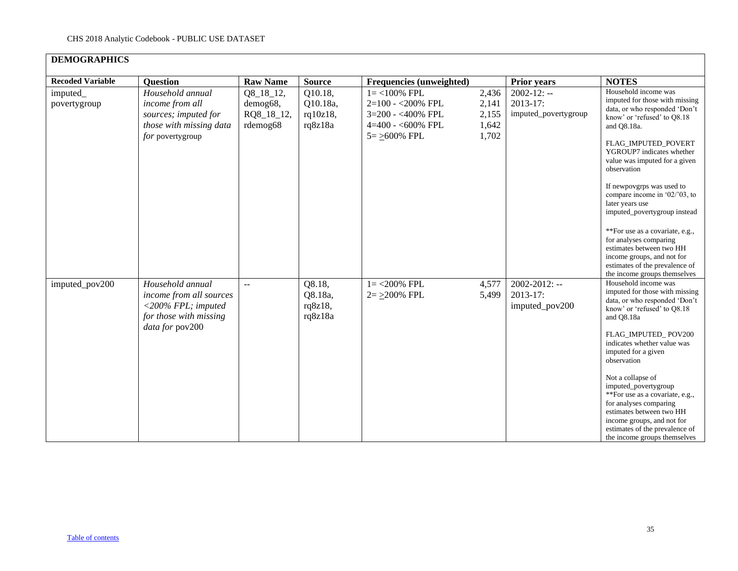## DEMOGRAPHICS

| Recoded Variable | Question | Raw Name | Source | Frequencies (unweighted) | | Prior years | NOTES |
|---|---|---|---|---|---|---|---|
| imputed_povertygroup | *Household annual income from all sources; imputed for those with missing data for* povertygroup | Q8_18_12, demog68, RQ8_18_12, rdemog68 | Q10.18, Q10.18a, rq10z18, rq8z18a | 1= <100% FPL<br>2=100 - <200% FPL<br>3=200 - <400% FPL<br>4=400 - <600% FPL<br>5= >600% FPL | 2,436<br>2,141<br>2,155<br>1,642<br>1,702 | 2002-12: --<br>2013-17: imputed_povertygroup | Household income was imputed for those with missing data, or who responded 'Don't know' or 'refused' to Q8.18 and Q8.18a.<br><br>FLAG_IMPUTED_POVERTYGROUP7 indicates whether value was imputed for a given observation<br><br>If newpovgrps was used to compare income in '02/'03, to later years use imputed_povertygroup instead<br><br>**For use as a covariate, e.g., for analyses comparing estimates between two HH income groups, and not for estimates of the prevalence of the income groups themselves |
| imputed_pov200 | *Household annual income from all sources <200% FPL; imputed for those with missing data for* pov200 | -- | Q8.18, Q8.18a, rq8z18, rq8z18a | 1= <200% FPL<br>2= >200% FPL | 4,577<br>5,499 | 2002-2012: --<br>2013-17: imputed_pov200 | Household income was imputed for those with missing data, or who responded 'Don't know' or 'refused' to Q8.18 and Q8.18a<br><br>FLAG_IMPUTED_ POV200 indicates whether value was imputed for a given observation<br><br>Not a collapse of imputed_povertygroup<br>**For use as a covariate, e.g., for analyses comparing estimates between two HH income groups, and not for estimates of the prevalence of the income groups themselves |

Table of contents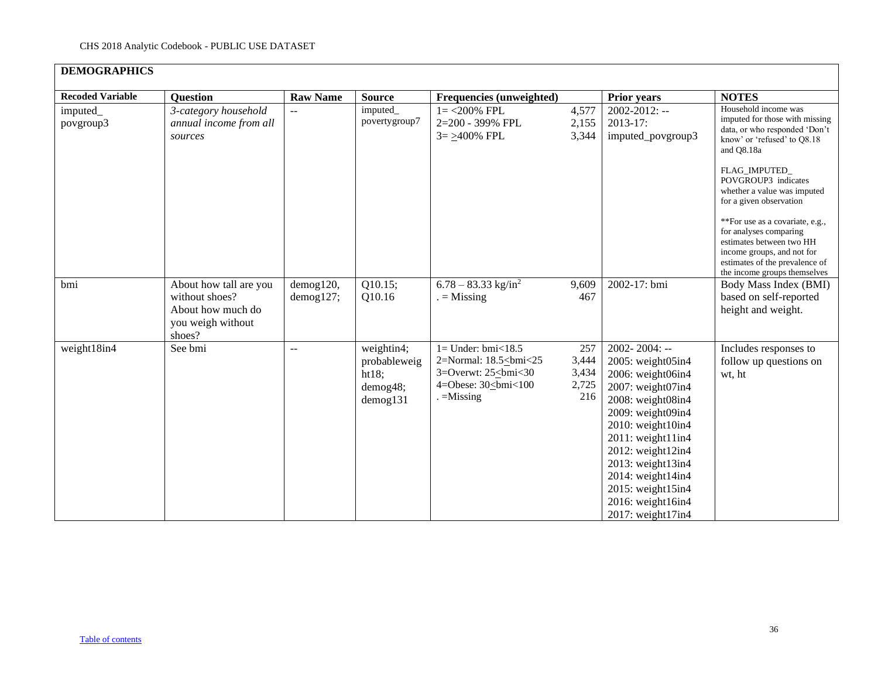CHS 2018 Analytic Codebook - PUBLIC USE DATASET

## DEMOGRAPHICS

| Recoded Variable | Question | Raw Name | Source | Frequencies (unweighted) | | Prior years | NOTES |
|---|---|---|---|---|---|---|---|
| imputed_povgroup3 | *3-category household annual income from all sources* | -- | imputed_povertygroup7 | 1= <200% FPL<br>2=200 - 399% FPL<br>3= >400% FPL | 4,577<br>2,155<br>3,344 | 2002-2012: --<br>2013-17: imputed_povgroup3 | Household income was imputed for those with missing data, or who responded 'Don't know' or 'refused' to Q8.18 and Q8.18a<br><br>FLAG_IMPUTED_POVGROUP3 indicates whether a value was imputed for a given observation<br><br>**For use as a covariate, e.g., for analyses comparing estimates between two HH income groups, and not for estimates of the prevalence of the income groups themselves |
| bmi | About how tall are you without shoes? About how much do you weigh without shoes? | demog120, demog127; | Q10.15; Q10.16 | 6.78 – 83.33 kg/in$^2$<br>. = Missing | 9,609<br>467 | 2002-17: bmi | Body Mass Index (BMI) based on self-reported height and weight. |
| weight18in4 | See bmi | -- | weightin4; probableweight18; demog48; demog131 | 1= Under: bmi<18.5<br>2=Normal: 18.5≤bmi<25<br>3=Overwt: 25≤bmi<30<br>4=Obese: 30≤bmi<100<br>. =Missing | 257<br>3,444<br>3,434<br>2,725<br>216 | 2002- 2004: --<br>2005: weight05in4<br>2006: weight06in4<br>2007: weight07in4<br>2008: weight08in4<br>2009: weight09in4<br>2010: weight10in4<br>2011: weight11in4<br>2012: weight12in4<br>2013: weight13in4<br>2014: weight14in4<br>2015: weight15in4<br>2016: weight16in4<br>2017: weight17in4 | Includes responses to follow up questions on wt, ht |

Table of contents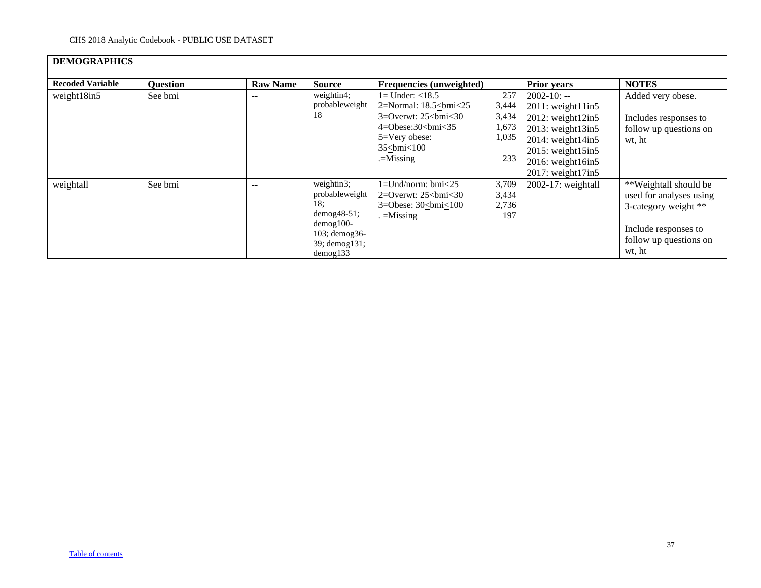| **DEMOGRAPHICS** | | | | | | |
|---|---|---|---|---|---|---|
| **Recoded Variable** | **Question** | **Raw Name** | **Source** | **Frequencies (unweighted)** | **Prior years** | **NOTES** |
| weight18in5 | See bmi | -- | weightin4; probableweight 18 | 1= Under: <18.5 257<br>2=Normal: 18.5≤bmi<25 3,444<br>3=Overwt: 25≤bmi<30 3,434<br>4=Obese:30≤bmi<35 1,673<br>5=Very obese: 35≤bmi<100 1,035<br>.=Missing 233 | 2002-10: --<br>2011: weight11in5<br>2012: weight12in5<br>2013: weight13in5<br>2014: weight14in5<br>2015: weight15in5<br>2016: weight16in5<br>2017: weight17in5 | Added very obese.<br><br>Includes responses to follow up questions on wt, ht |
| weightall | See bmi | -- | weightin3; probableweight 18; demog48-51; demog100-103; demog36-39; demog131; demog133 | 1=Und/norm: bmi<25 3,709<br>2=Overwt: 25≤bmi<30 3,434<br>3=Obese: 30≤bmi≤100 2,736<br>. =Missing 197 | 2002-17: weightall | **Weightall should be used for analyses using 3-category weight **<br><br>Include responses to follow up questions on wt, ht |

Table of contents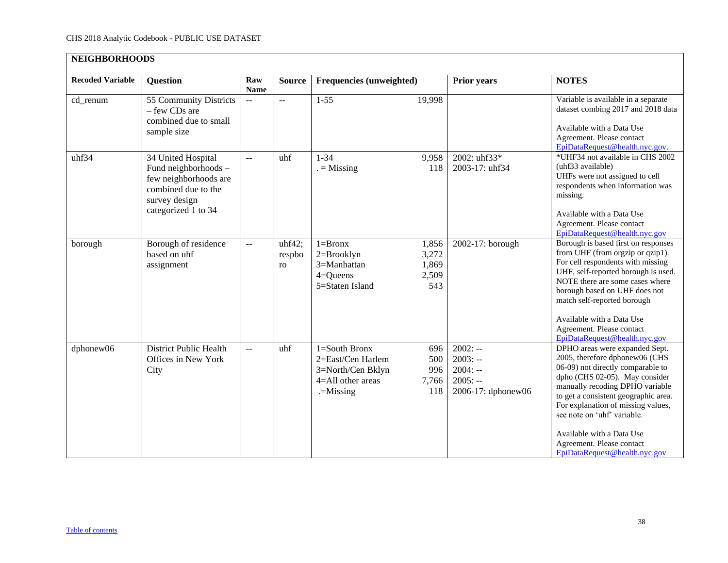## NEIGHBORHOODS

| Recoded Variable | Question | Raw Name | Source | Frequencies (unweighted) | | Prior years | NOTES |
|---|---|---|---|---|---|---|---|
| cd_renum | 55 Community Districts – few CDs are combined due to small sample size | -- | -- | 1-55 | 19,998 | | Variable is available in a separate dataset combing 2017 and 2018 data<br><br>Available with a Data Use Agreement. Please contact EpiDataRequest@health.nyc.gov. |
| uhf34 | 34 United Hospital Fund neighborhoods – few neighborhoods are combined due to the survey design categorized 1 to 34 | -- | uhf | 1-34<br>. = Missing | 9,958<br>118 | 2002: uhf33*<br>2003-17: uhf34 | *UHF34 not available in CHS 2002 (uhf33 available)<br>UHFs were not assigned to cell respondents when information was missing.<br><br>Available with a Data Use Agreement. Please contact EpiDataRequest@health.nyc.gov |
| borough | Borough of residence based on uhf assignment | -- | uhf42; respboro | 1=Bronx<br>2=Brooklyn<br>3=Manhattan<br>4=Queens<br>5=Staten Island | 1,856<br>3,272<br>1,869<br>2,509<br>543 | 2002-17: borough | Borough is based first on responses from UHF (from orgzip or qzip1). For cell respondents with missing UHF, self-reported borough is used. NOTE there are some cases where borough based on UHF does not match self-reported borough<br><br>Available with a Data Use Agreement. Please contact EpiDataRequest@health.nyc.gov |
| dphonew06 | District Public Health Offices in New York City | -- | uhf | 1=South Bronx<br>2=East/Cen Harlem<br>3=North/Cen Bklyn<br>4=All other areas<br>.=Missing | 696<br>500<br>996<br>7,766<br>118 | 2002: --<br>2003: --<br>2004: --<br>2005: --<br>2006-17: dphonew06 | DPHO areas were expanded Sept. 2005, therefore dphonew06 (CHS 06-09) not directly comparable to dpho (CHS 02-05). May consider manually recoding DPHO variable to get a consistent geographic area. For explanation of missing values, see note on 'uhf' variable.<br><br>Available with a Data Use Agreement. Please contact EpiDataRequest@health.nyc.gov |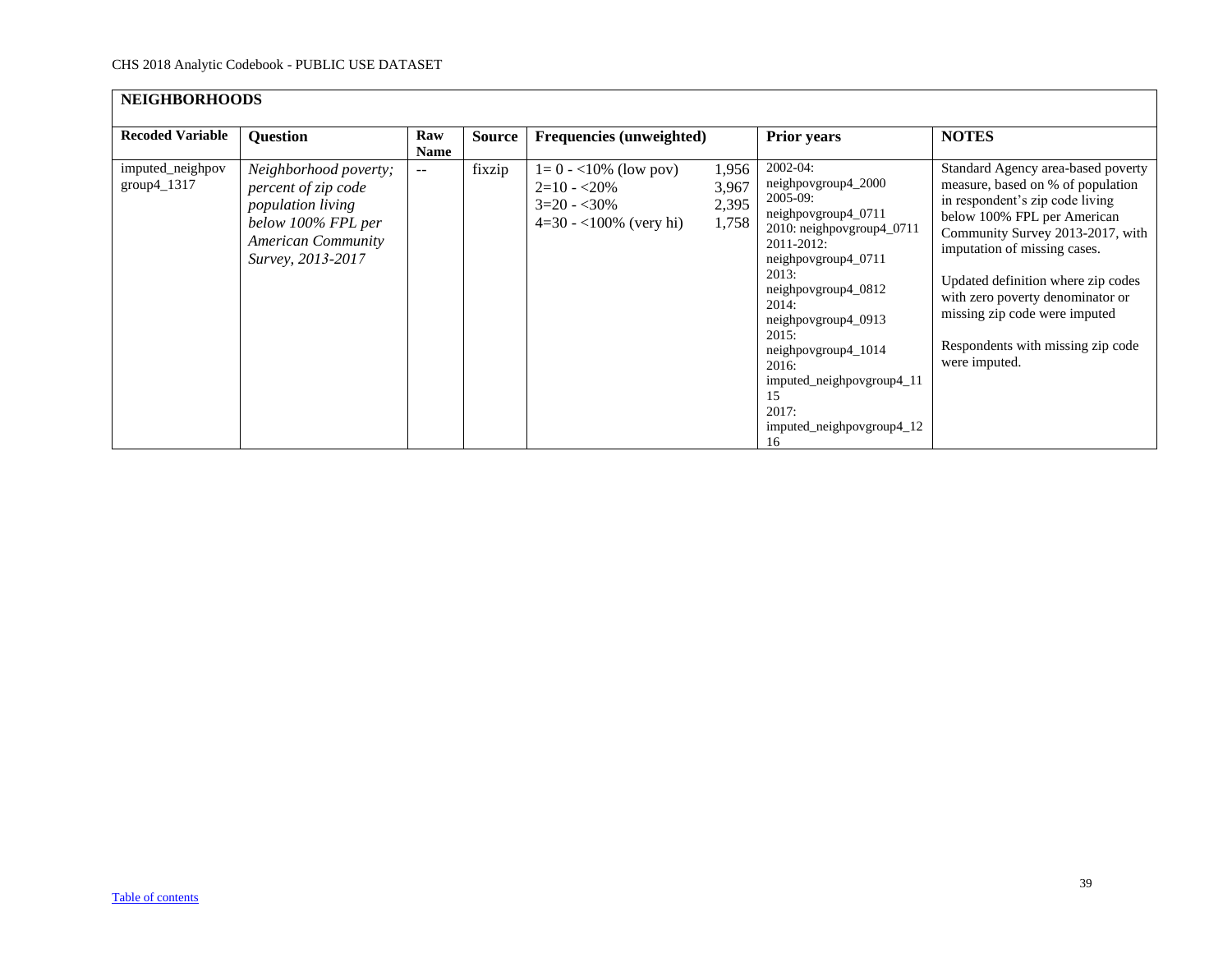| **NEIGHBORHOODS** | | | | | | |
|---|---|---|---|---|---|---|
| **Recoded Variable** | **Question** | **Raw Name** | **Source** | **Frequencies (unweighted)** | **Prior years** | **NOTES** |
| imputed_neighpovgroup4_1317 | *Neighborhood poverty; percent of zip code population living below 100% FPL per American Community Survey, 2013-2017* | -- | fixzip | 1= 0 - <10% (low pov) 1,956<br>2=10 - <20% 3,967<br>3=20 - <30% 2,395<br>4=30 - <100% (very hi) 1,758 | 2002-04: neighpovgroup4_2000<br>2005-09: neighpovgroup4_0711<br>2010: neighpovgroup4_0711<br>2011-2012: neighpovgroup4_0711<br>2013: neighpovgroup4_0812<br>2014: neighpovgroup4_0913<br>2015: neighpovgroup4_1014<br>2016: imputed_neighpovgroup4_1115<br>2017: imputed_neighpovgroup4_1216 | Standard Agency area-based poverty measure, based on % of population in respondent's zip code living below 100% FPL per American Community Survey 2013-2017, with imputation of missing cases.<br><br>Updated definition where zip codes with zero poverty denominator or missing zip code were imputed<br><br>Respondents with missing zip code were imputed. |

[Table of contents]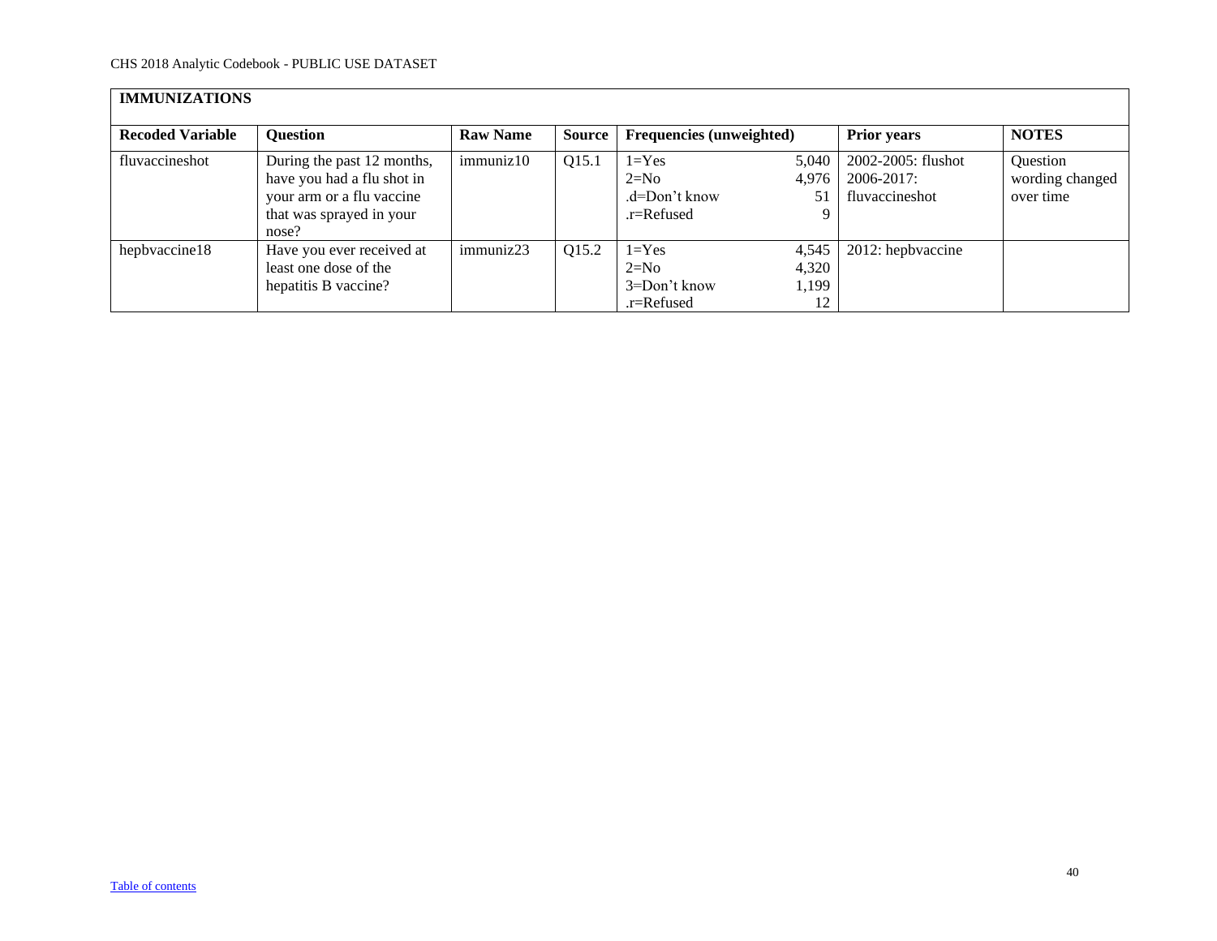## IMMUNIZATIONS

| Recoded Variable | Question | Raw Name | Source | Frequencies (unweighted) | Prior years | NOTES |
|---|---|---|---|---|---|---|
| fluvaccineshot | During the past 12 months, have you had a flu shot in your arm or a flu vaccine that was sprayed in your nose? | immuniz10 | Q15.1 | 1=Yes 5,040<br>2=No 4,976<br>.d=Don't know 51<br>.r=Refused 9 | 2002-2005: flushot<br>2006-2017: fluvaccineshot | Question wording changed over time |
| hepbvaccine18 | Have you ever received at least one dose of the hepatitis B vaccine? | immuniz23 | Q15.2 | 1=Yes 4,545<br>2=No 4,320<br>3=Don't know 1,199<br>.r=Refused 12 | 2012: hepbvaccine | |

Table of contents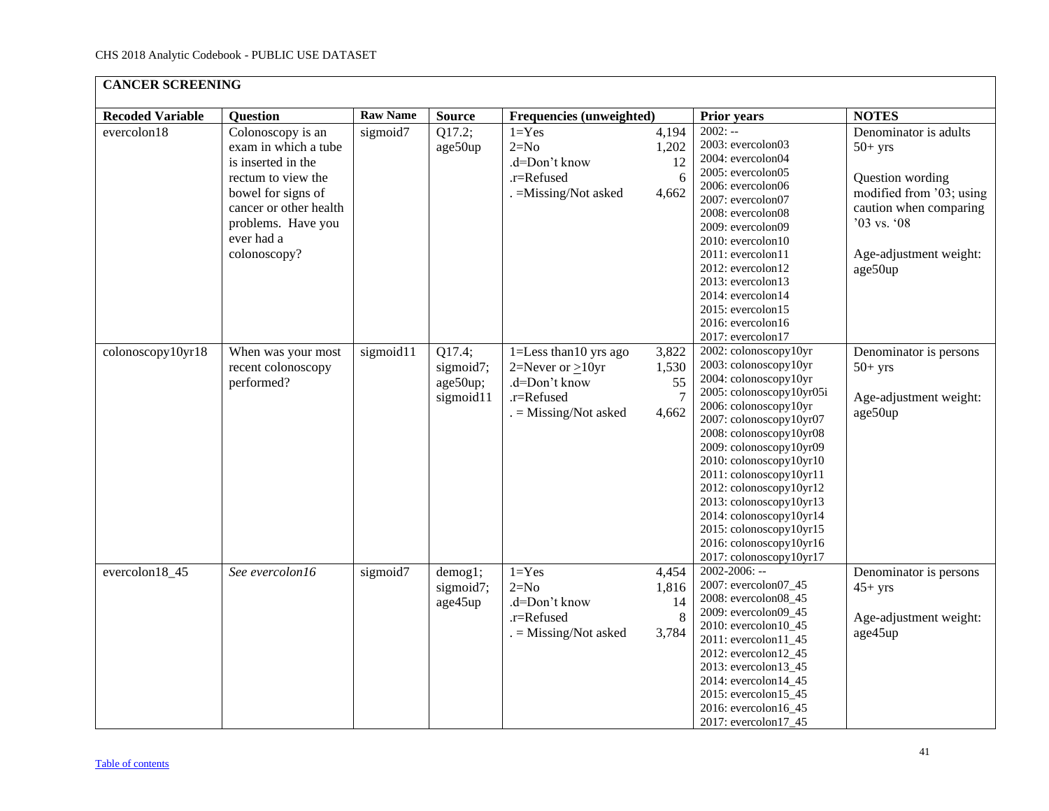## CANCER SCREENING

| Recoded Variable | Question | Raw Name | Source | Frequencies (unweighted) | | Prior years | NOTES |
|---|---|---|---|---|---|---|---|
| evercolon18 | Colonoscopy is an exam in which a tube is inserted in the rectum to view the bowel for signs of cancer or other health problems. Have you ever had a colonoscopy? | sigmoid7 | Q17.2; age50up | 1=Yes<br>2=No<br>.d=Don't know<br>.r=Refused<br>. =Missing/Not asked | 4,194<br>1,202<br>12<br>6<br>4,662 | 2002: --<br>2003: evercolon03<br>2004: evercolon04<br>2005: evercolon05<br>2006: evercolon06<br>2007: evercolon07<br>2008: evercolon08<br>2009: evercolon09<br>2010: evercolon10<br>2011: evercolon11<br>2012: evercolon12<br>2013: evercolon13<br>2014: evercolon14<br>2015: evercolon15<br>2016: evercolon16<br>2017: evercolon17 | Denominator is adults 50+ yrs<br><br>Question wording modified from '03; using caution when comparing '03 vs. '08<br><br>Age-adjustment weight: age50up |
| colonoscopy10yr18 | When was your most recent colonoscopy performed? | sigmoid11 | Q17.4; sigmoid7; age50up; sigmoid11 | 1=Less than10 yrs ago<br>2=Never or ≥10yr<br>.d=Don't know<br>.r=Refused<br>. = Missing/Not asked | 3,822<br>1,530<br>55<br>7<br>4,662 | 2002: colonoscopy10yr<br>2003: colonoscopy10yr<br>2004: colonoscopy10yr<br>2005: colonoscopy10yr05i<br>2006: colonoscopy10yr<br>2007: colonoscopy10yr07<br>2008: colonoscopy10yr08<br>2009: colonoscopy10yr09<br>2010: colonoscopy10yr10<br>2011: colonoscopy10yr11<br>2012: colonoscopy10yr12<br>2013: colonoscopy10yr13<br>2014: colonoscopy10yr14<br>2015: colonoscopy10yr15<br>2016: colonoscopy10yr16<br>2017: colonoscopy10yr17 | Denominator is persons 50+ yrs<br><br>Age-adjustment weight: age50up |
| evercolon18_45 | *See evercolon16* | sigmoid7 | demog1; sigmoid7; age45up | 1=Yes<br>2=No<br>.d=Don't know<br>.r=Refused<br>. = Missing/Not asked | 4,454<br>1,816<br>14<br>8<br>3,784 | 2002-2006: --<br>2007: evercolon07_45<br>2008: evercolon08_45<br>2009: evercolon09_45<br>2010: evercolon10_45<br>2011: evercolon11_45<br>2012: evercolon12_45<br>2013: evercolon13_45<br>2014: evercolon14_45<br>2015: evercolon15_45<br>2016: evercolon16_45<br>2017: evercolon17_45 | Denominator is persons 45+ yrs<br><br>Age-adjustment weight: age45up |

Table of contents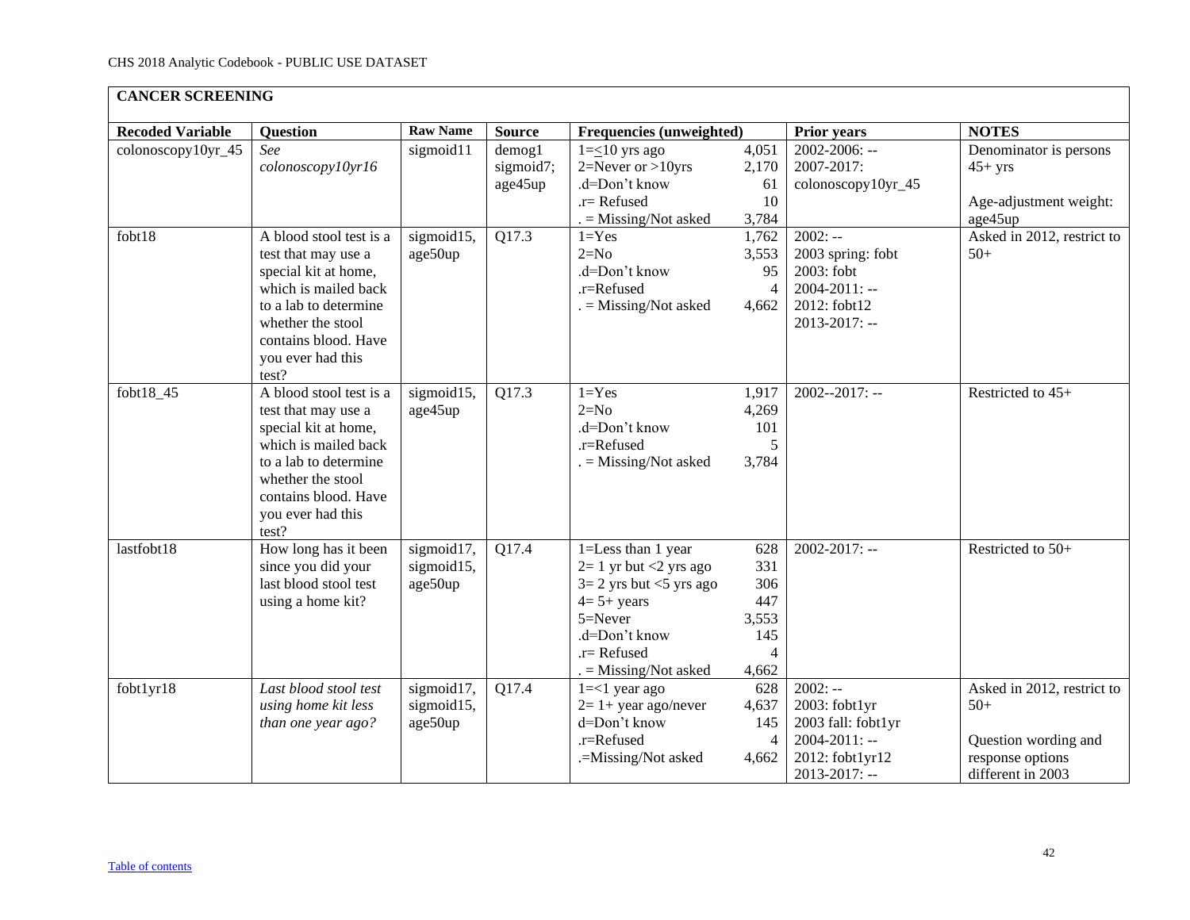| CANCER SCREENING | | | | | | |
|---|---|---|---|---|---|---|
| **Recoded Variable** | **Question** | **Raw Name** | **Source** | **Frequencies (unweighted)** | **Prior years** | **NOTES** |
| colonoscopy10yr_45 | *See colonoscopy10yr16* | sigmoid11 | demog1 sigmoid7; age45up | 1=≤10 yrs ago 4,051<br>2=Never or >10yrs 2,170<br>.d=Don't know 61<br>.r= Refused 10<br>. = Missing/Not asked 3,784 | 2002-2006: --<br>2007-2017: colonoscopy10yr_45 | Denominator is persons 45+ yrs<br><br>Age-adjustment weight: age45up |
| fobt18 | A blood stool test is a test that may use a special kit at home, which is mailed back to a lab to determine whether the stool contains blood. Have you ever had this test? | sigmoid15, age50up | Q17.3 | 1=Yes 1,762<br>2=No 3,553<br>.d=Don't know 95<br>.r=Refused 4<br>. = Missing/Not asked 4,662 | 2002: --<br>2003 spring: fobt<br>2003: fobt<br>2004-2011: --<br>2012: fobt12<br>2013-2017: -- | Asked in 2012, restrict to 50+ |
| fobt18_45 | A blood stool test is a test that may use a special kit at home, which is mailed back to a lab to determine whether the stool contains blood. Have you ever had this test? | sigmoid15, age45up | Q17.3 | 1=Yes 1,917<br>2=No 4,269<br>.d=Don't know 101<br>.r=Refused 5<br>. = Missing/Not asked 3,784 | 2002--2017: -- | Restricted to 45+ |
| lastfobt18 | How long has it been since you did your last blood stool test using a home kit? | sigmoid17, sigmoid15, age50up | Q17.4 | 1=Less than 1 year 628<br>2= 1 yr but <2 yrs ago 331<br>3= 2 yrs but <5 yrs ago 306<br>4= 5+ years 447<br>5=Never 3,553<br>.d=Don't know 145<br>.r= Refused 4<br>. = Missing/Not asked 4,662 | 2002-2017: -- | Restricted to 50+ |
| fobt1yr18 | *Last blood stool test using home kit less than one year ago?* | sigmoid17, sigmoid15, age50up | Q17.4 | 1=<1 year ago 628<br>2= 1+ year ago/never 4,637<br>d=Don't know 145<br>.r=Refused 4<br>.=Missing/Not asked 4,662 | 2002: --<br>2003: fobt1yr<br>2003 fall: fobt1yr<br>2004-2011: --<br>2012: fobt1yr12<br>2013-2017: -- | Asked in 2012, restrict to 50+<br><br>Question wording and response options different in 2003 |

[Table of contents](#)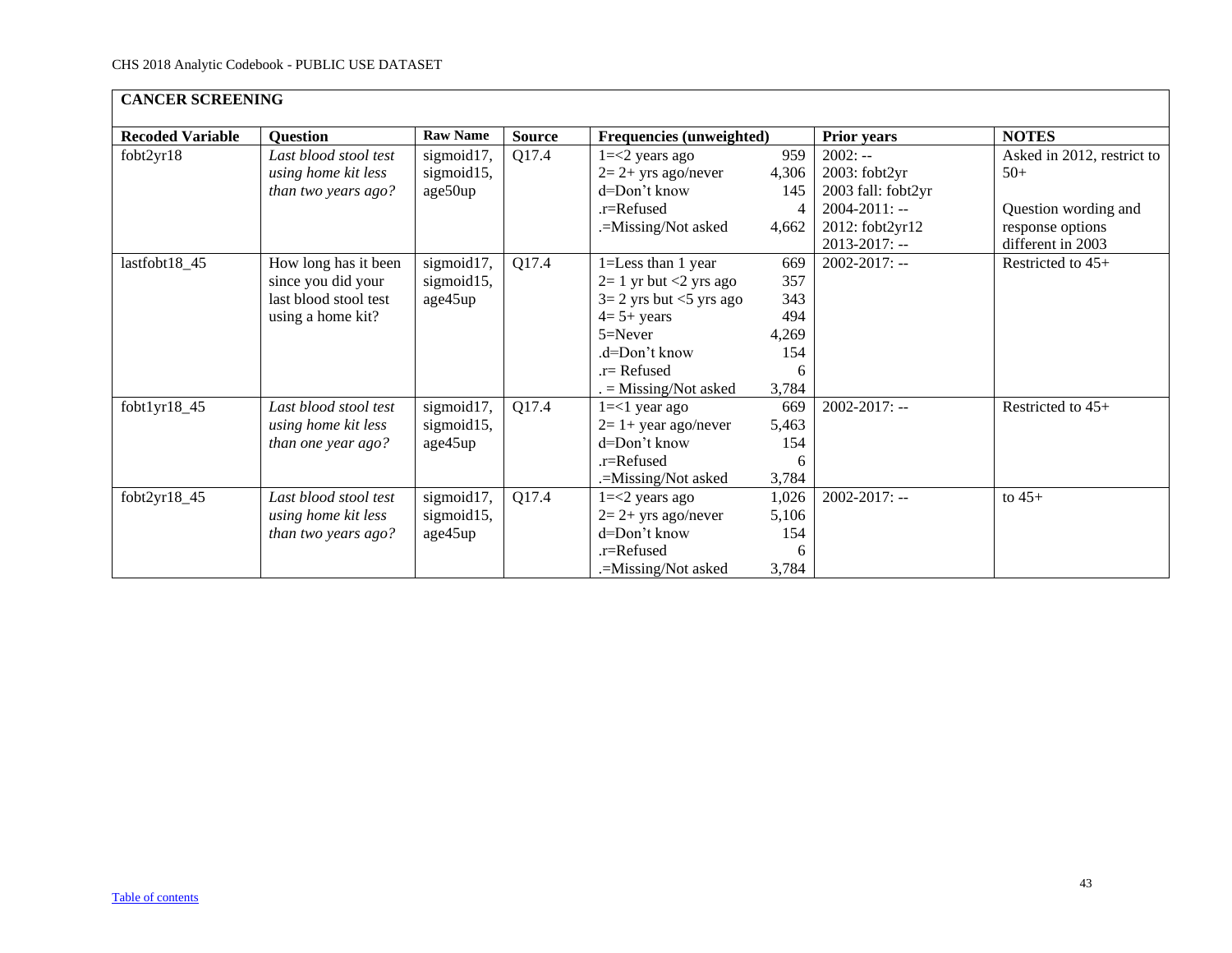## CANCER SCREENING

| Recoded Variable | Question | Raw Name | Source | Frequencies (unweighted) | | Prior years | NOTES |
|---|---|---|---|---|---|---|---|
| fobt2yr18 | *Last blood stool test using home kit less than two years ago?* | sigmoid17, sigmoid15, age50up | Q17.4 | 1=<2 years ago<br>2= 2+ yrs ago/never<br>d=Don't know<br>.r=Refused<br>.=Missing/Not asked | 959<br>4,306<br>145<br>4<br>4,662 | 2002: --<br>2003: fobt2yr<br>2003 fall: fobt2yr<br>2004-2011: --<br>2012: fobt2yr12<br>2013-2017: -- | Asked in 2012, restrict to 50+<br><br>Question wording and response options different in 2003 |
| lastfobt18_45 | How long has it been since you did your last blood stool test using a home kit? | sigmoid17, sigmoid15, age45up | Q17.4 | 1=Less than 1 year<br>2= 1 yr but <2 yrs ago<br>3= 2 yrs but <5 yrs ago<br>4= 5+ years<br>5=Never<br>.d=Don't know<br>.r= Refused<br>. = Missing/Not asked | 669<br>357<br>343<br>494<br>4,269<br>154<br>6<br>3,784 | 2002-2017: -- | Restricted to 45+ |
| fobt1yr18_45 | *Last blood stool test using home kit less than one year ago?* | sigmoid17, sigmoid15, age45up | Q17.4 | 1=<1 year ago<br>2= 1+ year ago/never<br>d=Don't know<br>.r=Refused<br>.=Missing/Not asked | 669<br>5,463<br>154<br>6<br>3,784 | 2002-2017: -- | Restricted to 45+ |
| fobt2yr18_45 | *Last blood stool test using home kit less than two years ago?* | sigmoid17, sigmoid15, age45up | Q17.4 | 1=<2 years ago<br>2= 2+ yrs ago/never<br>d=Don't know<br>.r=Refused<br>.=Missing/Not asked | 1,026<br>5,106<br>154<br>6<br>3,784 | 2002-2017: -- | to 45+ |

[Table of contents](#)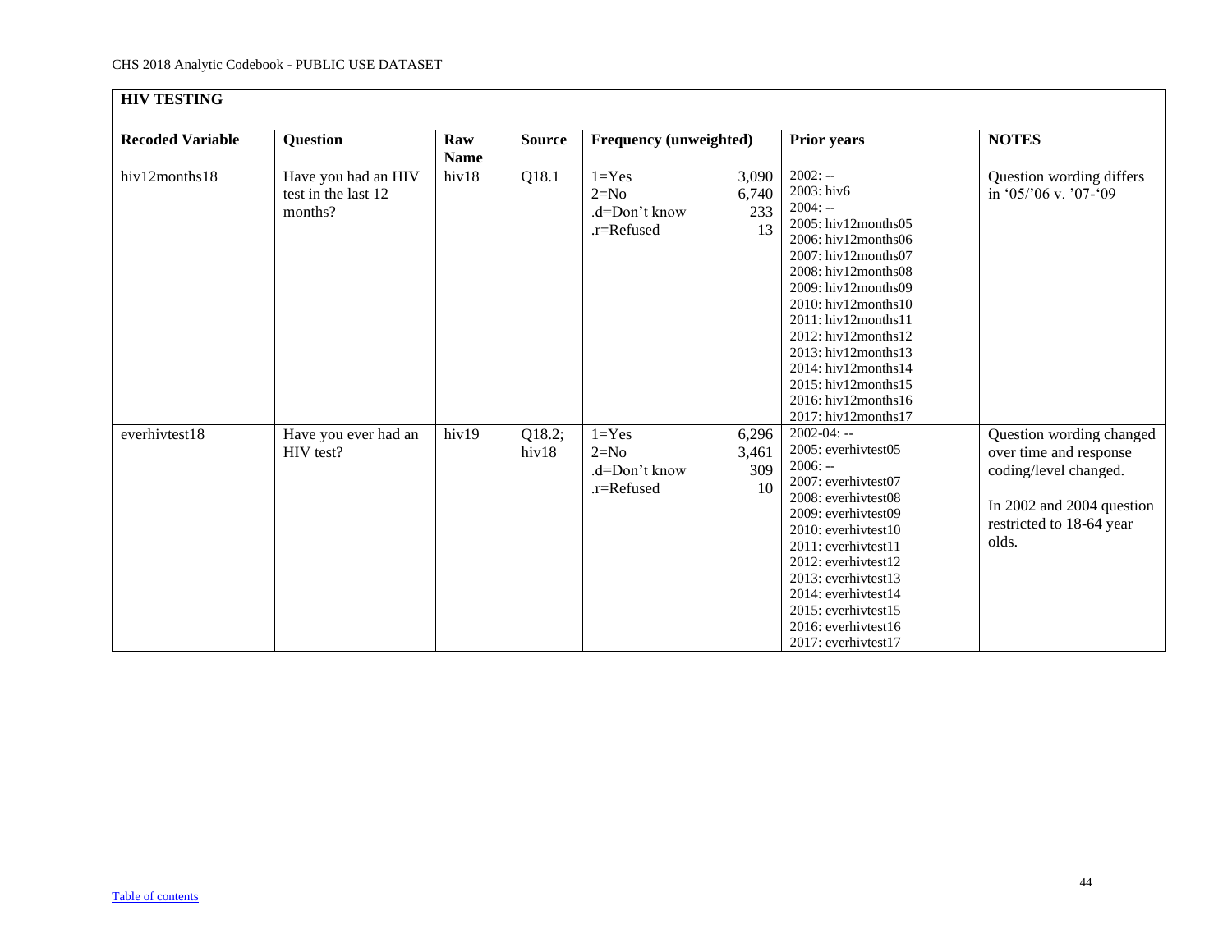## HIV TESTING

| Recoded Variable | Question | Raw Name | Source | Frequency (unweighted) | Prior years | NOTES |
|---|---|---|---|---|---|---|
| hiv12months18 | Have you had an HIV test in the last 12 months? | hiv18 | Q18.1 | 1=Yes 3,090<br>2=No 6,740<br>.d=Don't know 233<br>.r=Refused 13 | 2002: --<br>2003: hiv6<br>2004: --<br>2005: hiv12months05<br>2006: hiv12months06<br>2007: hiv12months07<br>2008: hiv12months08<br>2009: hiv12months09<br>2010: hiv12months10<br>2011: hiv12months11<br>2012: hiv12months12<br>2013: hiv12months13<br>2014: hiv12months14<br>2015: hiv12months15<br>2016: hiv12months16<br>2017: hiv12months17 | Question wording differs in '05/'06 v. '07-'09 |
| everhivtest18 | Have you ever had an HIV test? | hiv19 | Q18.2; hiv18 | 1=Yes 6,296<br>2=No 3,461<br>.d=Don't know 309<br>.r=Refused 10 | 2002-04: --<br>2005: everhivtest05<br>2006: --<br>2007: everhivtest07<br>2008: everhivtest08<br>2009: everhivtest09<br>2010: everhivtest10<br>2011: everhivtest11<br>2012: everhivtest12<br>2013: everhivtest13<br>2014: everhivtest14<br>2015: everhivtest15<br>2016: everhivtest16<br>2017: everhivtest17 | Question wording changed over time and response coding/level changed.<br><br>In 2002 and 2004 question restricted to 18-64 year olds. |

Table of contents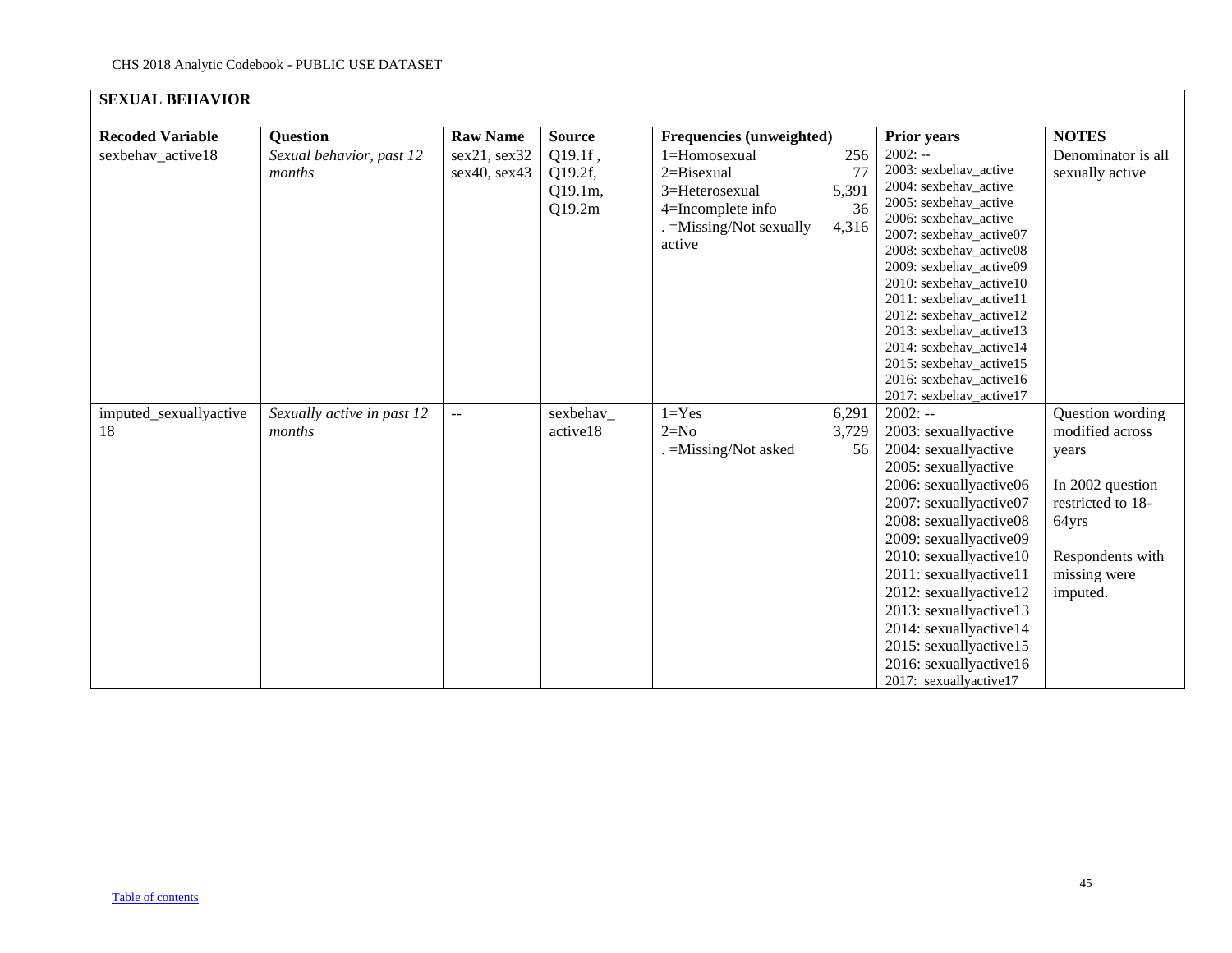## SEXUAL BEHAVIOR

| Recoded Variable | Question | Raw Name | Source | Frequencies (unweighted) | | Prior years | NOTES |
|---|---|---|---|---|---|---|---|
| sexbehav_active18 | *Sexual behavior, past 12 months* | sex21, sex32 sex40, sex43 | Q19.1f , Q19.2f, Q19.1m, Q19.2m | 1=Homosexual<br>2=Bisexual<br>3=Heterosexual<br>4=Incomplete info<br>. =Missing/Not sexually active | 256<br>77<br>5,391<br>36<br>4,316 | 2002: --<br>2003: sexbehav_active<br>2004: sexbehav_active<br>2005: sexbehav_active<br>2006: sexbehav_active<br>2007: sexbehav_active07<br>2008: sexbehav_active08<br>2009: sexbehav_active09<br>2010: sexbehav_active10<br>2011: sexbehav_active11<br>2012: sexbehav_active12<br>2013: sexbehav_active13<br>2014: sexbehav_active14<br>2015: sexbehav_active15<br>2016: sexbehav_active16<br>2017: sexbehav_active17 | Denominator is all sexually active |
| imputed_sexuallyactive 18 | *Sexually active in past 12 months* | -- | sexbehav_ active18 | 1=Yes<br>2=No<br>. =Missing/Not asked | 6,291<br>3,729<br>56 | 2002: --<br>2003: sexuallyactive<br>2004: sexuallyactive<br>2005: sexuallyactive<br>2006: sexuallyactive06<br>2007: sexuallyactive07<br>2008: sexuallyactive08<br>2009: sexuallyactive09<br>2010: sexuallyactive10<br>2011: sexuallyactive11<br>2012: sexuallyactive12<br>2013: sexuallyactive13<br>2014: sexuallyactive14<br>2015: sexuallyactive15<br>2016: sexuallyactive16<br>2017: sexuallyactive17 | Question wording modified across years<br><br>In 2002 question restricted to 18-64yrs<br><br>Respondents with missing were imputed. |

Table of contents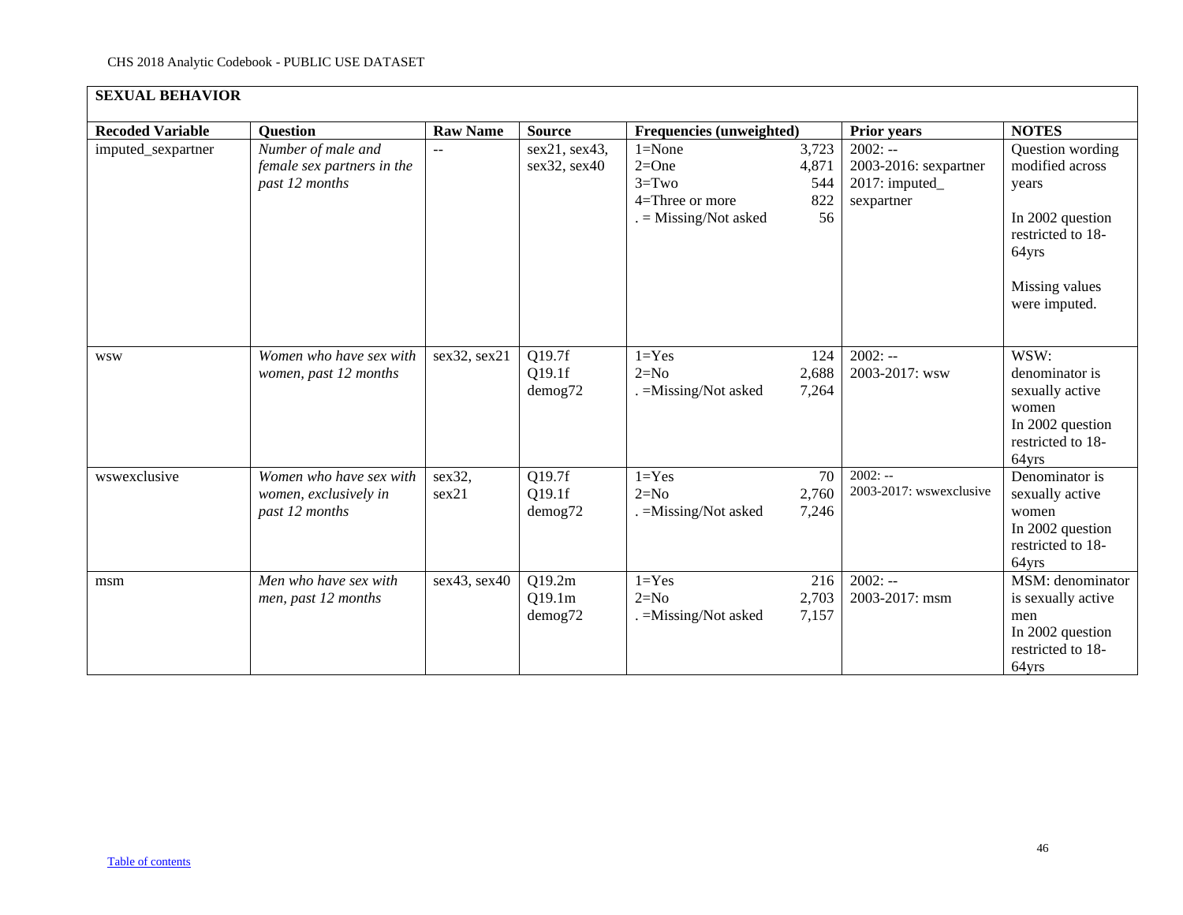**SEXUAL BEHAVIOR**

| Recoded Variable | Question | Raw Name | Source | Frequencies (unweighted) | | Prior years | NOTES |
|---|---|---|---|---|---|---|---|
| imputed_sexpartner | *Number of male and female sex partners in the past 12 months* | -- | sex21, sex43, sex32, sex40 | 1=None<br>2=One<br>3=Two<br>4=Three or more<br>. = Missing/Not asked | 3,723<br>4,871<br>544<br>822<br>56 | 2002: --<br>2003-2016: sexpartner<br>2017: imputed_ sexpartner | Question wording modified across years<br><br>In 2002 question restricted to 18-64yrs<br><br>Missing values were imputed. |
| wsw | *Women who have sex with women, past 12 months* | sex32, sex21 | Q19.7f<br>Q19.1f<br>demog72 | 1=Yes<br>2=No<br>. =Missing/Not asked | 124<br>2,688<br>7,264 | 2002: --<br>2003-2017: wsw | WSW: denominator is sexually active women<br>In 2002 question restricted to 18-64yrs |
| wswexclusive | *Women who have sex with women, exclusively in past 12 months* | sex32, sex21 | Q19.7f<br>Q19.1f<br>demog72 | 1=Yes<br>2=No<br>. =Missing/Not asked | 70<br>2,760<br>7,246 | 2002: --<br>2003-2017: wswexclusive | Denominator is sexually active women<br>In 2002 question restricted to 18-64yrs |
| msm | *Men who have sex with men, past 12 months* | sex43, sex40 | Q19.2m<br>Q19.1m<br>demog72 | 1=Yes<br>2=No<br>. =Missing/Not asked | 216<br>2,703<br>7,157 | 2002: --<br>2003-2017: msm | MSM: denominator is sexually active men<br>In 2002 question restricted to 18-64yrs |

Table of contents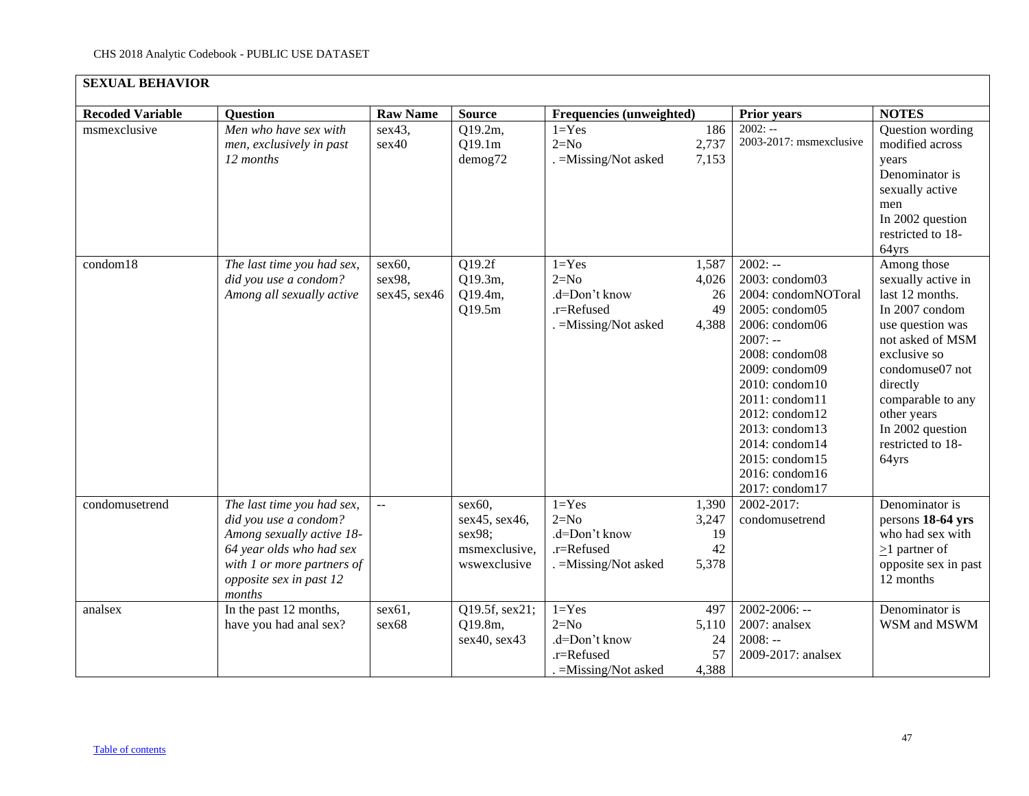## SEXUAL BEHAVIOR

| Recoded Variable | Question | Raw Name | Source | Frequencies (unweighted) | | Prior years | NOTES |
|---|---|---|---|---|---|---|---|
| msmexclusive | *Men who have sex with men, exclusively in past 12 months* | sex43, sex40 | Q19.2m, Q19.1m demog72 | 1=Yes<br>2=No<br>. =Missing/Not asked | 186<br>2,737<br>7,153 | 2002: --<br>2003-2017: msmexclusive | Question wording modified across years<br>Denominator is sexually active men<br>In 2002 question restricted to 18-64yrs |
| condom18 | *The last time you had sex, did you use a condom? Among all sexually active* | sex60, sex98, sex45, sex46 | Q19.2f<br>Q19.3m,<br>Q19.4m,<br>Q19.5m | 1=Yes<br>2=No<br>.d=Don't know<br>.r=Refused<br>. =Missing/Not asked | 1,587<br>4,026<br>26<br>49<br>4,388 | 2002: --<br>2003: condom03<br>2004: condomNOToral<br>2005: condom05<br>2006: condom06<br>2007: --<br>2008: condom08<br>2009: condom09<br>2010: condom10<br>2011: condom11<br>2012: condom12<br>2013: condom13<br>2014: condom14<br>2015: condom15<br>2016: condom16<br>2017: condom17 | Among those sexually active in last 12 months.<br>In 2007 condom use question was not asked of MSM exclusive so condomuse07 not directly comparable to any other years<br>In 2002 question restricted to 18-64yrs |
| condomusetrend | *The last time you had sex, did you use a condom? Among sexually active 18-64 year olds who had sex with 1 or more partners of opposite sex in past 12 months* | -- | sex60, sex45, sex46, sex98; msmexclusive, wswexclusive | 1=Yes<br>2=No<br>.d=Don't know<br>.r=Refused<br>. =Missing/Not asked | 1,390<br>3,247<br>19<br>42<br>5,378 | 2002-2017: condomusetrend | Denominator is persons **18-64 yrs** who had sex with ≥1 partner of opposite sex in past 12 months |
| analsex | In the past 12 months, have you had anal sex? | sex61, sex68 | Q19.5f, sex21; Q19.8m, sex40, sex43 | 1=Yes<br>2=No<br>.d=Don't know<br>.r=Refused<br>. =Missing/Not asked | 497<br>5,110<br>24<br>57<br>4,388 | 2002-2006: --<br>2007: analsex<br>2008: --<br>2009-2017: analsex | Denominator is WSM and MSWM |

Table of contents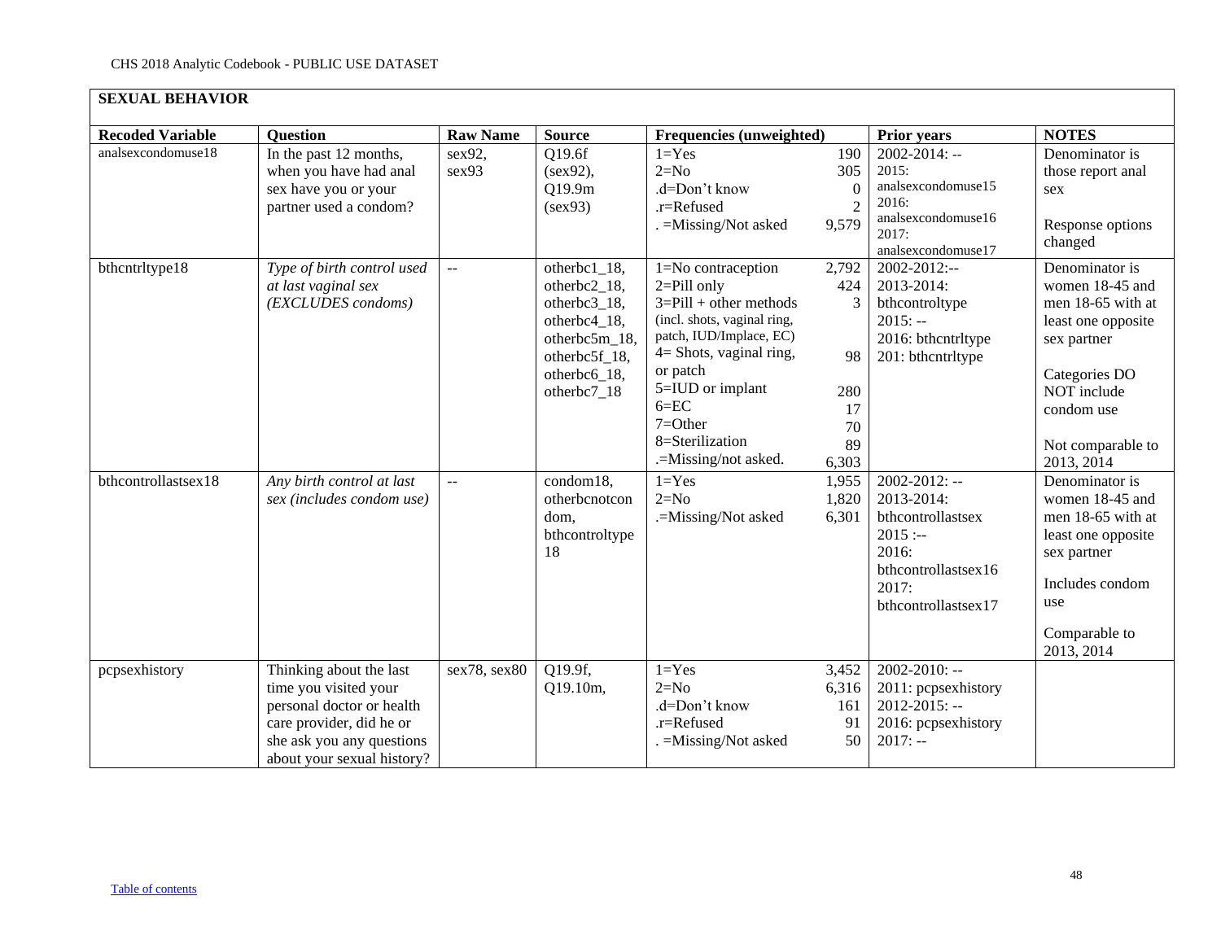CHS 2018 Analytic Codebook - PUBLIC USE DATASET

| **SEXUAL BEHAVIOR** | | | | | | |
|---|---|---|---|---|---|---|
| **Recoded Variable** | **Question** | **Raw Name** | **Source** | **Frequencies (unweighted)** | **Prior years** | **NOTES** |
| analsexcondomuse18 | In the past 12 months, when you have had anal sex have you or your partner used a condom? | sex92, sex93 | Q19.6f (sex92), Q19.9m (sex93) | 1=Yes 190<br>2=No 305<br>.d=Don't know 0<br>.r=Refused 2<br>. =Missing/Not asked 9,579 | 2002-2014: --<br>2015: analsexcondomuse15<br>2016: analsexcondomuse16<br>2017: analsexcondomuse17 | Denominator is those report anal sex<br><br>Response options changed |
| bthcntrltype18 | *Type of birth control used at last vaginal sex (EXCLUDES condoms)* | -- | otherbc1_18, otherbc2_18, otherbc3_18, otherbc4_18, otherbc5m_18, otherbc5f_18, otherbc6_18, otherbc7_18 | 1=No contraception 2,792<br>2=Pill only 424<br>3=Pill + other methods (incl. shots, vaginal ring, patch, IUD/Implace, EC) 3<br>4= Shots, vaginal ring, or patch 98<br>5=IUD or implant 280<br>6=EC 17<br>7=Other 70<br>8=Sterilization 89<br>.=Missing/not asked. 6,303 | 2002-2012:--<br>2013-2014: bthcontroltype<br>2015: --<br>2016: bthcntrltype<br>201: bthcntrltype | Denominator is women 18-45 and men 18-65 with at least one opposite sex partner<br><br>Categories DO NOT include condom use<br><br>Not comparable to 2013, 2014 |
| bthcontrollastsex18 | *Any birth control at last sex (includes condom use)* | -- | condom18, otherbcnotcondom, bthcontroltype18 | 1=Yes 1,955<br>2=No 1,820<br>.=Missing/Not asked 6,301 | 2002-2012: --<br>2013-2014: bthcontrollastsex<br>2015 :--<br>2016: bthcontrollastsex16<br>2017: bthcontrollastsex17 | Denominator is women 18-45 and men 18-65 with at least one opposite sex partner<br><br>Includes condom use<br><br>Comparable to 2013, 2014 |
| pcpsexhistory | Thinking about the last time you visited your personal doctor or health care provider, did he or she ask you any questions about your sexual history? | sex78, sex80 | Q19.9f, Q19.10m, | 1=Yes 3,452<br>2=No 6,316<br>.d=Don't know 161<br>.r=Refused 91<br>. =Missing/Not asked 50 | 2002-2010: --<br>2011: pcpsexhistory<br>2012-2015: --<br>2016: pcpsexhistory<br>2017: -- | |

Table of contents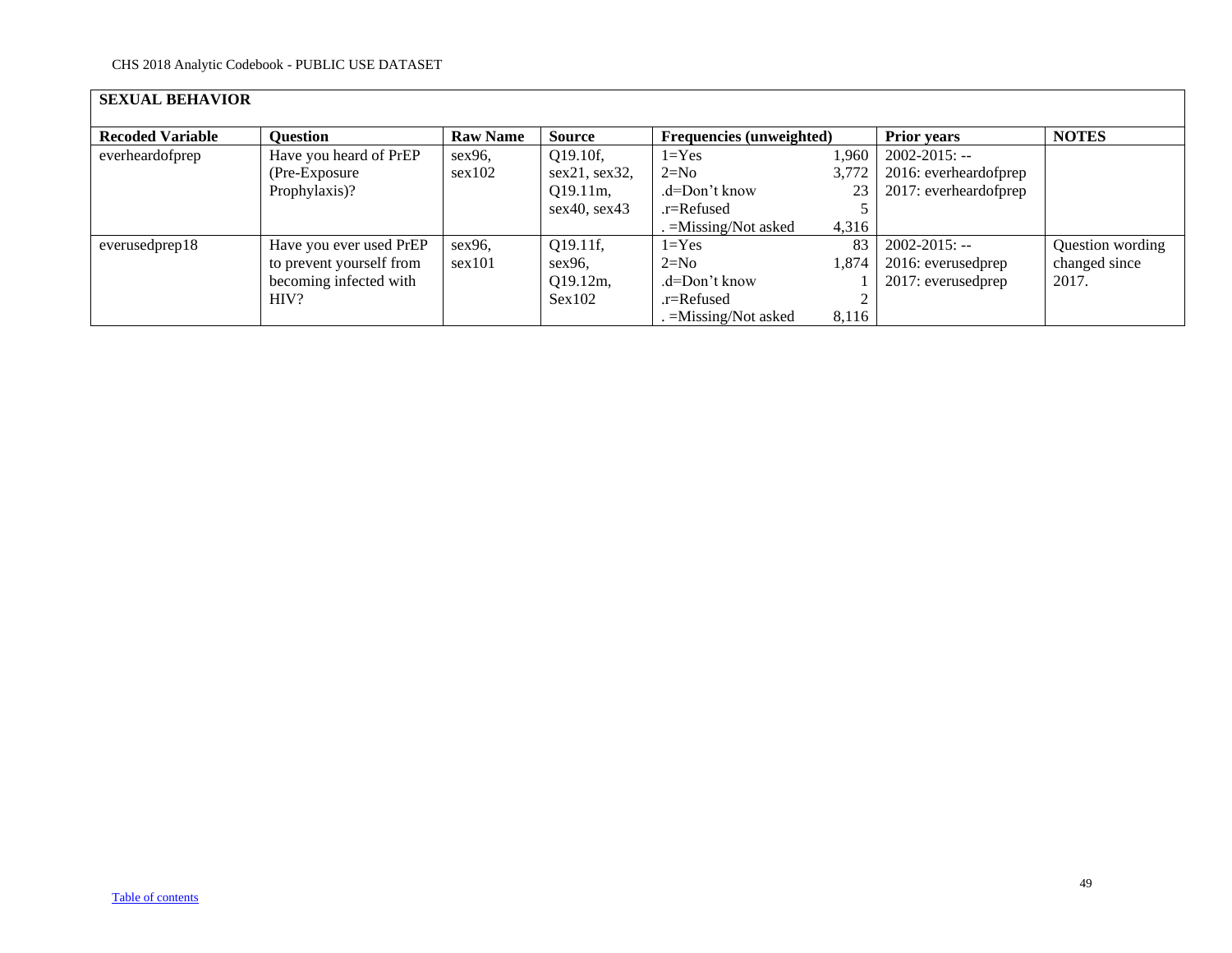**SEXUAL BEHAVIOR**

| Recoded Variable | Question | Raw Name | Source | Frequencies (unweighted) | | Prior years | NOTES |
|---|---|---|---|---|---|---|---|
| everheardofprep | Have you heard of PrEP (Pre-Exposure Prophylaxis)? | sex96, sex102 | Q19.10f, sex21, sex32, Q19.11m, sex40, sex43 | 1=Yes<br>2=No<br>.d=Don't know<br>.r=Refused<br>. =Missing/Not asked | 1,960<br>3,772<br>23<br>5<br>4,316 | 2002-2015: --<br>2016: everheardofprep<br>2017: everheardofprep | |
| everusedprep18 | Have you ever used PrEP to prevent yourself from becoming infected with HIV? | sex96, sex101 | Q19.11f, sex96, Q19.12m, Sex102 | 1=Yes<br>2=No<br>.d=Don't know<br>.r=Refused<br>. =Missing/Not asked | 83<br>1,874<br>1<br>2<br>8,116 | 2002-2015: --<br>2016: everusedprep<br>2017: everusedprep | Question wording changed since 2017. |

Table of contents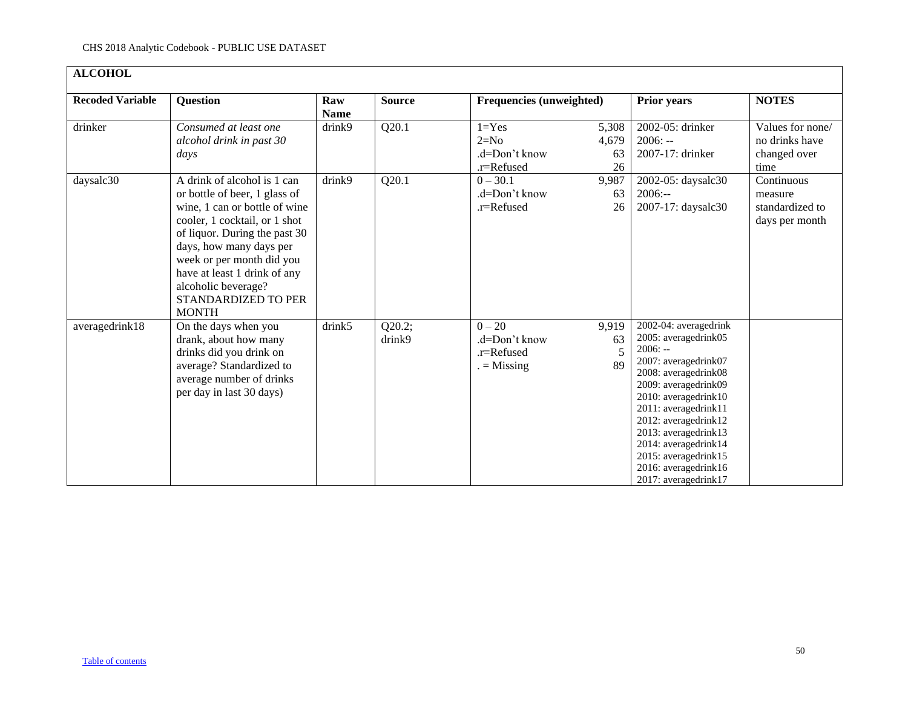## ALCOHOL

| Recoded Variable | Question | Raw Name | Source | Frequencies (unweighted) | | Prior years | NOTES |
|---|---|---|---|---|---|---|---|
| drinker | *Consumed at least one alcohol drink in past 30 days* | drink9 | Q20.1 | 1=Yes<br>2=No<br>.d=Don't know<br>.r=Refused | 5,308<br>4,679<br>63<br>26 | 2002-05: drinker<br>2006: --<br>2007-17: drinker | Values for none/ no drinks have changed over time |
| daysalc30 | A drink of alcohol is 1 can or bottle of beer, 1 glass of wine, 1 can or bottle of wine cooler, 1 cocktail, or 1 shot of liquor. During the past 30 days, how many days per week or per month did you have at least 1 drink of any alcoholic beverage? STANDARDIZED TO PER MONTH | drink9 | Q20.1 | 0 – 30.1<br>.d=Don't know<br>.r=Refused | 9,987<br>63<br>26 | 2002-05: daysalc30<br>2006:--<br>2007-17: daysalc30 | Continuous measure standardized to days per month |
| averagedrink18 | On the days when you drank, about how many drinks did you drink on average? Standardized to average number of drinks per day in last 30 days) | drink5 | Q20.2; drink9 | 0 – 20<br>.d=Don't know<br>.r=Refused<br>. = Missing | 9,919<br>63<br>5<br>89 | 2002-04: averagedrink<br>2005: averagedrink05<br>2006: --<br>2007: averagedrink07<br>2008: averagedrink08<br>2009: averagedrink09<br>2010: averagedrink10<br>2011: averagedrink11<br>2012: averagedrink12<br>2013: averagedrink13<br>2014: averagedrink14<br>2015: averagedrink15<br>2016: averagedrink16<br>2017: averagedrink17 | |

Table of contents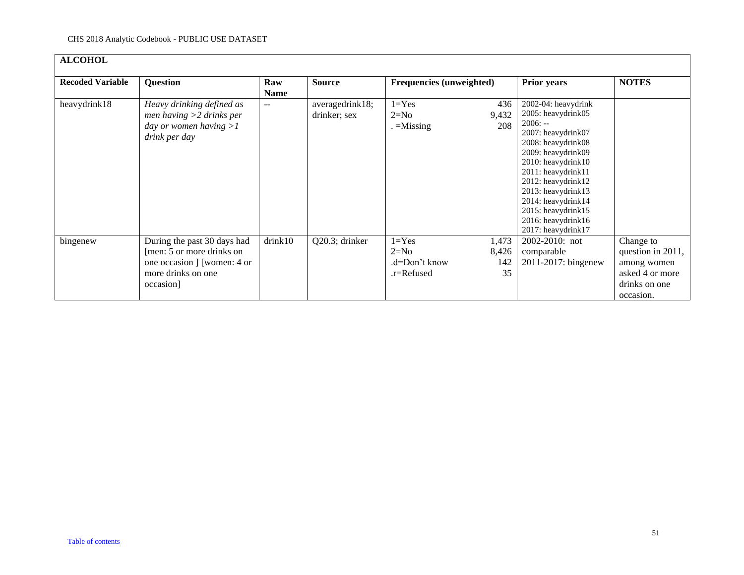| ALCOHOL | | | | | | |
|---|---|---|---|---|---|---|
| **Recoded Variable** | **Question** | **Raw Name** | **Source** | **Frequencies (unweighted)** | **Prior years** | **NOTES** |
| heavydrink18 | *Heavy drinking defined as men having >2 drinks per day or women having >1 drink per day* | -- | averagedrink18; drinker; sex | 1=Yes 436<br>2=No 9,432<br>. =Missing 208 | 2002-04: heavydrink<br>2005: heavydrink05<br>2006: --<br>2007: heavydrink07<br>2008: heavydrink08<br>2009: heavydrink09<br>2010: heavydrink10<br>2011: heavydrink11<br>2012: heavydrink12<br>2013: heavydrink13<br>2014: heavydrink14<br>2015: heavydrink15<br>2016: heavydrink16<br>2017: heavydrink17 | |
| bingenew | During the past 30 days had [men: 5 or more drinks on one occasion ] [women: 4 or more drinks on one occasion] | drink10 | Q20.3; drinker | 1=Yes 1,473<br>2=No 8,426<br>.d=Don't know 142<br>.r=Refused 35 | 2002-2010: not comparable<br>2011-2017: bingenew | Change to question in 2011, among women asked 4 or more drinks on one occasion. |

Table of contents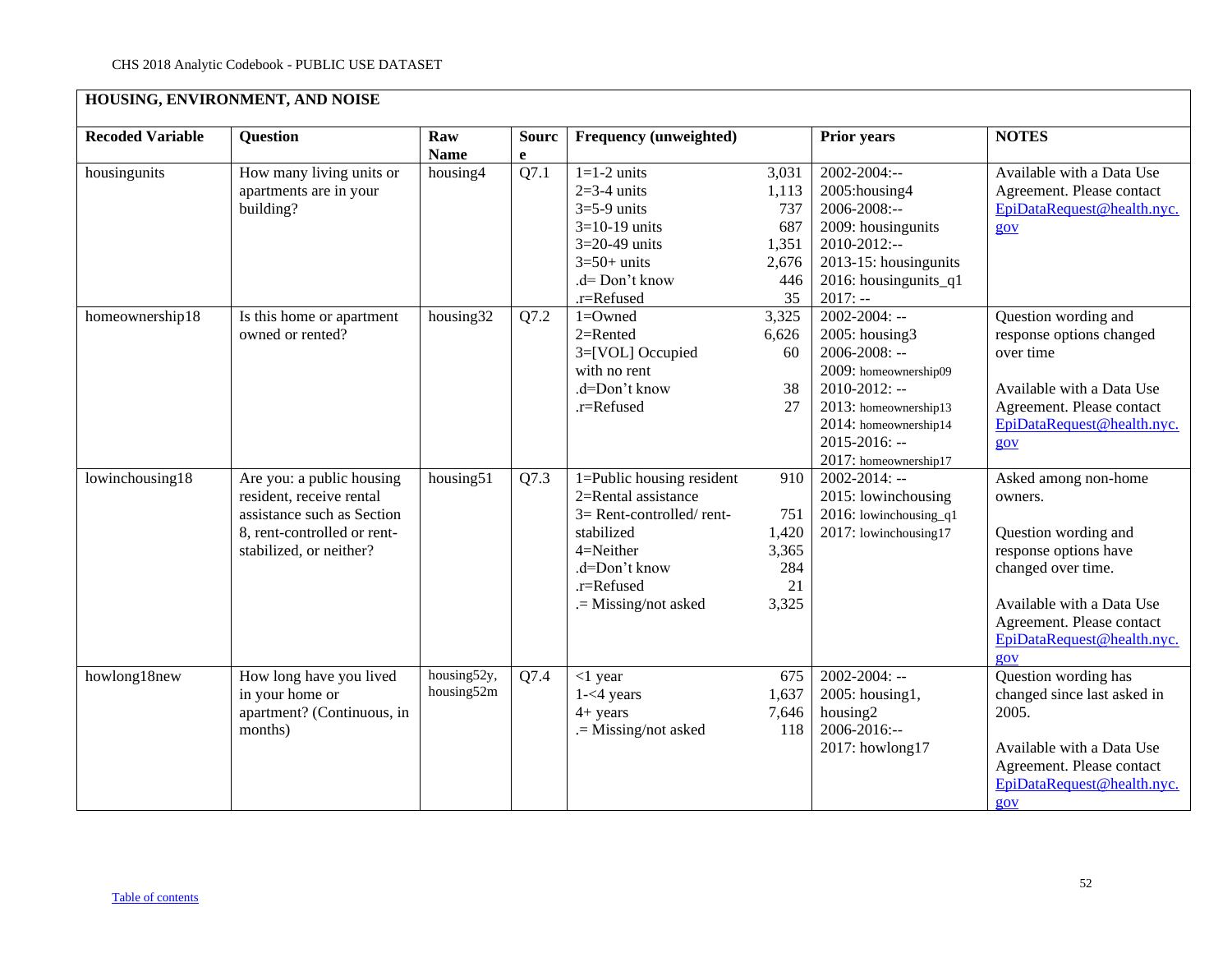## HOUSING, ENVIRONMENT, AND NOISE

| Recoded Variable | Question | Raw Name | Source | Frequency (unweighted) | | Prior years | NOTES |
|---|---|---|---|---|---|---|---|
| housingunits | How many living units or apartments are in your building? | housing4 | Q7.1 | 1=1-2 units<br>2=3-4 units<br>3=5-9 units<br>3=10-19 units<br>3=20-49 units<br>3=50+ units<br>.d= Don't know<br>.r=Refused | 3,031<br>1,113<br>737<br>687<br>1,351<br>2,676<br>446<br>35 | 2002-2004:--<br>2005:housing4<br>2006-2008:--<br>2009: housingunits<br>2010-2012:--<br>2013-15: housingunits<br>2016: housingunits_q1<br>2017: -- | Available with a Data Use Agreement. Please contact EpiDataRequest@health.nyc.gov |
| homeownership18 | Is this home or apartment owned or rented? | housing32 | Q7.2 | 1=Owned<br>2=Rented<br>3=[VOL] Occupied with no rent<br>.d=Don't know<br>.r=Refused | 3,325<br>6,626<br>60<br><br>38<br>27 | 2002-2004: --<br>2005: housing3<br>2006-2008: --<br>2009: homeownership09<br>2010-2012: --<br>2013: homeownership13<br>2014: homeownership14<br>2015-2016: --<br>2017: homeownership17 | Question wording and response options changed over time<br><br>Available with a Data Use Agreement. Please contact EpiDataRequest@health.nyc.gov |
| lowinchousing18 | Are you: a public housing resident, receive rental assistance such as Section 8, rent-controlled or rent-stabilized, or neither? | housing51 | Q7.3 | 1=Public housing resident<br>2=Rental assistance<br>3= Rent-controlled/ rent-stabilized<br>4=Neither<br>.d=Don't know<br>.r=Refused<br>.= Missing/not asked | 910<br><br>751<br>1,420<br>3,365<br>284<br>21<br>3,325 | 2002-2014: --<br>2015: lowinchousing<br>2016: lowinchousing_q1<br>2017: lowinchousing17 | Asked among non-home owners.<br><br>Question wording and response options have changed over time.<br><br>Available with a Data Use Agreement. Please contact EpiDataRequest@health.nyc.gov |
| howlong18new | How long have you lived in your home or apartment? (Continuous, in months) | housing52y, housing52m | Q7.4 | <1 year<br>1-<4 years<br>4+ years<br>.= Missing/not asked | 675<br>1,637<br>7,646<br>118 | 2002-2004: --<br>2005: housing1, housing2<br>2006-2016:--<br>2017: howlong17 | Question wording has changed since last asked in 2005.<br><br>Available with a Data Use Agreement. Please contact EpiDataRequest@health.nyc.gov |

Table of contents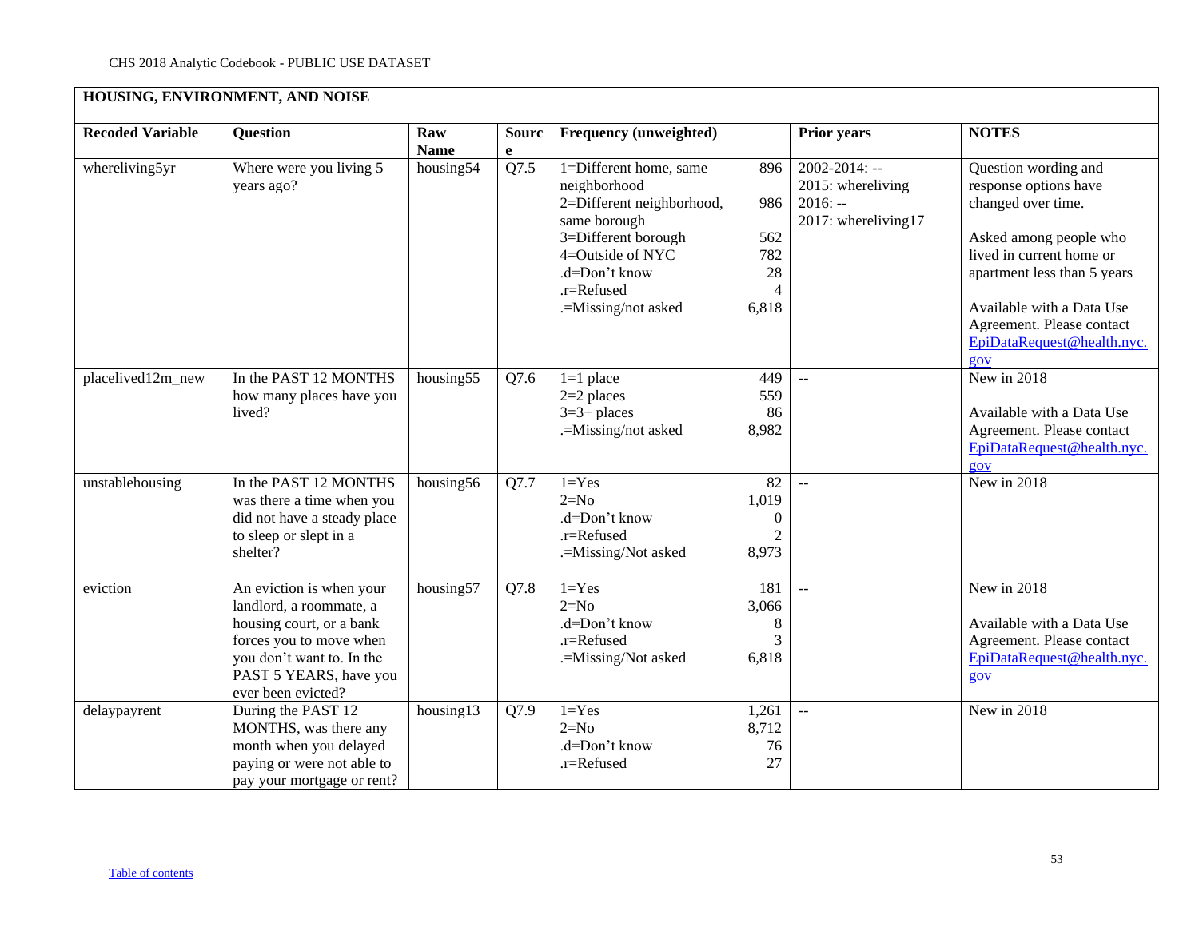| HOUSING, ENVIRONMENT, AND NOISE | | | | | | |
|---|---|---|---|---|---|---|
| **Recoded Variable** | **Question** | **Raw Name** | **Source** | **Frequency (unweighted)** | **Prior years** | **NOTES** |
| whereliving5yr | Where were you living 5 years ago? | housing54 | Q7.5 | 1=Different home, same neighborhood 896<br>2=Different neighborhood, same borough 986<br>3=Different borough 562<br>4=Outside of NYC 782<br>.d=Don't know 28<br>.r=Refused 4<br>.=Missing/not asked 6,818 | 2002-2014: --<br>2015: whereliving<br>2016: --<br>2017: whereliving17 | Question wording and response options have changed over time.<br><br>Asked among people who lived in current home or apartment less than 5 years<br><br>Available with a Data Use Agreement. Please contact EpiDataRequest@health.nyc.gov |
| placelived12m_new | In the PAST 12 MONTHS how many places have you lived? | housing55 | Q7.6 | 1=1 place 449<br>2=2 places 559<br>3=3+ places 86<br>.=Missing/not asked 8,982 | -- | New in 2018<br><br>Available with a Data Use Agreement. Please contact EpiDataRequest@health.nyc.gov |
| unstablehousing | In the PAST 12 MONTHS was there a time when you did not have a steady place to sleep or slept in a shelter? | housing56 | Q7.7 | 1=Yes 82<br>2=No 1,019<br>.d=Don't know 0<br>.r=Refused 2<br>.=Missing/Not asked 8,973 | -- | New in 2018 |
| eviction | An eviction is when your landlord, a roommate, a housing court, or a bank forces you to move when you don't want to. In the PAST 5 YEARS, have you ever been evicted? | housing57 | Q7.8 | 1=Yes 181<br>2=No 3,066<br>.d=Don't know 8<br>.r=Refused 3<br>.=Missing/Not asked 6,818 | -- | New in 2018<br><br>Available with a Data Use Agreement. Please contact EpiDataRequest@health.nyc.gov |
| delaypayrent | During the PAST 12 MONTHS, was there any month when you delayed paying or were not able to pay your mortgage or rent? | housing13 | Q7.9 | 1=Yes 1,261<br>2=No 8,712<br>.d=Don't know 76<br>.r=Refused 27 | -- | New in 2018 |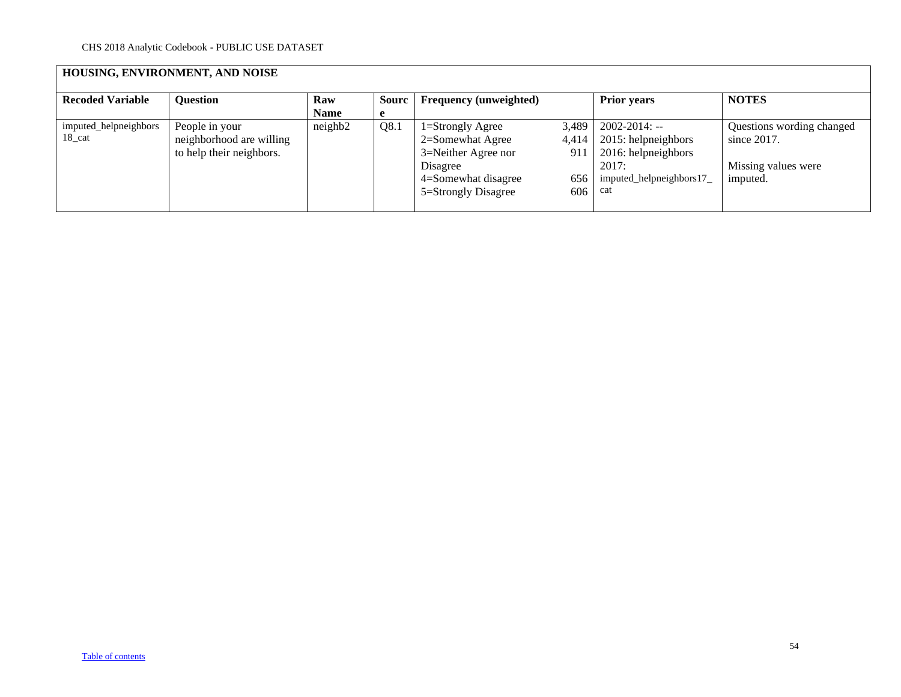## HOUSING, ENVIRONMENT, AND NOISE

| Recoded Variable | Question | Raw Name | Source | Frequency (unweighted) | | Prior years | NOTES |
|---|---|---|---|---|---|---|---|
| imputed_helpneighbors18_cat | People in your neighborhood are willing to help their neighbors. | neighb2 | Q8.1 | 1=Strongly Agree<br>2=Somewhat Agree<br>3=Neither Agree nor Disagree<br>4=Somewhat disagree<br>5=Strongly Disagree | 3,489<br>4,414<br>911<br><br>656<br>606 | 2002-2014: --<br>2015: helpneighbors<br>2016: helpneighbors<br>2017: imputed_helpneighbors17_cat | Questions wording changed since 2017.<br><br>Missing values were imputed. |

[Table of contents]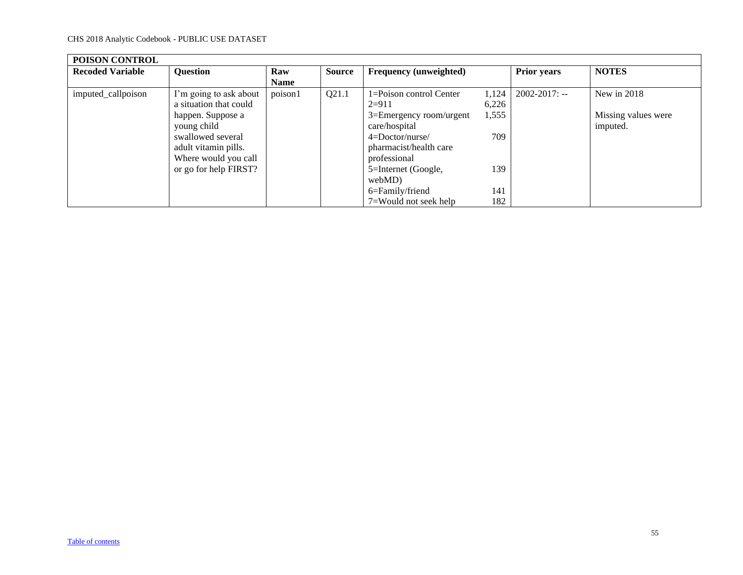| POISON CONTROL | | | | | | | |
|---|---|---|---|---|---|---|---|
| **Recoded Variable** | **Question** | **Raw Name** | **Source** | **Frequency (unweighted)** | | **Prior years** | **NOTES** |
| imputed_callpoison | I'm going to ask about a situation that could happen. Suppose a young child swallowed several adult vitamin pills. Where would you call or go for help FIRST? | poison1 | Q21.1 | 1=Poison control Center<br>2=911<br>3=Emergency room/urgent care/hospital<br>4=Doctor/nurse/ pharmacist/health care professional<br>5=Internet (Google, webMD)<br>6=Family/friend<br>7=Would not seek help | 1,124<br>6,226<br>1,555<br>709<br>139<br>141<br>182 | 2002-2017: -- | New in 2018<br><br>Missing values were imputed. |

[Table of contents]()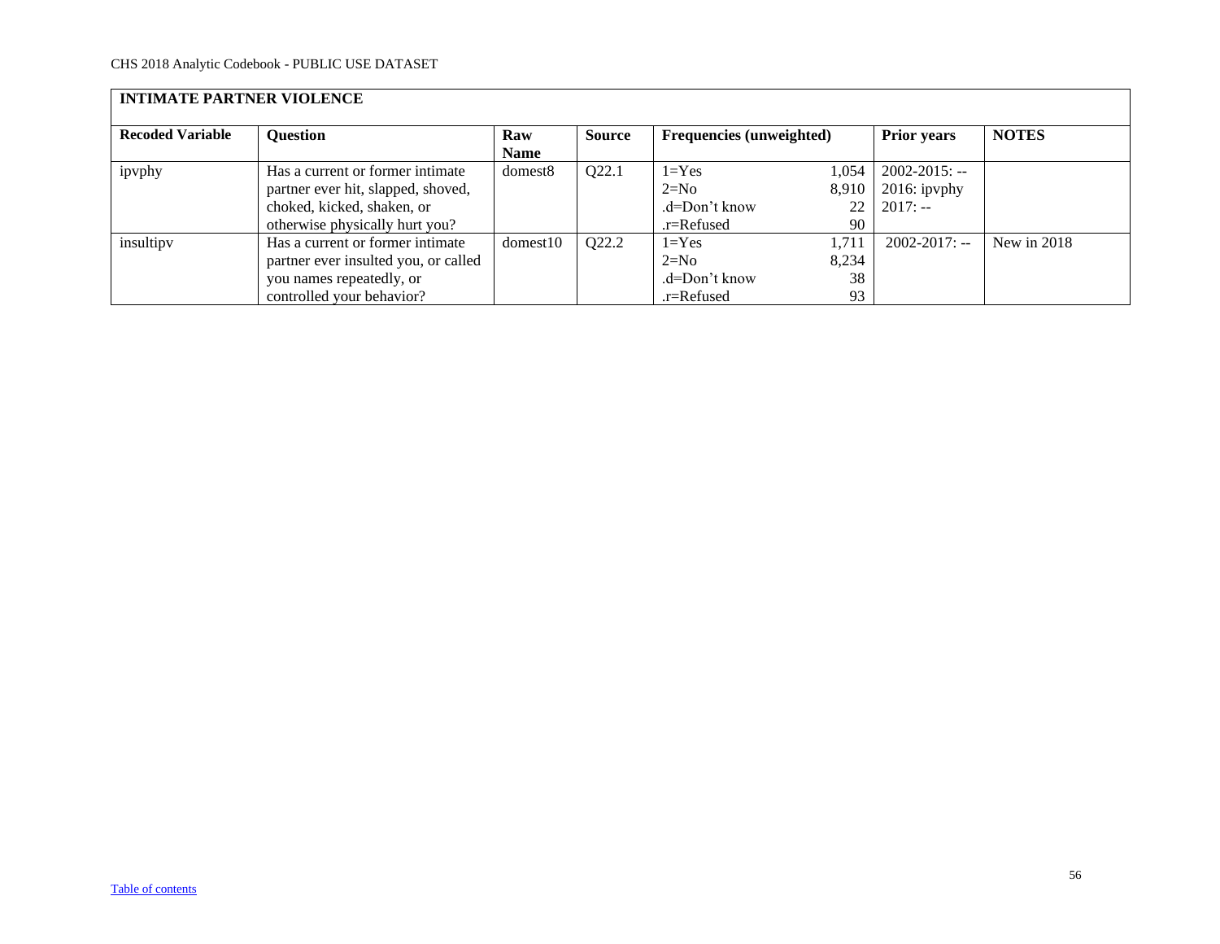## INTIMATE PARTNER VIOLENCE

| Recoded Variable | Question | Raw Name | Source | Frequencies (unweighted) | | Prior years | NOTES |
|---|---|---|---|---|---|---|---|
| ipvphy | Has a current or former intimate partner ever hit, slapped, shoved, choked, kicked, shaken, or otherwise physically hurt you? | domest8 | Q22.1 | 1=Yes<br>2=No<br>.d=Don't know<br>.r=Refused | 1,054<br>8,910<br>22<br>90 | 2002-2015: --<br>2016: ipvphy<br>2017: -- | |
| insultipv | Has a current or former intimate partner ever insulted you, or called you names repeatedly, or controlled your behavior? | domest10 | Q22.2 | 1=Yes<br>2=No<br>.d=Don't know<br>.r=Refused | 1,711<br>8,234<br>38<br>93 | 2002-2017: -- | New in 2018 |

Table of contents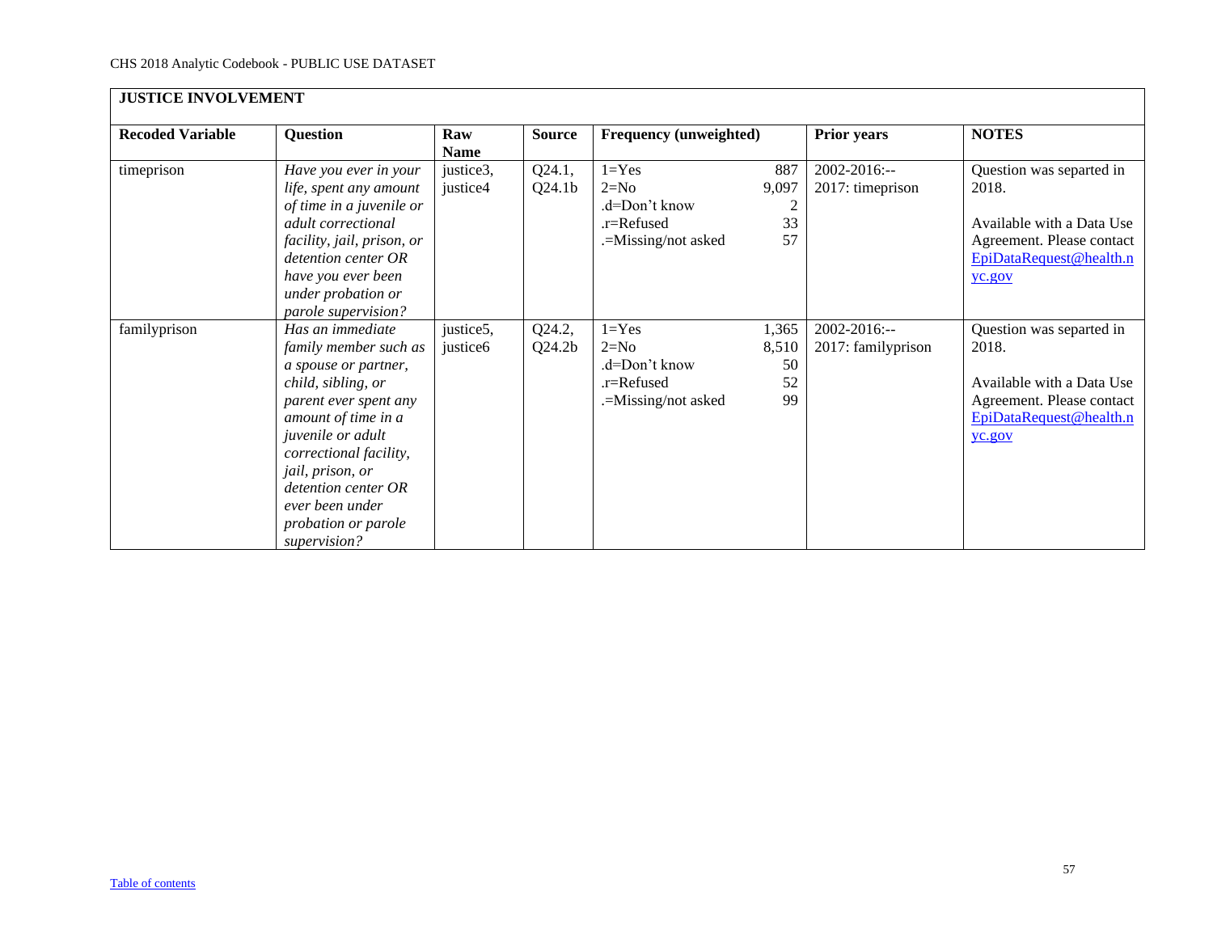## JUSTICE INVOLVEMENT

| Recoded Variable | Question | Raw Name | Source | Frequency (unweighted) | | Prior years | NOTES |
|---|---|---|---|---|---|---|---|
| timeprison | *Have you ever in your life, spent any amount of time in a juvenile or adult correctional facility, jail, prison, or detention center OR have you ever been under probation or parole supervision?* | justice3, justice4 | Q24.1, Q24.1b | 1=Yes<br>2=No<br>.d=Don't know<br>.r=Refused<br>.=Missing/not asked | 887<br>9,097<br>2<br>33<br>57 | 2002-2016:--<br>2017: timeprison | Question was separted in 2018.<br><br>Available with a Data Use Agreement. Please contact [EpiDataRequest@health.nyc.gov](mailto:EpiDataRequest@health.nyc.gov) |
| familyprison | *Has an immediate family member such as a spouse or partner, child, sibling, or parent ever spent any amount of time in a juvenile or adult correctional facility, jail, prison, or detention center OR ever been under probation or parole supervision?* | justice5, justice6 | Q24.2, Q24.2b | 1=Yes<br>2=No<br>.d=Don't know<br>.r=Refused<br>.=Missing/not asked | 1,365<br>8,510<br>50<br>52<br>99 | 2002-2016:--<br>2017: familyprison | Question was separted in 2018.<br><br>Available with a Data Use Agreement. Please contact [EpiDataRequest@health.nyc.gov](mailto:EpiDataRequest@health.nyc.gov) |

[Table of contents]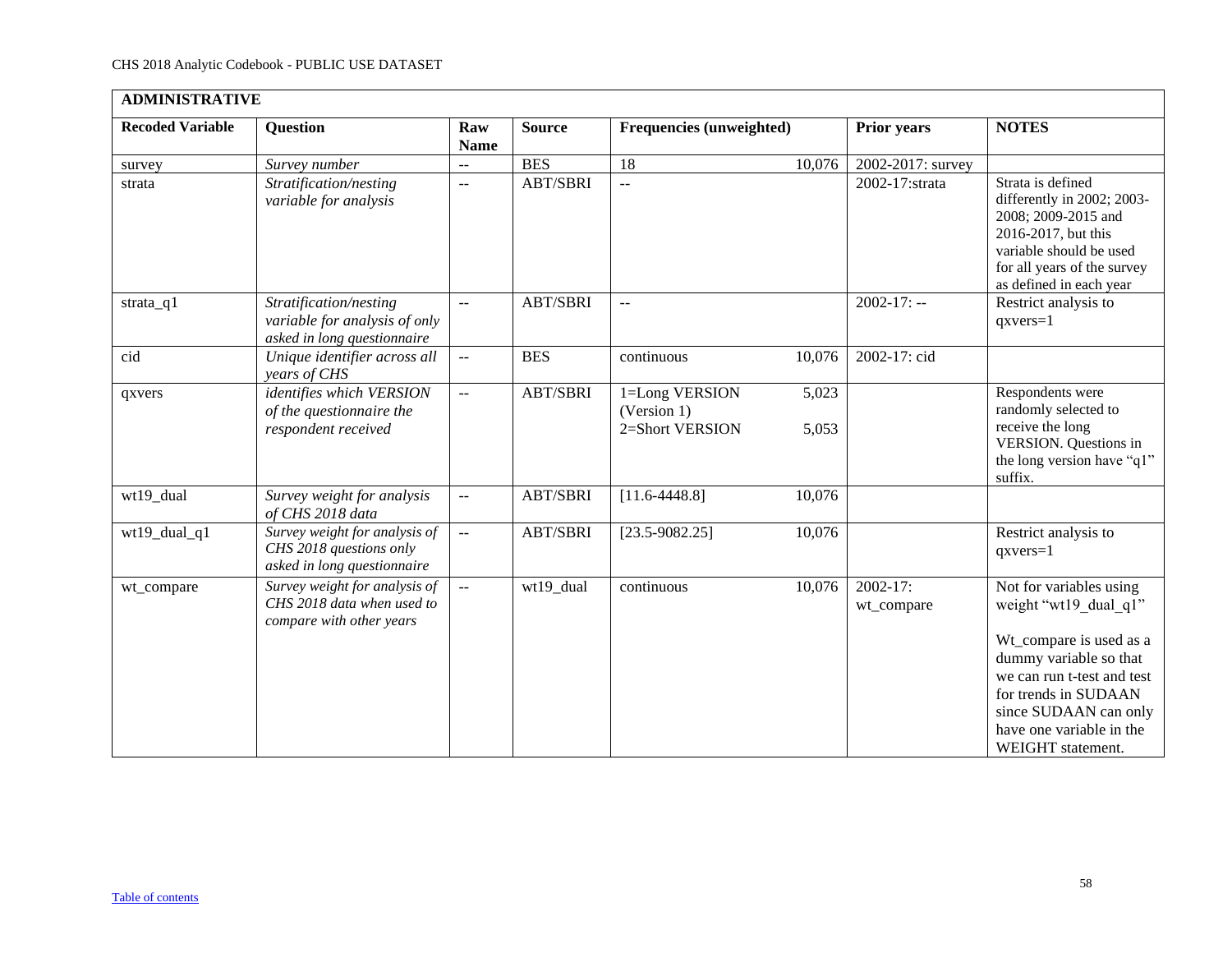| ADMINISTRATIVE | | | | | | |
|---|---|---|---|---|---|---|
| **Recoded Variable** | **Question** | **Raw Name** | **Source** | **Frequencies (unweighted)** | **Prior years** | **NOTES** |
| survey | *Survey number* | -- | BES | 18 10,076 | 2002-2017: survey | |
| strata | *Stratification/nesting variable for analysis* | -- | ABT/SBRI | -- | 2002-17:strata | Strata is defined differently in 2002; 2003-2008; 2009-2015 and 2016-2017, but this variable should be used for all years of the survey as defined in each year |
| strata_q1 | *Stratification/nesting variable for analysis of only asked in long questionnaire* | -- | ABT/SBRI | -- | 2002-17: -- | Restrict analysis to qxvers=1 |
| cid | *Unique identifier across all years of CHS* | -- | BES | continuous 10,076 | 2002-17: cid | |
| qxvers | *identifies which VERSION of the questionnaire the respondent received* | -- | ABT/SBRI | 1=Long VERSION (Version 1) 5,023<br>2=Short VERSION 5,053 | | Respondents were randomly selected to receive the long VERSION. Questions in the long version have "q1" suffix. |
| wt19_dual | *Survey weight for analysis of CHS 2018 data* | -- | ABT/SBRI | [11.6-4448.8] 10,076 | | |
| wt19_dual_q1 | *Survey weight for analysis of CHS 2018 questions only asked in long questionnaire* | -- | ABT/SBRI | [23.5-9082.25] 10,076 | | Restrict analysis to qxvers=1 |
| wt_compare | *Survey weight for analysis of CHS 2018 data when used to compare with other years* | -- | wt19_dual | continuous 10,076 | 2002-17: wt_compare | Not for variables using weight "wt19_dual_q1"<br><br>Wt_compare is used as a dummy variable so that we can run t-test and test for trends in SUDAAN since SUDAAN can only have one variable in the WEIGHT statement. |

[Table of contents]